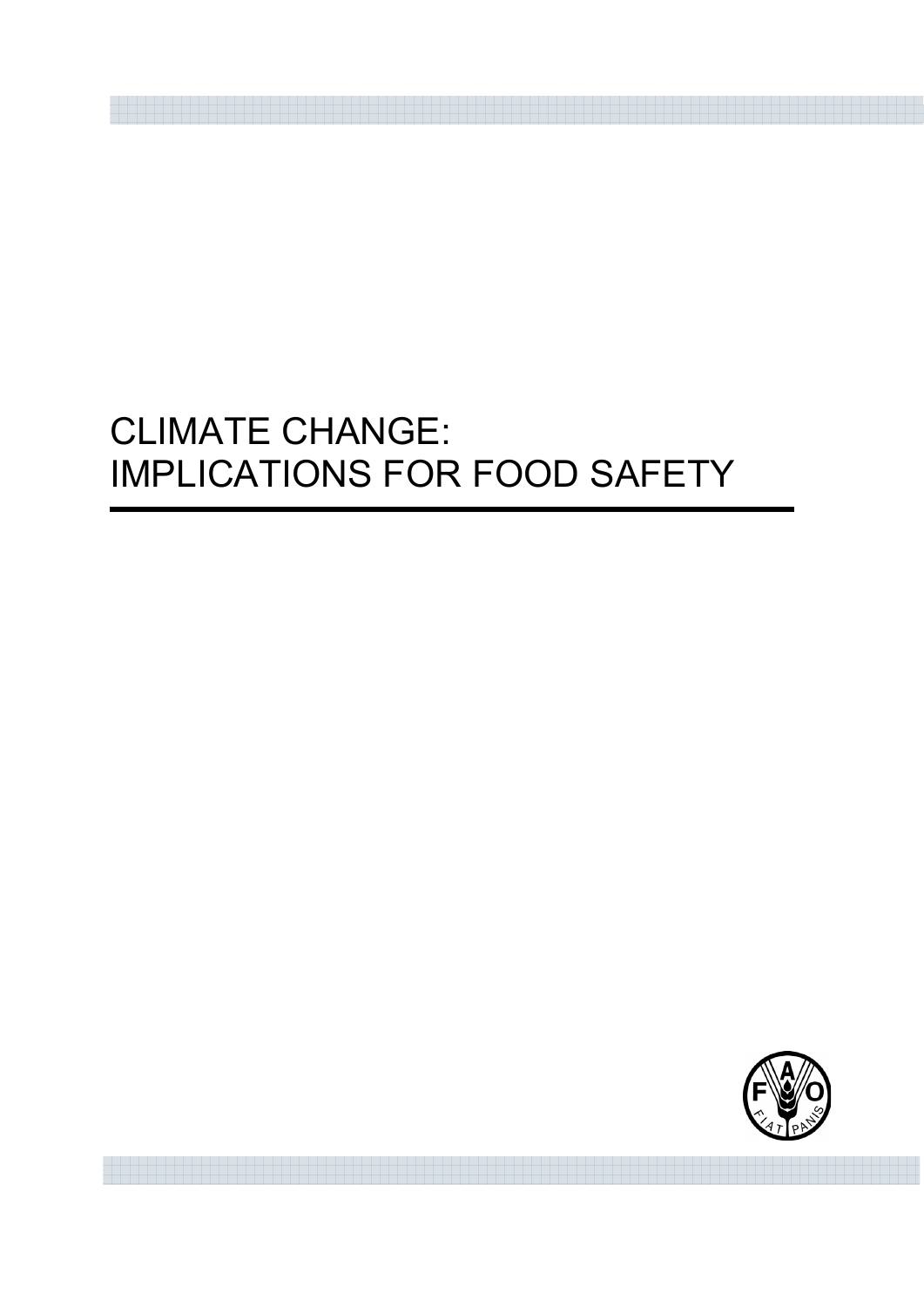# CLIMATE CHANGE: IMPLICATIONS FOR FOOD SAFETY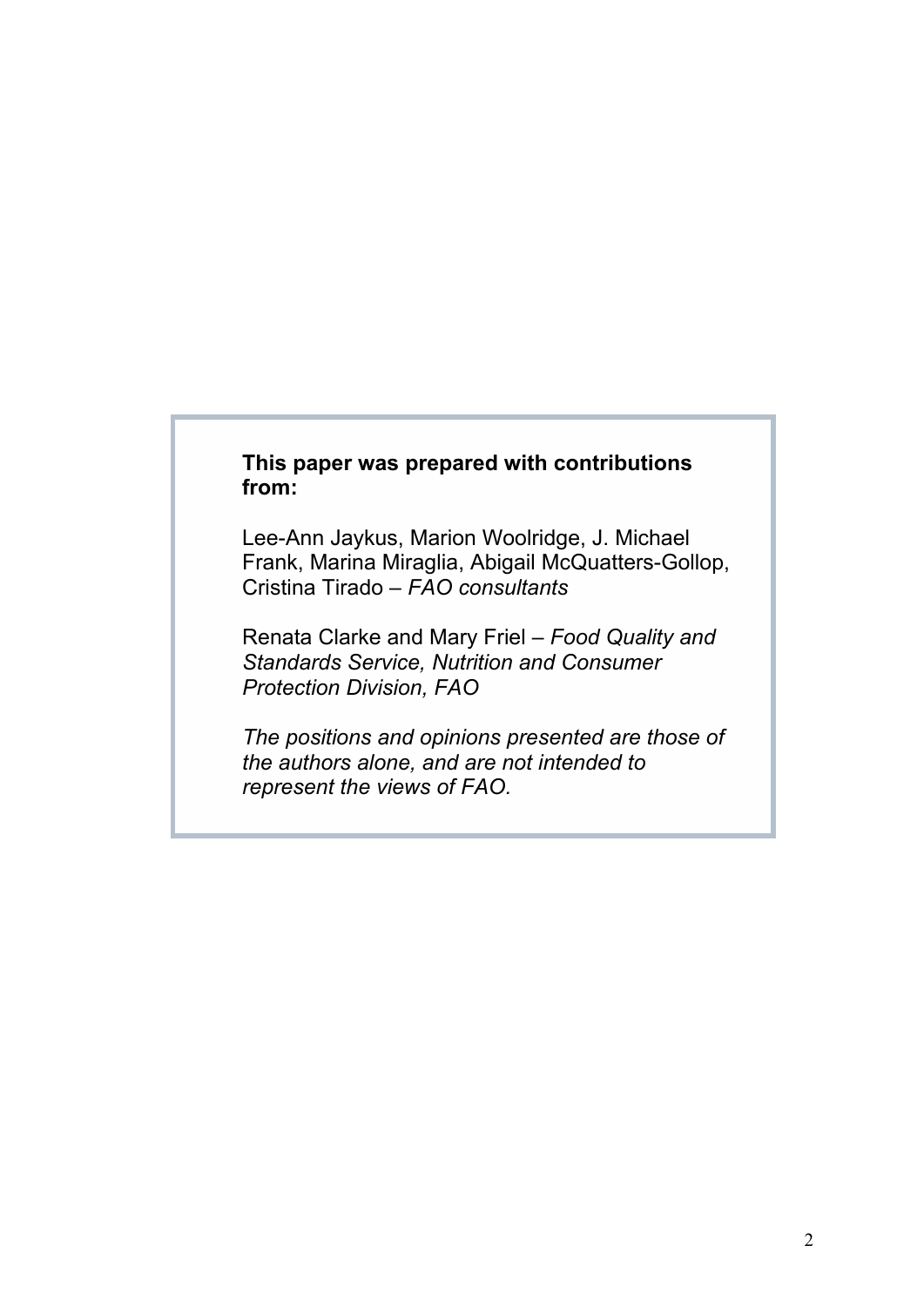**This paper was prepared with contributions from:**

Lee-Ann Jaykus, Marion Woolridge, J. Michael Frank, Marina Miraglia, Abigail McQuatters-Gollop, Cristina Tirado – *FAO consultants*

Renata Clarke and Mary Friel – *Food Quality and Standards Service, Nutrition and Consumer Protection Division, FAO*

*The positions and opinions presented are those of the authors alone, and are not intended to represent the views of FAO.*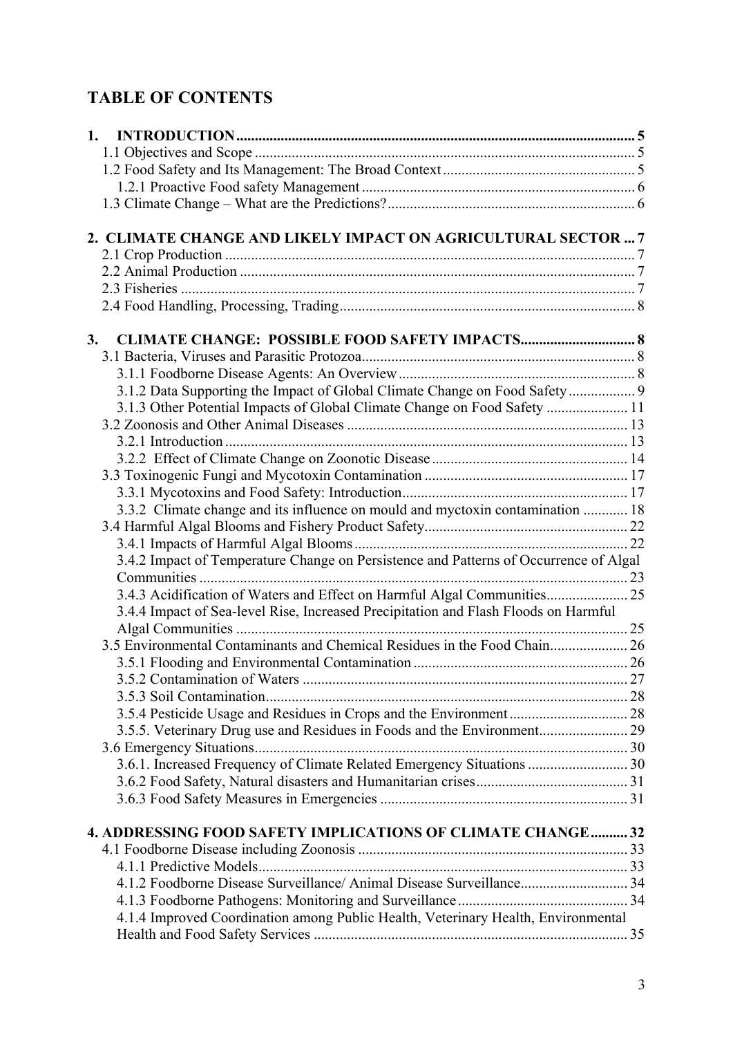# TABLE OF CONTENTS

**1. INTRODUCTION** ..... 5
- 1.1 Objectives and Scope ..... 5
- 1.2 Food Safety and Its Management: The Broad Context ..... 5
  - 1.2.1 Proactive Food safety Management ..... 6
- 1.3 Climate Change – What are the Predictions? ..... 6

**2. CLIMATE CHANGE AND LIKELY IMPACT ON AGRICULTURAL SECTOR** ... 7
- 2.1 Crop Production ..... 7
- 2.2 Animal Production ..... 7
- 2.3 Fisheries ..... 7
- 2.4 Food Handling, Processing, Trading ..... 8

**3. CLIMATE CHANGE: POSSIBLE FOOD SAFETY IMPACTS** ..... 8
- 3.1 Bacteria, Viruses and Parasitic Protozoa ..... 8
  - 3.1.1 Foodborne Disease Agents: An Overview ..... 8
  - 3.1.2 Data Supporting the Impact of Global Climate Change on Food Safety ..... 9
  - 3.1.3 Other Potential Impacts of Global Climate Change on Food Safety ..... 11
- 3.2 Zoonosis and Other Animal Diseases ..... 13
  - 3.2.1 Introduction ..... 13
  - 3.2.2 Effect of Climate Change on Zoonotic Disease ..... 14
- 3.3 Toxinogenic Fungi and Mycotoxin Contamination ..... 17
  - 3.3.1 Mycotoxins and Food Safety: Introduction ..... 17
  - 3.3.2 Climate change and its influence on mould and myctoxin contamination ..... 18
- 3.4 Harmful Algal Blooms and Fishery Product Safety ..... 22
  - 3.4.1 Impacts of Harmful Algal Blooms ..... 22
  - 3.4.2 Impact of Temperature Change on Persistence and Patterns of Occurrence of Algal Communities ..... 23
  - 3.4.3 Acidification of Waters and Effect on Harmful Algal Communities ..... 25
  - 3.4.4 Impact of Sea-level Rise, Increased Precipitation and Flash Floods on Harmful Algal Communities ..... 25
- 3.5 Environmental Contaminants and Chemical Residues in the Food Chain ..... 26
  - 3.5.1 Flooding and Environmental Contamination ..... 26
  - 3.5.2 Contamination of Waters ..... 27
  - 3.5.3 Soil Contamination ..... 28
  - 3.5.4 Pesticide Usage and Residues in Crops and the Environment ..... 28
  - 3.5.5. Veterinary Drug use and Residues in Foods and the Environment ..... 29
- 3.6 Emergency Situations ..... 30
  - 3.6.1. Increased Frequency of Climate Related Emergency Situations ..... 30
  - 3.6.2 Food Safety, Natural disasters and Humanitarian crises ..... 31
  - 3.6.3 Food Safety Measures in Emergencies ..... 31

**4. ADDRESSING FOOD SAFETY IMPLICATIONS OF CLIMATE CHANGE** ..... 32
- 4.1 Foodborne Disease including Zoonosis ..... 33
  - 4.1.1 Predictive Models ..... 33
  - 4.1.2 Foodborne Disease Surveillance/ Animal Disease Surveillance ..... 34
  - 4.1.3 Foodborne Pathogens: Monitoring and Surveillance ..... 34
  - 4.1.4 Improved Coordination among Public Health, Veterinary Health, Environmental Health and Food Safety Services ..... 35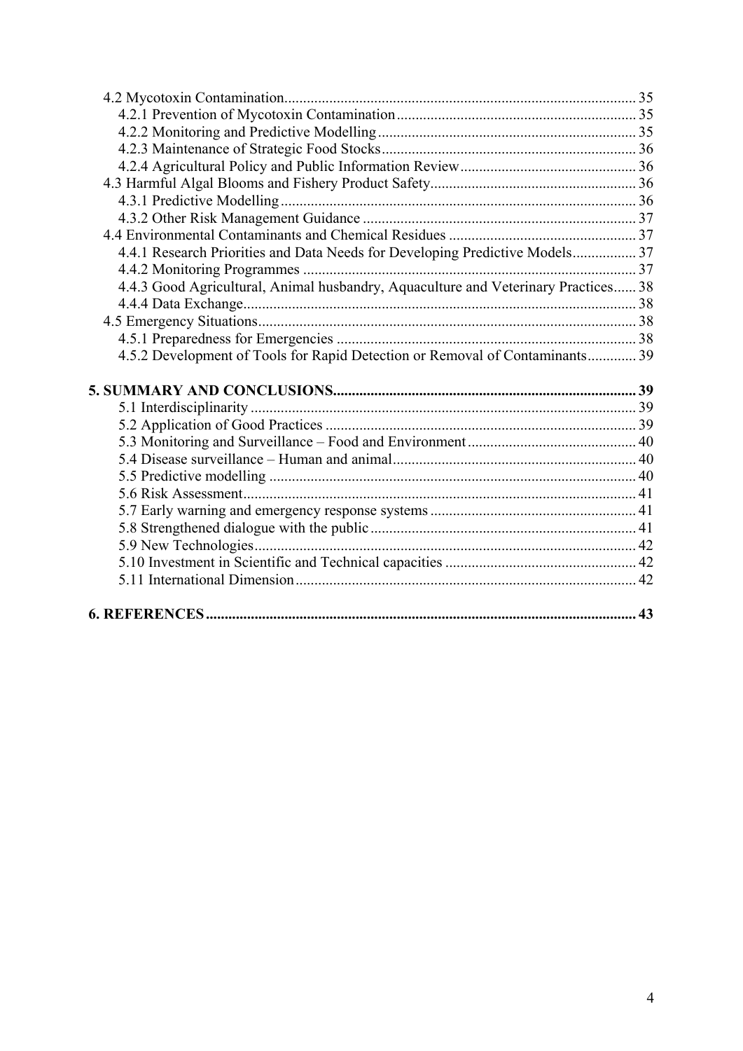4.2 Mycotoxin Contamination ..... 35
- 4.2.1 Prevention of Mycotoxin Contamination ..... 35
- 4.2.2 Monitoring and Predictive Modelling ..... 35
- 4.2.3 Maintenance of Strategic Food Stocks ..... 36
- 4.2.4 Agricultural Policy and Public Information Review ..... 36

4.3 Harmful Algal Blooms and Fishery Product Safety ..... 36
- 4.3.1 Predictive Modelling ..... 36
- 4.3.2 Other Risk Management Guidance ..... 37

4.4 Environmental Contaminants and Chemical Residues ..... 37
- 4.4.1 Research Priorities and Data Needs for Developing Predictive Models ..... 37
- 4.4.2 Monitoring Programmes ..... 37
- 4.4.3 Good Agricultural, Animal husbandry, Aquaculture and Veterinary Practices ..... 38
- 4.4.4 Data Exchange ..... 38

4.5 Emergency Situations ..... 38
- 4.5.1 Preparedness for Emergencies ..... 38
- 4.5.2 Development of Tools for Rapid Detection or Removal of Contaminants ..... 39

**5. SUMMARY AND CONCLUSIONS ..... 39**
- 5.1 Interdisciplinarity ..... 39
- 5.2 Application of Good Practices ..... 39
- 5.3 Monitoring and Surveillance – Food and Environment ..... 40
- 5.4 Disease surveillance – Human and animal ..... 40
- 5.5 Predictive modelling ..... 40
- 5.6 Risk Assessment ..... 41
- 5.7 Early warning and emergency response systems ..... 41
- 5.8 Strengthened dialogue with the public ..... 41
- 5.9 New Technologies ..... 42
- 5.10 Investment in Scientific and Technical capacities ..... 42
- 5.11 International Dimension ..... 42

**6. REFERENCES ..... 43**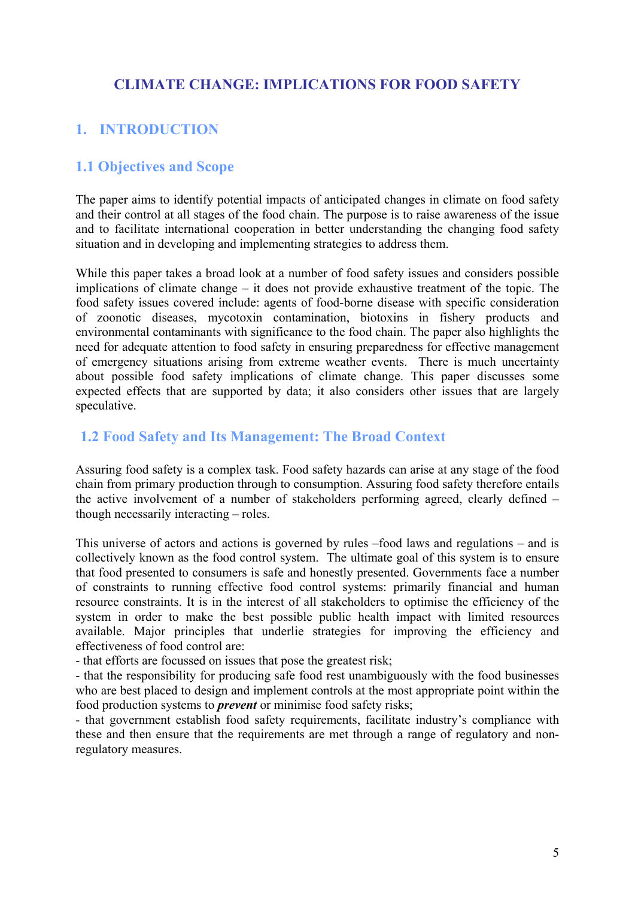# CLIMATE CHANGE: IMPLICATIONS FOR FOOD SAFETY

## 1. INTRODUCTION

### 1.1 Objectives and Scope

The paper aims to identify potential impacts of anticipated changes in climate on food safety and their control at all stages of the food chain. The purpose is to raise awareness of the issue and to facilitate international cooperation in better understanding the changing food safety situation and in developing and implementing strategies to address them.

While this paper takes a broad look at a number of food safety issues and considers possible implications of climate change – it does not provide exhaustive treatment of the topic. The food safety issues covered include: agents of food-borne disease with specific consideration of zoonotic diseases, mycotoxin contamination, biotoxins in fishery products and environmental contaminants with significance to the food chain. The paper also highlights the need for adequate attention to food safety in ensuring preparedness for effective management of emergency situations arising from extreme weather events. There is much uncertainty about possible food safety implications of climate change. This paper discusses some expected effects that are supported by data; it also considers other issues that are largely speculative.

### 1.2 Food Safety and Its Management: The Broad Context

Assuring food safety is a complex task. Food safety hazards can arise at any stage of the food chain from primary production through to consumption. Assuring food safety therefore entails the active involvement of a number of stakeholders performing agreed, clearly defined – though necessarily interacting – roles.

This universe of actors and actions is governed by rules –food laws and regulations – and is collectively known as the food control system. The ultimate goal of this system is to ensure that food presented to consumers is safe and honestly presented. Governments face a number of constraints to running effective food control systems: primarily financial and human resource constraints. It is in the interest of all stakeholders to optimise the efficiency of the system in order to make the best possible public health impact with limited resources available. Major principles that underlie strategies for improving the efficiency and effectiveness of food control are:

- that efforts are focussed on issues that pose the greatest risk;
- that the responsibility for producing safe food rest unambiguously with the food businesses who are best placed to design and implement controls at the most appropriate point within the food production systems to ***prevent*** or minimise food safety risks;
- that government establish food safety requirements, facilitate industry's compliance with these and then ensure that the requirements are met through a range of regulatory and non-regulatory measures.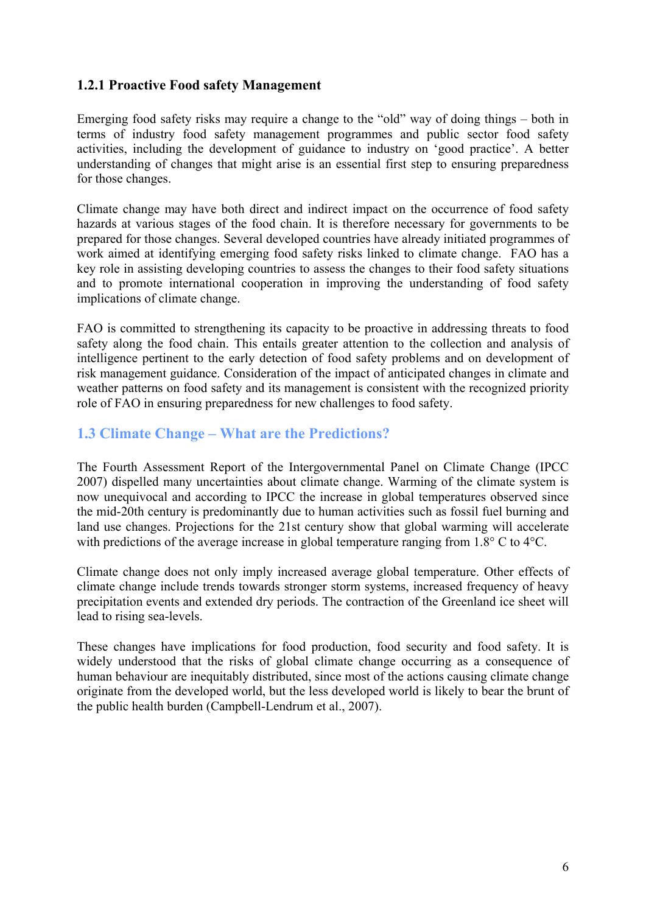### 1.2.1 Proactive Food safety Management

Emerging food safety risks may require a change to the "old" way of doing things – both in terms of industry food safety management programmes and public sector food safety activities, including the development of guidance to industry on 'good practice'. A better understanding of changes that might arise is an essential first step to ensuring preparedness for those changes.

Climate change may have both direct and indirect impact on the occurrence of food safety hazards at various stages of the food chain. It is therefore necessary for governments to be prepared for those changes. Several developed countries have already initiated programmes of work aimed at identifying emerging food safety risks linked to climate change. FAO has a key role in assisting developing countries to assess the changes to their food safety situations and to promote international cooperation in improving the understanding of food safety implications of climate change.

FAO is committed to strengthening its capacity to be proactive in addressing threats to food safety along the food chain. This entails greater attention to the collection and analysis of intelligence pertinent to the early detection of food safety problems and on development of risk management guidance. Consideration of the impact of anticipated changes in climate and weather patterns on food safety and its management is consistent with the recognized priority role of FAO in ensuring preparedness for new challenges to food safety.

## 1.3 Climate Change – What are the Predictions?

The Fourth Assessment Report of the Intergovernmental Panel on Climate Change (IPCC 2007) dispelled many uncertainties about climate change. Warming of the climate system is now unequivocal and according to IPCC the increase in global temperatures observed since the mid-20th century is predominantly due to human activities such as fossil fuel burning and land use changes. Projections for the 21st century show that global warming will accelerate with predictions of the average increase in global temperature ranging from 1.8° C to 4°C.

Climate change does not only imply increased average global temperature. Other effects of climate change include trends towards stronger storm systems, increased frequency of heavy precipitation events and extended dry periods. The contraction of the Greenland ice sheet will lead to rising sea-levels.

These changes have implications for food production, food security and food safety. It is widely understood that the risks of global climate change occurring as a consequence of human behaviour are inequitably distributed, since most of the actions causing climate change originate from the developed world, but the less developed world is likely to bear the brunt of the public health burden (Campbell-Lendrum et al., 2007).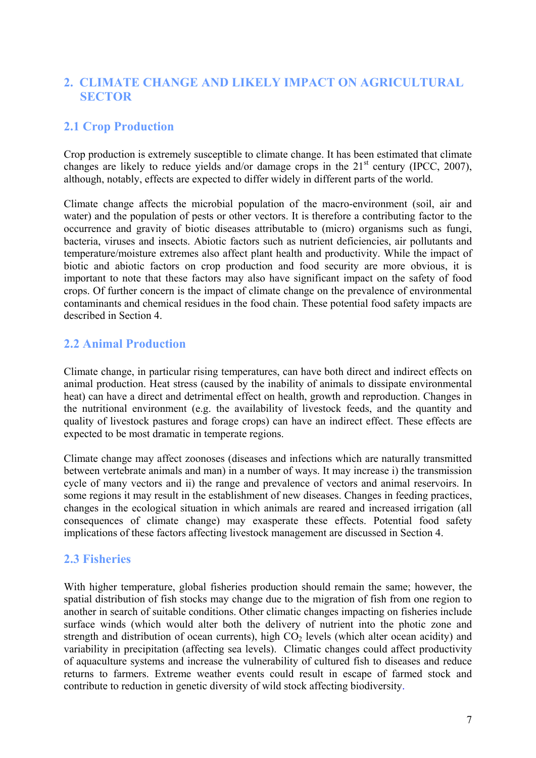## 2. CLIMATE CHANGE AND LIKELY IMPACT ON AGRICULTURAL SECTOR

### 2.1 Crop Production

Crop production is extremely susceptible to climate change. It has been estimated that climate changes are likely to reduce yields and/or damage crops in the 21st century (IPCC, 2007), although, notably, effects are expected to differ widely in different parts of the world.

Climate change affects the microbial population of the macro-environment (soil, air and water) and the population of pests or other vectors. It is therefore a contributing factor to the occurrence and gravity of biotic diseases attributable to (micro) organisms such as fungi, bacteria, viruses and insects. Abiotic factors such as nutrient deficiencies, air pollutants and temperature/moisture extremes also affect plant health and productivity. While the impact of biotic and abiotic factors on crop production and food security are more obvious, it is important to note that these factors may also have significant impact on the safety of food crops. Of further concern is the impact of climate change on the prevalence of environmental contaminants and chemical residues in the food chain. These potential food safety impacts are described in Section 4.

### 2.2 Animal Production

Climate change, in particular rising temperatures, can have both direct and indirect effects on animal production. Heat stress (caused by the inability of animals to dissipate environmental heat) can have a direct and detrimental effect on health, growth and reproduction. Changes in the nutritional environment (e.g. the availability of livestock feeds, and the quantity and quality of livestock pastures and forage crops) can have an indirect effect. These effects are expected to be most dramatic in temperate regions.

Climate change may affect zoonoses (diseases and infections which are naturally transmitted between vertebrate animals and man) in a number of ways. It may increase i) the transmission cycle of many vectors and ii) the range and prevalence of vectors and animal reservoirs. In some regions it may result in the establishment of new diseases. Changes in feeding practices, changes in the ecological situation in which animals are reared and increased irrigation (all consequences of climate change) may exasperate these effects. Potential food safety implications of these factors affecting livestock management are discussed in Section 4.

### 2.3 Fisheries

With higher temperature, global fisheries production should remain the same; however, the spatial distribution of fish stocks may change due to the migration of fish from one region to another in search of suitable conditions. Other climatic changes impacting on fisheries include surface winds (which would alter both the delivery of nutrient into the photic zone and strength and distribution of ocean currents), high $CO_2$ levels (which alter ocean acidity) and variability in precipitation (affecting sea levels). Climatic changes could affect productivity of aquaculture systems and increase the vulnerability of cultured fish to diseases and reduce returns to farmers. Extreme weather events could result in escape of farmed stock and contribute to reduction in genetic diversity of wild stock affecting biodiversity.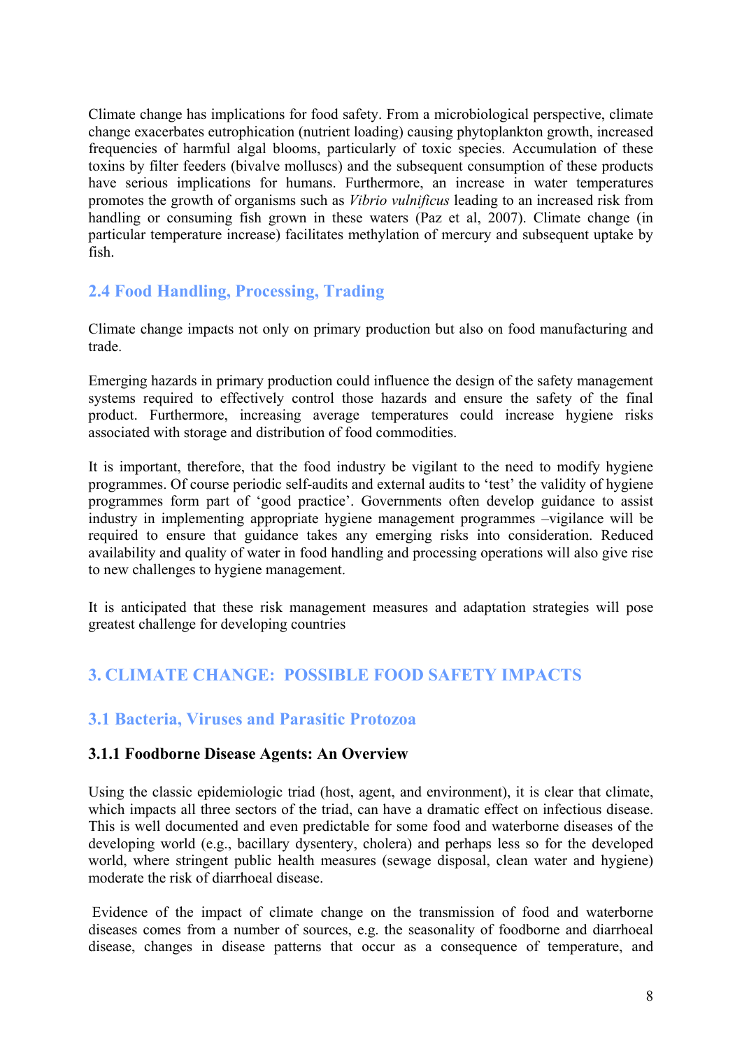Climate change has implications for food safety. From a microbiological perspective, climate change exacerbates eutrophication (nutrient loading) causing phytoplankton growth, increased frequencies of harmful algal blooms, particularly of toxic species. Accumulation of these toxins by filter feeders (bivalve molluscs) and the subsequent consumption of these products have serious implications for humans. Furthermore, an increase in water temperatures promotes the growth of organisms such as *Vibrio vulnificus* leading to an increased risk from handling or consuming fish grown in these waters (Paz et al, 2007). Climate change (in particular temperature increase) facilitates methylation of mercury and subsequent uptake by fish.

### 2.4 Food Handling, Processing, Trading

Climate change impacts not only on primary production but also on food manufacturing and trade.

Emerging hazards in primary production could influence the design of the safety management systems required to effectively control those hazards and ensure the safety of the final product. Furthermore, increasing average temperatures could increase hygiene risks associated with storage and distribution of food commodities.

It is important, therefore, that the food industry be vigilant to the need to modify hygiene programmes. Of course periodic self-audits and external audits to 'test' the validity of hygiene programmes form part of 'good practice'. Governments often develop guidance to assist industry in implementing appropriate hygiene management programmes –vigilance will be required to ensure that guidance takes any emerging risks into consideration. Reduced availability and quality of water in food handling and processing operations will also give rise to new challenges to hygiene management.

It is anticipated that these risk management measures and adaptation strategies will pose greatest challenge for developing countries

## 3. CLIMATE CHANGE: POSSIBLE FOOD SAFETY IMPACTS

### 3.1 Bacteria, Viruses and Parasitic Protozoa

#### 3.1.1 Foodborne Disease Agents: An Overview

Using the classic epidemiologic triad (host, agent, and environment), it is clear that climate, which impacts all three sectors of the triad, can have a dramatic effect on infectious disease. This is well documented and even predictable for some food and waterborne diseases of the developing world (e.g., bacillary dysentery, cholera) and perhaps less so for the developed world, where stringent public health measures (sewage disposal, clean water and hygiene) moderate the risk of diarrhoeal disease.

Evidence of the impact of climate change on the transmission of food and waterborne diseases comes from a number of sources, e.g. the seasonality of foodborne and diarrhoeal disease, changes in disease patterns that occur as a consequence of temperature, and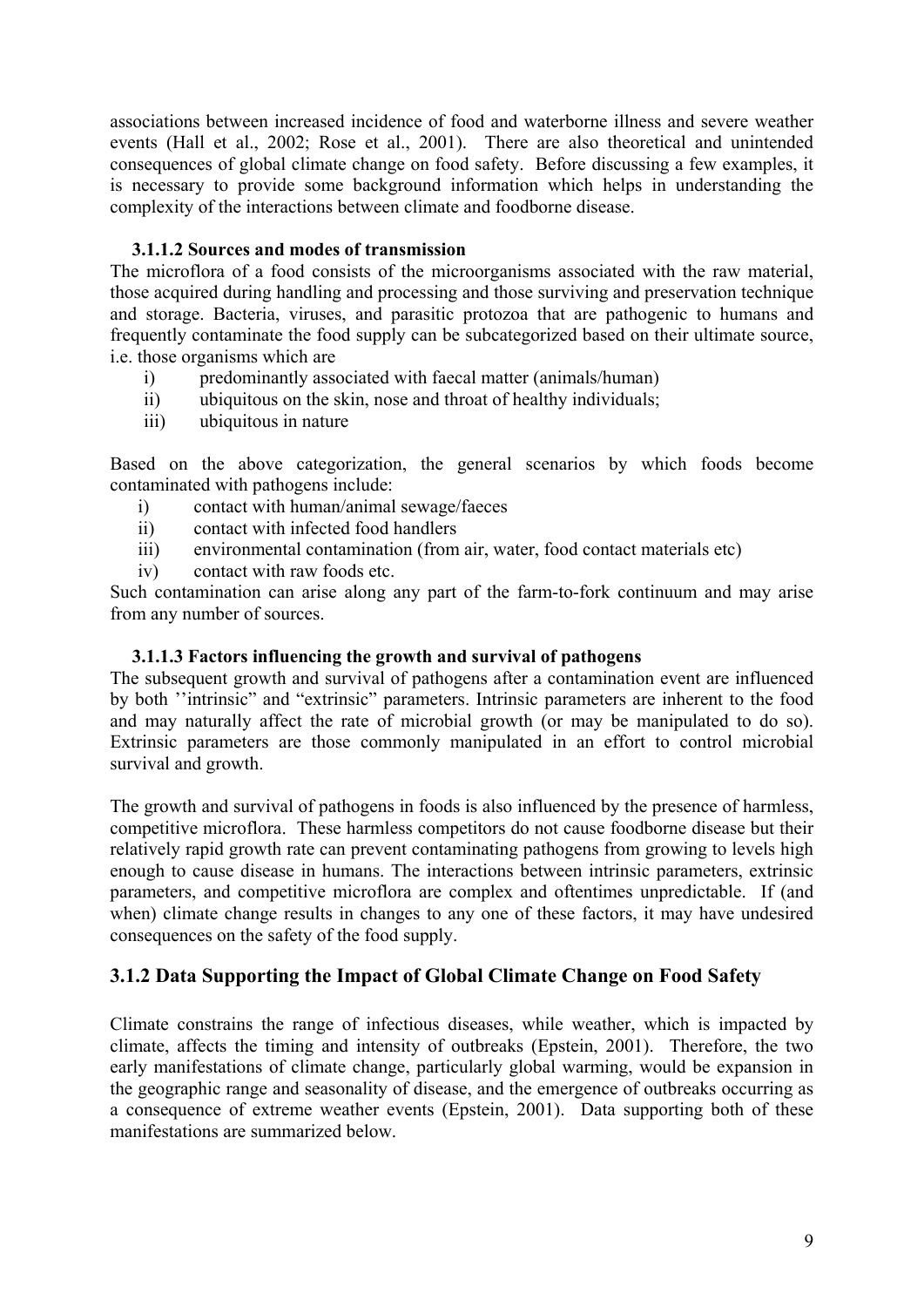associations between increased incidence of food and waterborne illness and severe weather events (Hall et al., 2002; Rose et al., 2001). There are also theoretical and unintended consequences of global climate change on food safety. Before discussing a few examples, it is necessary to provide some background information which helps in understanding the complexity of the interactions between climate and foodborne disease.

#### 3.1.1.2 Sources and modes of transmission

The microflora of a food consists of the microorganisms associated with the raw material, those acquired during handling and processing and those surviving and preservation technique and storage. Bacteria, viruses, and parasitic protozoa that are pathogenic to humans and frequently contaminate the food supply can be subcategorized based on their ultimate source, i.e. those organisms which are

i) predominantly associated with faecal matter (animals/human)
ii) ubiquitous on the skin, nose and throat of healthy individuals;
iii) ubiquitous in nature

Based on the above categorization, the general scenarios by which foods become contaminated with pathogens include:

i) contact with human/animal sewage/faeces
ii) contact with infected food handlers
iii) environmental contamination (from air, water, food contact materials etc)
iv) contact with raw foods etc.

Such contamination can arise along any part of the farm-to-fork continuum and may arise from any number of sources.

#### 3.1.1.3 Factors influencing the growth and survival of pathogens

The subsequent growth and survival of pathogens after a contamination event are influenced by both ''intrinsic" and "extrinsic" parameters. Intrinsic parameters are inherent to the food and may naturally affect the rate of microbial growth (or may be manipulated to do so). Extrinsic parameters are those commonly manipulated in an effort to control microbial survival and growth.

The growth and survival of pathogens in foods is also influenced by the presence of harmless, competitive microflora. These harmless competitors do not cause foodborne disease but their relatively rapid growth rate can prevent contaminating pathogens from growing to levels high enough to cause disease in humans. The interactions between intrinsic parameters, extrinsic parameters, and competitive microflora are complex and oftentimes unpredictable. If (and when) climate change results in changes to any one of these factors, it may have undesired consequences on the safety of the food supply.

### 3.1.2 Data Supporting the Impact of Global Climate Change on Food Safety

Climate constrains the range of infectious diseases, while weather, which is impacted by climate, affects the timing and intensity of outbreaks (Epstein, 2001). Therefore, the two early manifestations of climate change, particularly global warming, would be expansion in the geographic range and seasonality of disease, and the emergence of outbreaks occurring as a consequence of extreme weather events (Epstein, 2001). Data supporting both of these manifestations are summarized below.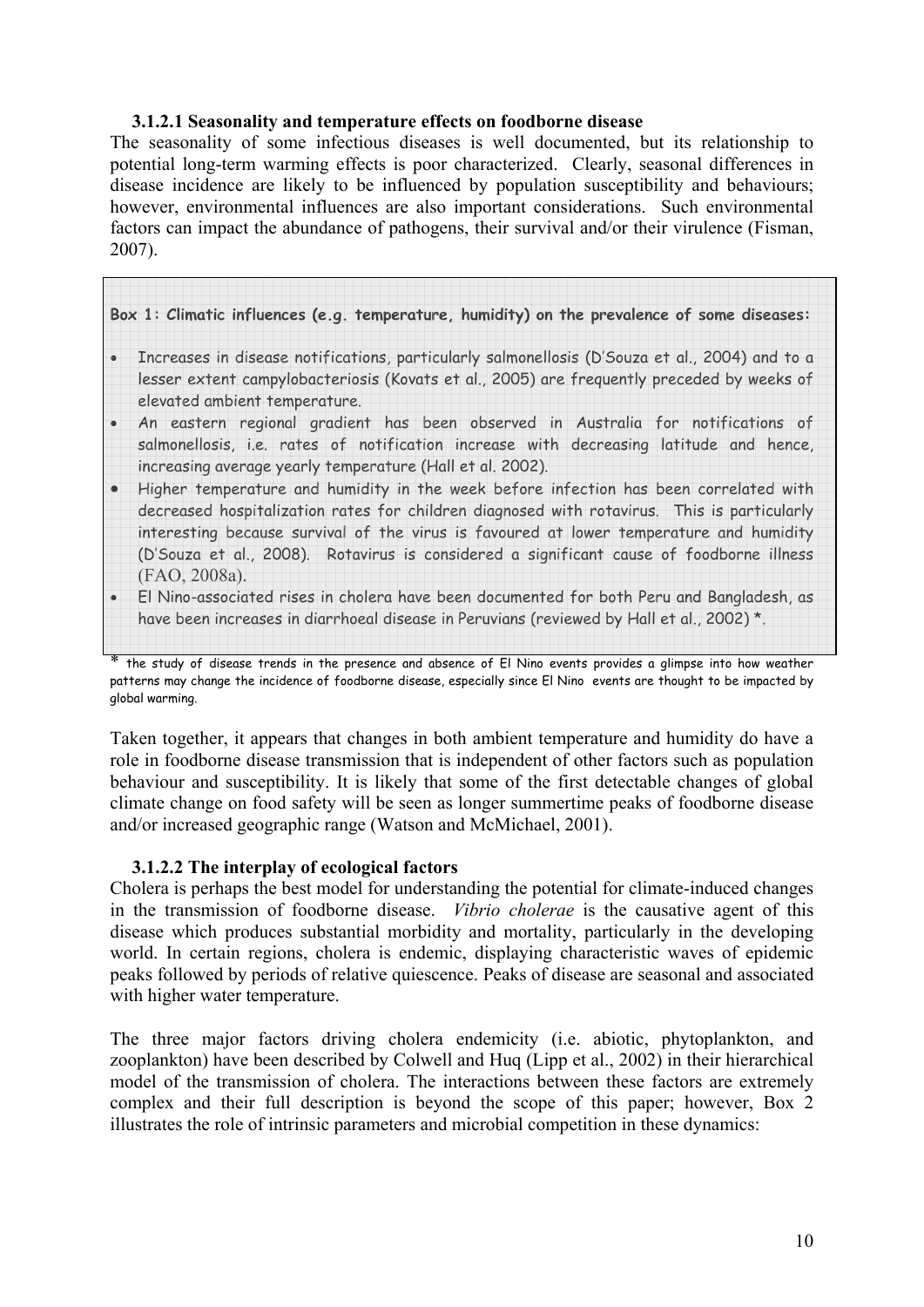### 3.1.2.1 Seasonality and temperature effects on foodborne disease

The seasonality of some infectious diseases is well documented, but its relationship to potential long-term warming effects is poor characterized. Clearly, seasonal differences in disease incidence are likely to be influenced by population susceptibility and behaviours; however, environmental influences are also important considerations. Such environmental factors can impact the abundance of pathogens, their survival and/or their virulence (Fisman, 2007).

**Box 1: Climatic influences (e.g. temperature, humidity) on the prevalence of some diseases:**

- Increases in disease notifications, particularly salmonellosis (D'Souza et al., 2004) and to a lesser extent campylobacteriosis (Kovats et al., 2005) are frequently preceded by weeks of elevated ambient temperature.
- An eastern regional gradient has been observed in Australia for notifications of salmonellosis, i.e. rates of notification increase with decreasing latitude and hence, increasing average yearly temperature (Hall et al. 2002).
- Higher temperature and humidity in the week before infection has been correlated with decreased hospitalization rates for children diagnosed with rotavirus. This is particularly interesting because survival of the virus is favoured at lower temperature and humidity (D'Souza et al., 2008). Rotavirus is considered a significant cause of foodborne illness (FAO, 2008a).
- El Nino-associated rises in cholera have been documented for both Peru and Bangladesh, as have been increases in diarrhoeal disease in Peruvians (reviewed by Hall et al., 2002) *.

* the study of disease trends in the presence and absence of El Nino events provides a glimpse into how weather patterns may change the incidence of foodborne disease, especially since El Nino events are thought to be impacted by global warming.

Taken together, it appears that changes in both ambient temperature and humidity do have a role in foodborne disease transmission that is independent of other factors such as population behaviour and susceptibility. It is likely that some of the first detectable changes of global climate change on food safety will be seen as longer summertime peaks of foodborne disease and/or increased geographic range (Watson and McMichael, 2001).

### 3.1.2.2 The interplay of ecological factors

Cholera is perhaps the best model for understanding the potential for climate-induced changes in the transmission of foodborne disease. *Vibrio cholerae* is the causative agent of this disease which produces substantial morbidity and mortality, particularly in the developing world. In certain regions, cholera is endemic, displaying characteristic waves of epidemic peaks followed by periods of relative quiescence. Peaks of disease are seasonal and associated with higher water temperature.

The three major factors driving cholera endemicity (i.e. abiotic, phytoplankton, and zooplankton) have been described by Colwell and Huq (Lipp et al., 2002) in their hierarchical model of the transmission of cholera. The interactions between these factors are extremely complex and their full description is beyond the scope of this paper; however, Box 2 illustrates the role of intrinsic parameters and microbial competition in these dynamics: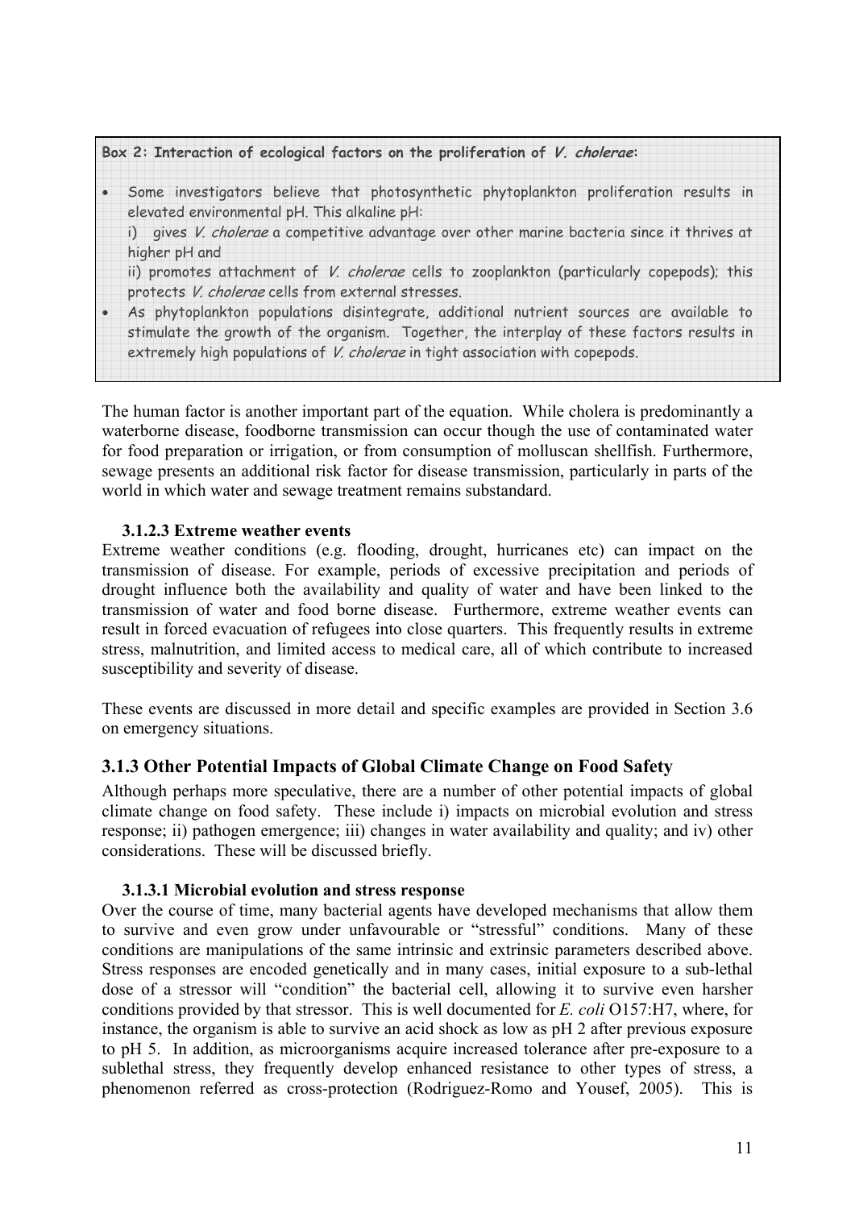**Box 2: Interaction of ecological factors on the proliferation of *V. cholerae*:**

- Some investigators believe that photosynthetic phytoplankton proliferation results in elevated environmental pH. This alkaline pH:
  i) gives *V. cholerae* a competitive advantage over other marine bacteria since it thrives at higher pH and
  ii) promotes attachment of *V. cholerae* cells to zooplankton (particularly copepods); this protects *V. cholerae* cells from external stresses.
- As phytoplankton populations disintegrate, additional nutrient sources are available to stimulate the growth of the organism. Together, the interplay of these factors results in extremely high populations of *V. cholerae* in tight association with copepods.

The human factor is another important part of the equation. While cholera is predominantly a waterborne disease, foodborne transmission can occur though the use of contaminated water for food preparation or irrigation, or from consumption of molluscan shellfish. Furthermore, sewage presents an additional risk factor for disease transmission, particularly in parts of the world in which water and sewage treatment remains substandard.

#### 3.1.2.3 Extreme weather events

Extreme weather conditions (e.g. flooding, drought, hurricanes etc) can impact on the transmission of disease. For example, periods of excessive precipitation and periods of drought influence both the availability and quality of water and have been linked to the transmission of water and food borne disease. Furthermore, extreme weather events can result in forced evacuation of refugees into close quarters. This frequently results in extreme stress, malnutrition, and limited access to medical care, all of which contribute to increased susceptibility and severity of disease.

These events are discussed in more detail and specific examples are provided in Section 3.6 on emergency situations.

### 3.1.3 Other Potential Impacts of Global Climate Change on Food Safety

Although perhaps more speculative, there are a number of other potential impacts of global climate change on food safety. These include i) impacts on microbial evolution and stress response; ii) pathogen emergence; iii) changes in water availability and quality; and iv) other considerations. These will be discussed briefly.

#### 3.1.3.1 Microbial evolution and stress response

Over the course of time, many bacterial agents have developed mechanisms that allow them to survive and even grow under unfavourable or "stressful" conditions. Many of these conditions are manipulations of the same intrinsic and extrinsic parameters described above. Stress responses are encoded genetically and in many cases, initial exposure to a sub-lethal dose of a stressor will "condition" the bacterial cell, allowing it to survive even harsher conditions provided by that stressor. This is well documented for *E. coli* O157:H7, where, for instance, the organism is able to survive an acid shock as low as pH 2 after previous exposure to pH 5. In addition, as microorganisms acquire increased tolerance after pre-exposure to a sublethal stress, they frequently develop enhanced resistance to other types of stress, a phenomenon referred as cross-protection (Rodriguez-Romo and Yousef, 2005). This is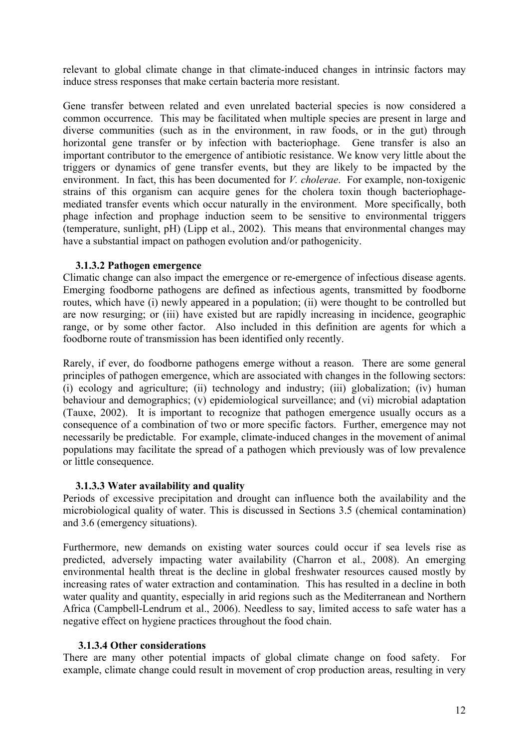relevant to global climate change in that climate-induced changes in intrinsic factors may induce stress responses that make certain bacteria more resistant.

Gene transfer between related and even unrelated bacterial species is now considered a common occurrence. This may be facilitated when multiple species are present in large and diverse communities (such as in the environment, in raw foods, or in the gut) through horizontal gene transfer or by infection with bacteriophage. Gene transfer is also an important contributor to the emergence of antibiotic resistance. We know very little about the triggers or dynamics of gene transfer events, but they are likely to be impacted by the environment. In fact, this has been documented for *V. cholerae*. For example, non-toxigenic strains of this organism can acquire genes for the cholera toxin though bacteriophage-mediated transfer events which occur naturally in the environment. More specifically, both phage infection and prophage induction seem to be sensitive to environmental triggers (temperature, sunlight, pH) (Lipp et al., 2002). This means that environmental changes may have a substantial impact on pathogen evolution and/or pathogenicity.

#### 3.1.3.2 Pathogen emergence

Climatic change can also impact the emergence or re-emergence of infectious disease agents. Emerging foodborne pathogens are defined as infectious agents, transmitted by foodborne routes, which have (i) newly appeared in a population; (ii) were thought to be controlled but are now resurging; or (iii) have existed but are rapidly increasing in incidence, geographic range, or by some other factor. Also included in this definition are agents for which a foodborne route of transmission has been identified only recently.

Rarely, if ever, do foodborne pathogens emerge without a reason. There are some general principles of pathogen emergence, which are associated with changes in the following sectors: (i) ecology and agriculture; (ii) technology and industry; (iii) globalization; (iv) human behaviour and demographics; (v) epidemiological surveillance; and (vi) microbial adaptation (Tauxe, 2002). It is important to recognize that pathogen emergence usually occurs as a consequence of a combination of two or more specific factors. Further, emergence may not necessarily be predictable. For example, climate-induced changes in the movement of animal populations may facilitate the spread of a pathogen which previously was of low prevalence or little consequence.

#### 3.1.3.3 Water availability and quality

Periods of excessive precipitation and drought can influence both the availability and the microbiological quality of water. This is discussed in Sections 3.5 (chemical contamination) and 3.6 (emergency situations).

Furthermore, new demands on existing water sources could occur if sea levels rise as predicted, adversely impacting water availability (Charron et al., 2008). An emerging environmental health threat is the decline in global freshwater resources caused mostly by increasing rates of water extraction and contamination. This has resulted in a decline in both water quality and quantity, especially in arid regions such as the Mediterranean and Northern Africa (Campbell-Lendrum et al., 2006). Needless to say, limited access to safe water has a negative effect on hygiene practices throughout the food chain.

#### 3.1.3.4 Other considerations

There are many other potential impacts of global climate change on food safety. For example, climate change could result in movement of crop production areas, resulting in very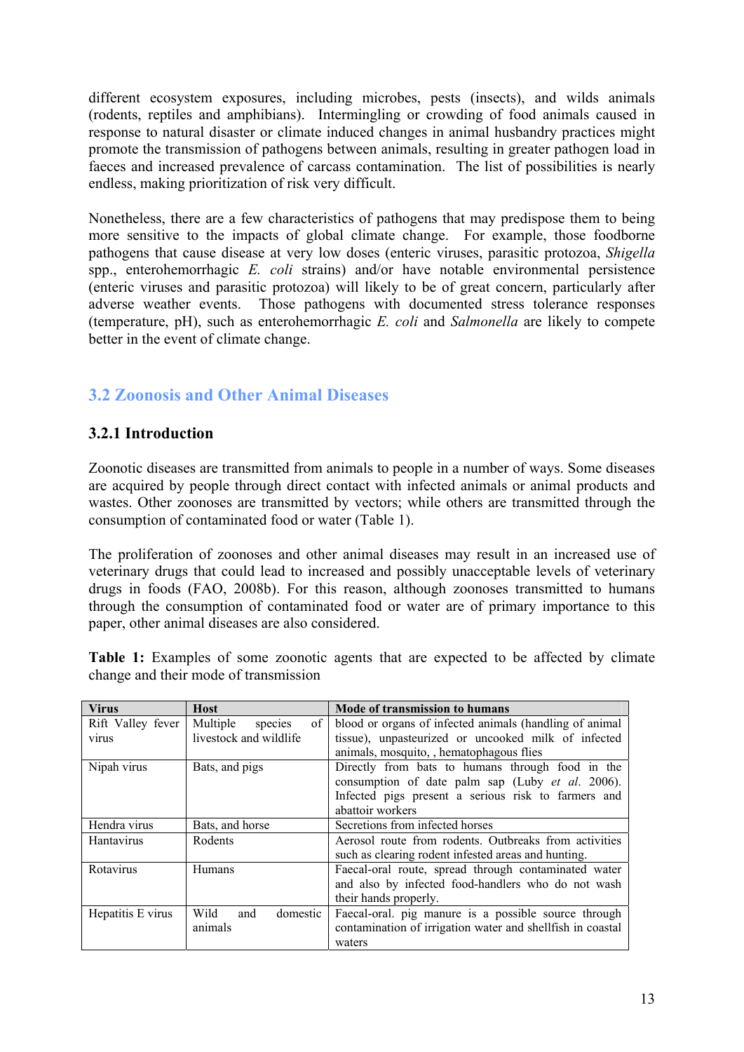different ecosystem exposures, including microbes, pests (insects), and wilds animals (rodents, reptiles and amphibians). Intermingling or crowding of food animals caused in response to natural disaster or climate induced changes in animal husbandry practices might promote the transmission of pathogens between animals, resulting in greater pathogen load in faeces and increased prevalence of carcass contamination. The list of possibilities is nearly endless, making prioritization of risk very difficult.

Nonetheless, there are a few characteristics of pathogens that may predispose them to being more sensitive to the impacts of global climate change. For example, those foodborne pathogens that cause disease at very low doses (enteric viruses, parasitic protozoa, *Shigella* spp., enterohemorrhagic *E. coli* strains) and/or have notable environmental persistence (enteric viruses and parasitic protozoa) will likely to be of great concern, particularly after adverse weather events. Those pathogens with documented stress tolerance responses (temperature, pH), such as enterohemorrhagic *E. coli* and *Salmonella* are likely to compete better in the event of climate change.

## 3.2 Zoonosis and Other Animal Diseases

### 3.2.1 Introduction

Zoonotic diseases are transmitted from animals to people in a number of ways. Some diseases are acquired by people through direct contact with infected animals or animal products and wastes. Other zoonoses are transmitted by vectors; while others are transmitted through the consumption of contaminated food or water (Table 1).

The proliferation of zoonoses and other animal diseases may result in an increased use of veterinary drugs that could lead to increased and possibly unacceptable levels of veterinary drugs in foods (FAO, 2008b). For this reason, although zoonoses transmitted to humans through the consumption of contaminated food or water are of primary importance to this paper, other animal diseases are also considered.

**Table 1:** Examples of some zoonotic agents that are expected to be affected by climate change and their mode of transmission

| Virus | Host | Mode of transmission to humans |
|---|---|---|
| Rift Valley fever virus | Multiple species of livestock and wildlife | blood or organs of infected animals (handling of animal tissue), unpasteurized or uncooked milk of infected animals, mosquito, , hematophagous flies |
| Nipah virus | Bats, and pigs | Directly from bats to humans through food in the consumption of date palm sap (Luby *et al*. 2006). Infected pigs present a serious risk to farmers and abattoir workers |
| Hendra virus | Bats, and horse | Secretions from infected horses |
| Hantavirus | Rodents | Aerosol route from rodents. Outbreaks from activities such as clearing rodent infested areas and hunting. |
| Rotavirus | Humans | Faecal-oral route, spread through contaminated water and also by infected food-handlers who do not wash their hands properly. |
| Hepatitis E virus | Wild and domestic animals | Faecal-oral. pig manure is a possible source through contamination of irrigation water and shellfish in coastal waters |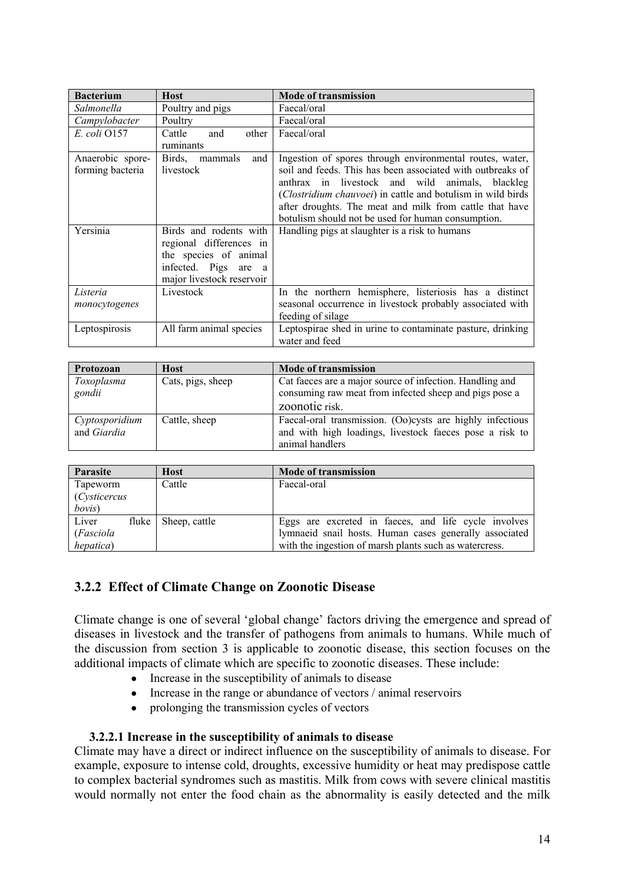| **Bacterium** | **Host** | **Mode of transmission** |
| --- | --- | --- |
| *Salmonella* | Poultry and pigs | Faecal/oral |
| *Campylobacter* | Poultry | Faecal/oral |
| *E. coli* O157 | Cattle and other ruminants | Faecal/oral |
| Anaerobic spore-forming bacteria | Birds, mammals and livestock | Ingestion of spores through environmental routes, water, soil and feeds. This has been associated with outbreaks of anthrax in livestock and wild animals, blackleg (*Clostridium chauvoei*) in cattle and botulism in wild birds after droughts. The meat and milk from cattle that have botulism should not be used for human consumption. |
| Yersinia | Birds and rodents with regional differences in the species of animal infected. Pigs are a major livestock reservoir | Handling pigs at slaughter is a risk to humans |
| *Listeria monocytogenes* | Livestock | In the northern hemisphere, listeriosis has a distinct seasonal occurrence in livestock probably associated with feeding of silage |
| Leptospirosis | All farm animal species | Leptospirae shed in urine to contaminate pasture, drinking water and feed |

| **Protozoan** | **Host** | **Mode of transmission** |
| --- | --- | --- |
| *Toxoplasma gondii* | Cats, pigs, sheep | Cat faeces are a major source of infection. Handling and consuming raw meat from infected sheep and pigs pose a zoonotic risk. |
| *Cyptosporidium* and *Giardia* | Cattle, sheep | Faecal-oral transmission. (Oo)cysts are highly infectious and with high loadings, livestock faeces pose a risk to animal handlers |

| **Parasite** | **Host** | **Mode of transmission** |
| --- | --- | --- |
| Tapeworm (*Cysticercus bovis*) | Cattle | Faecal-oral |
| Liver fluke (*Fasciola hepatica*) | Sheep, cattle | Eggs are excreted in faeces, and life cycle involves lymnaeid snail hosts. Human cases generally associated with the ingestion of marsh plants such as watercress. |

### 3.2.2 Effect of Climate Change on Zoonotic Disease

Climate change is one of several 'global change' factors driving the emergence and spread of diseases in livestock and the transfer of pathogens from animals to humans. While much of the discussion from section 3 is applicable to zoonotic disease, this section focuses on the additional impacts of climate which are specific to zoonotic diseases. These include:

- Increase in the susceptibility of animals to disease
- Increase in the range or abundance of vectors / animal reservoirs
- prolonging the transmission cycles of vectors

#### 3.2.2.1 Increase in the susceptibility of animals to disease

Climate may have a direct or indirect influence on the susceptibility of animals to disease. For example, exposure to intense cold, droughts, excessive humidity or heat may predispose cattle to complex bacterial syndromes such as mastitis. Milk from cows with severe clinical mastitis would normally not enter the food chain as the abnormality is easily detected and the milk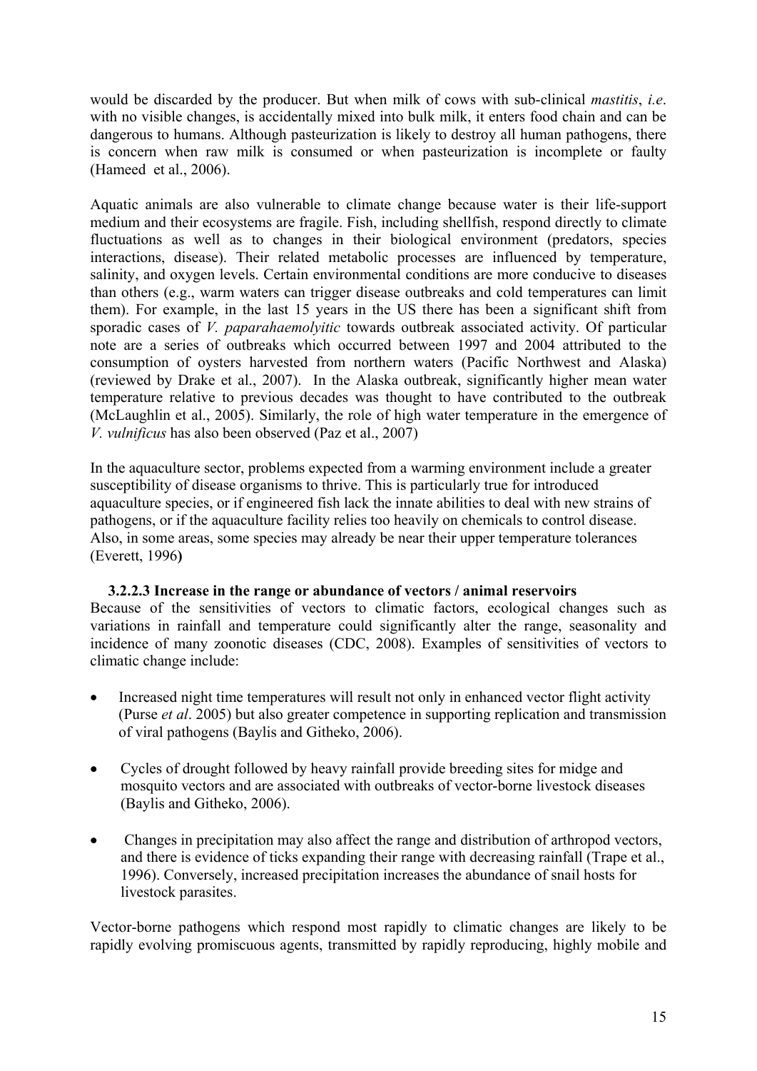would be discarded by the producer. But when milk of cows with sub-clinical *mastitis*, *i.e*. with no visible changes, is accidentally mixed into bulk milk, it enters food chain and can be dangerous to humans. Although pasteurization is likely to destroy all human pathogens, there is concern when raw milk is consumed or when pasteurization is incomplete or faulty (Hameed et al., 2006).

Aquatic animals are also vulnerable to climate change because water is their life-support medium and their ecosystems are fragile. Fish, including shellfish, respond directly to climate fluctuations as well as to changes in their biological environment (predators, species interactions, disease). Their related metabolic processes are influenced by temperature, salinity, and oxygen levels. Certain environmental conditions are more conducive to diseases than others (e.g., warm waters can trigger disease outbreaks and cold temperatures can limit them). For example, in the last 15 years in the US there has been a significant shift from sporadic cases of *V. paparahaemolyitic* towards outbreak associated activity. Of particular note are a series of outbreaks which occurred between 1997 and 2004 attributed to the consumption of oysters harvested from northern waters (Pacific Northwest and Alaska) (reviewed by Drake et al., 2007). In the Alaska outbreak, significantly higher mean water temperature relative to previous decades was thought to have contributed to the outbreak (McLaughlin et al., 2005). Similarly, the role of high water temperature in the emergence of *V. vulnificus* has also been observed (Paz et al., 2007)

In the aquaculture sector, problems expected from a warming environment include a greater susceptibility of disease organisms to thrive. This is particularly true for introduced aquaculture species, or if engineered fish lack the innate abilities to deal with new strains of pathogens, or if the aquaculture facility relies too heavily on chemicals to control disease. Also, in some areas, some species may already be near their upper temperature tolerances (Everett, 1996**)**

#### 3.2.2.3 Increase in the range or abundance of vectors / animal reservoirs

Because of the sensitivities of vectors to climatic factors, ecological changes such as variations in rainfall and temperature could significantly alter the range, seasonality and incidence of many zoonotic diseases (CDC, 2008). Examples of sensitivities of vectors to climatic change include:

- Increased night time temperatures will result not only in enhanced vector flight activity (Purse *et al*. 2005) but also greater competence in supporting replication and transmission of viral pathogens (Baylis and Githeko, 2006).

- Cycles of drought followed by heavy rainfall provide breeding sites for midge and mosquito vectors and are associated with outbreaks of vector-borne livestock diseases (Baylis and Githeko, 2006).

- Changes in precipitation may also affect the range and distribution of arthropod vectors, and there is evidence of ticks expanding their range with decreasing rainfall (Trape et al., 1996). Conversely, increased precipitation increases the abundance of snail hosts for livestock parasites.

Vector-borne pathogens which respond most rapidly to climatic changes are likely to be rapidly evolving promiscuous agents, transmitted by rapidly reproducing, highly mobile and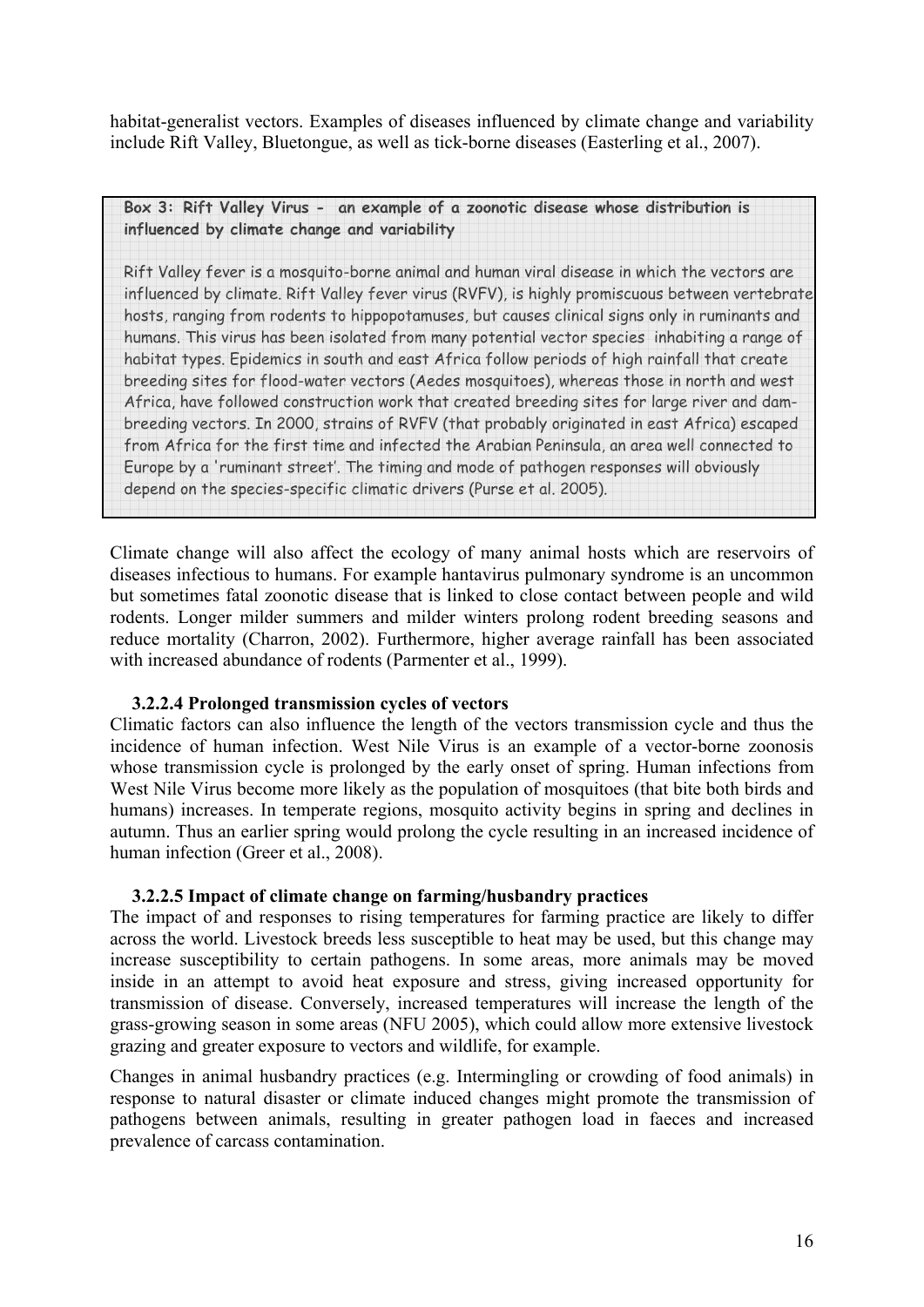habitat-generalist vectors. Examples of diseases influenced by climate change and variability include Rift Valley, Bluetongue, as well as tick-borne diseases (Easterling et al., 2007).

> **Box 3: Rift Valley Virus - an example of a zoonotic disease whose distribution is influenced by climate change and variability**
>
> Rift Valley fever is a mosquito-borne animal and human viral disease in which the vectors are influenced by climate. Rift Valley fever virus (RVFV), is highly promiscuous between vertebrate hosts, ranging from rodents to hippopotamuses, but causes clinical signs only in ruminants and humans. This virus has been isolated from many potential vector species inhabiting a range of habitat types. Epidemics in south and east Africa follow periods of high rainfall that create breeding sites for flood-water vectors (Aedes mosquitoes), whereas those in north and west Africa, have followed construction work that created breeding sites for large river and dam-breeding vectors. In 2000, strains of RVFV (that probably originated in east Africa) escaped from Africa for the first time and infected the Arabian Peninsula, an area well connected to Europe by a 'ruminant street'. The timing and mode of pathogen responses will obviously depend on the species-specific climatic drivers (Purse et al. 2005).

Climate change will also affect the ecology of many animal hosts which are reservoirs of diseases infectious to humans. For example hantavirus pulmonary syndrome is an uncommon but sometimes fatal zoonotic disease that is linked to close contact between people and wild rodents. Longer milder summers and milder winters prolong rodent breeding seasons and reduce mortality (Charron, 2002). Furthermore, higher average rainfall has been associated with increased abundance of rodents (Parmenter et al., 1999).

#### 3.2.2.4 Prolonged transmission cycles of vectors

Climatic factors can also influence the length of the vectors transmission cycle and thus the incidence of human infection. West Nile Virus is an example of a vector-borne zoonosis whose transmission cycle is prolonged by the early onset of spring. Human infections from West Nile Virus become more likely as the population of mosquitoes (that bite both birds and humans) increases. In temperate regions, mosquito activity begins in spring and declines in autumn. Thus an earlier spring would prolong the cycle resulting in an increased incidence of human infection (Greer et al., 2008).

#### 3.2.2.5 Impact of climate change on farming/husbandry practices

The impact of and responses to rising temperatures for farming practice are likely to differ across the world. Livestock breeds less susceptible to heat may be used, but this change may increase susceptibility to certain pathogens. In some areas, more animals may be moved inside in an attempt to avoid heat exposure and stress, giving increased opportunity for transmission of disease. Conversely, increased temperatures will increase the length of the grass-growing season in some areas (NFU 2005), which could allow more extensive livestock grazing and greater exposure to vectors and wildlife, for example.

Changes in animal husbandry practices (e.g. Intermingling or crowding of food animals) in response to natural disaster or climate induced changes might promote the transmission of pathogens between animals, resulting in greater pathogen load in faeces and increased prevalence of carcass contamination.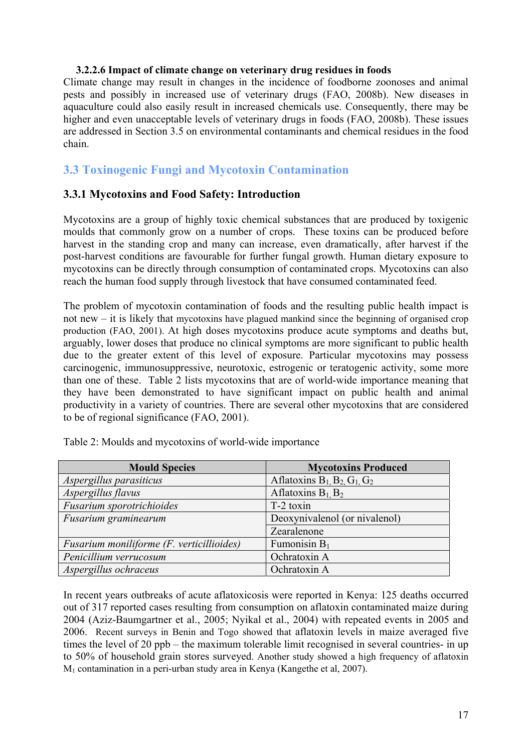#### 3.2.2.6 Impact of climate change on veterinary drug residues in foods

Climate change may result in changes in the incidence of foodborne zoonoses and animal pests and possibly in increased use of veterinary drugs (FAO, 2008b). New diseases in aquaculture could also easily result in increased chemicals use. Consequently, there may be higher and even unacceptable levels of veterinary drugs in foods (FAO, 2008b). These issues are addressed in Section 3.5 on environmental contaminants and chemical residues in the food chain.

## 3.3 Toxinogenic Fungi and Mycotoxin Contamination

### 3.3.1 Mycotoxins and Food Safety: Introduction

Mycotoxins are a group of highly toxic chemical substances that are produced by toxigenic moulds that commonly grow on a number of crops. These toxins can be produced before harvest in the standing crop and many can increase, even dramatically, after harvest if the post-harvest conditions are favourable for further fungal growth. Human dietary exposure to mycotoxins can be directly through consumption of contaminated crops. Mycotoxins can also reach the human food supply through livestock that have consumed contaminated feed.

The problem of mycotoxin contamination of foods and the resulting public health impact is not new – it is likely that mycotoxins have plagued mankind since the beginning of organised crop production (FAO, 2001). At high doses mycotoxins produce acute symptoms and deaths but, arguably, lower doses that produce no clinical symptoms are more significant to public health due to the greater extent of this level of exposure. Particular mycotoxins may possess carcinogenic, immunosuppressive, neurotoxic, estrogenic or teratogenic activity, some more than one of these. Table 2 lists mycotoxins that are of world-wide importance meaning that they have been demonstrated to have significant impact on public health and animal productivity in a variety of countries. There are several other mycotoxins that are considered to be of regional significance (FAO, 2001).

Table 2: Moulds and mycotoxins of world-wide importance

| Mould Species | Mycotoxins Produced |
|---|---|
| *Aspergillus parasiticus* | Aflatoxins $B_1$, $B_2$, $G_1$, $G_2$ |
| *Aspergillus flavus* | Aflatoxins $B_1$, $B_2$ |
| *Fusarium sporotrichioides* | T-2 toxin |
| *Fusarium graminearum* | Deoxynivalenol (or nivalenol) |
| | Zearalenone |
| *Fusarium moniliforme (F. verticillioides)* | Fumonisin $B_1$ |
| *Penicillium verrucosum* | Ochratoxin A |
| *Aspergillus ochraceus* | Ochratoxin A |

In recent years outbreaks of acute aflatoxicosis were reported in Kenya: 125 deaths occurred out of 317 reported cases resulting from consumption on aflatoxin contaminated maize during 2004 (Aziz-Baumgartner et al., 2005; Nyikal et al., 2004) with repeated events in 2005 and 2006. Recent surveys in Benin and Togo showed that aflatoxin levels in maize averaged five times the level of 20 ppb – the maximum tolerable limit recognised in several countries- in up to 50% of household grain stores surveyed. Another study showed a high frequency of aflatoxin $M_1$ contamination in a peri-urban study area in Kenya (Kangethe et al, 2007).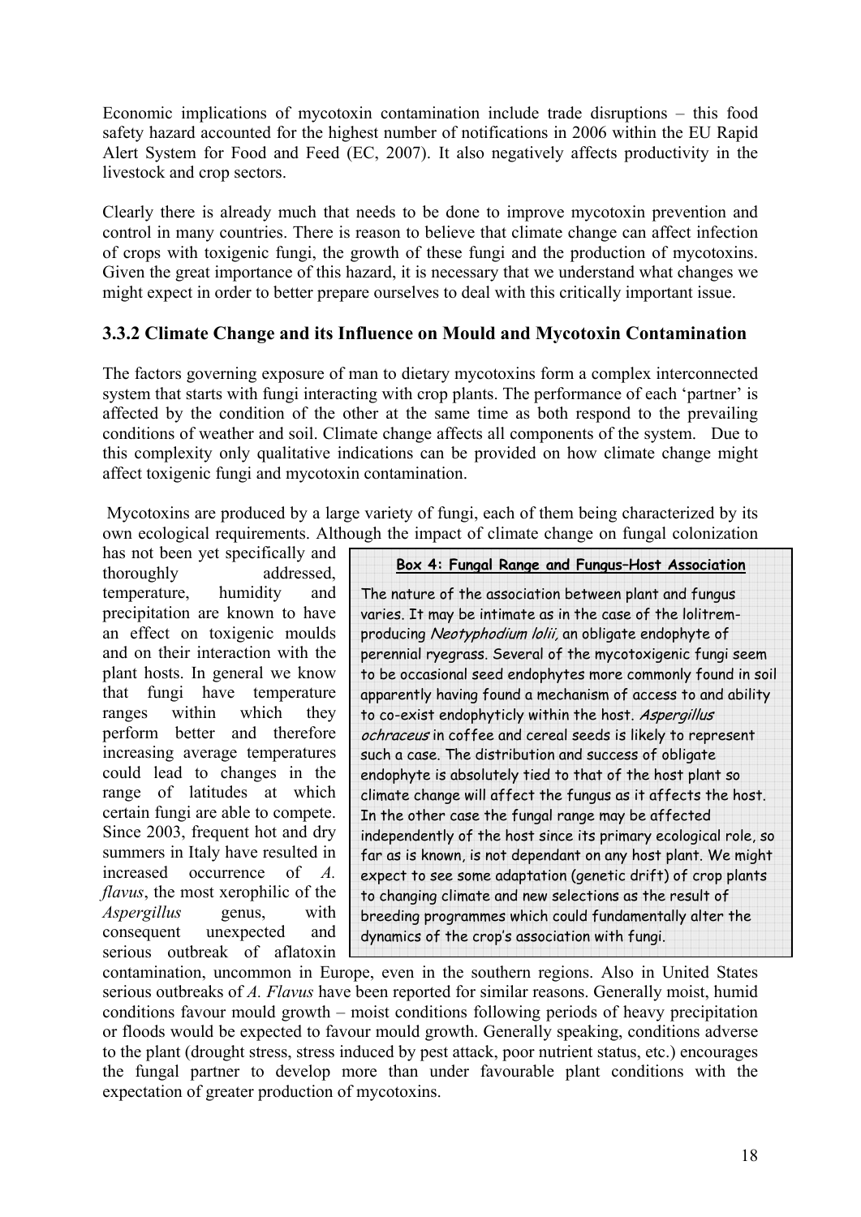Economic implications of mycotoxin contamination include trade disruptions – this food safety hazard accounted for the highest number of notifications in 2006 within the EU Rapid Alert System for Food and Feed (EC, 2007). It also negatively affects productivity in the livestock and crop sectors.

Clearly there is already much that needs to be done to improve mycotoxin prevention and control in many countries. There is reason to believe that climate change can affect infection of crops with toxigenic fungi, the growth of these fungi and the production of mycotoxins. Given the great importance of this hazard, it is necessary that we understand what changes we might expect in order to better prepare ourselves to deal with this critically important issue.

### 3.3.2 Climate Change and its Influence on Mould and Mycotoxin Contamination

The factors governing exposure of man to dietary mycotoxins form a complex interconnected system that starts with fungi interacting with crop plants. The performance of each 'partner' is affected by the condition of the other at the same time as both respond to the prevailing conditions of weather and soil. Climate change affects all components of the system. Due to this complexity only qualitative indications can be provided on how climate change might affect toxigenic fungi and mycotoxin contamination.

Mycotoxins are produced by a large variety of fungi, each of them being characterized by its own ecological requirements. Although the impact of climate change on fungal colonization has not been yet specifically and thoroughly addressed, temperature, humidity and precipitation are known to have an effect on toxigenic moulds and on their interaction with the plant hosts. In general we know that fungi have temperature ranges within which they perform better and therefore increasing average temperatures could lead to changes in the range of latitudes at which certain fungi are able to compete. Since 2003, frequent hot and dry summers in Italy have resulted in increased occurrence of *A. flavus*, the most xerophilic of the *Aspergillus* genus, with consequent unexpected and serious outbreak of aflatoxin contamination, uncommon in Europe, even in the southern regions. Also in United States serious outbreaks of *A. Flavus* have been reported for similar reasons. Generally moist, humid conditions favour mould growth – moist conditions following periods of heavy precipitation or floods would be expected to favour mould growth. Generally speaking, conditions adverse to the plant (drought stress, stress induced by pest attack, poor nutrient status, etc.) encourages the fungal partner to develop more than under favourable plant conditions with the expectation of greater production of mycotoxins.

> **Box 4: Fungal Range and Fungus–Host Association**
>
> The nature of the association between plant and fungus varies. It may be intimate as in the case of the lolitrem-producing *Neotyphodium lolii*, an obligate endophyte of perennial ryegrass. Several of the mycotoxigenic fungi seem to be occasional seed endophytes more commonly found in soil apparently having found a mechanism of access to and ability to co-exist endophyticly within the host. *Aspergillus ochraceus* in coffee and cereal seeds is likely to represent such a case. The distribution and success of obligate endophyte is absolutely tied to that of the host plant so climate change will affect the fungus as it affects the host. In the other case the fungal range may be affected independently of the host since its primary ecological role, so far as is known, is not dependant on any host plant. We might expect to see some adaptation (genetic drift) of crop plants to changing climate and new selections as the result of breeding programmes which could fundamentally alter the dynamics of the crop's association with fungi.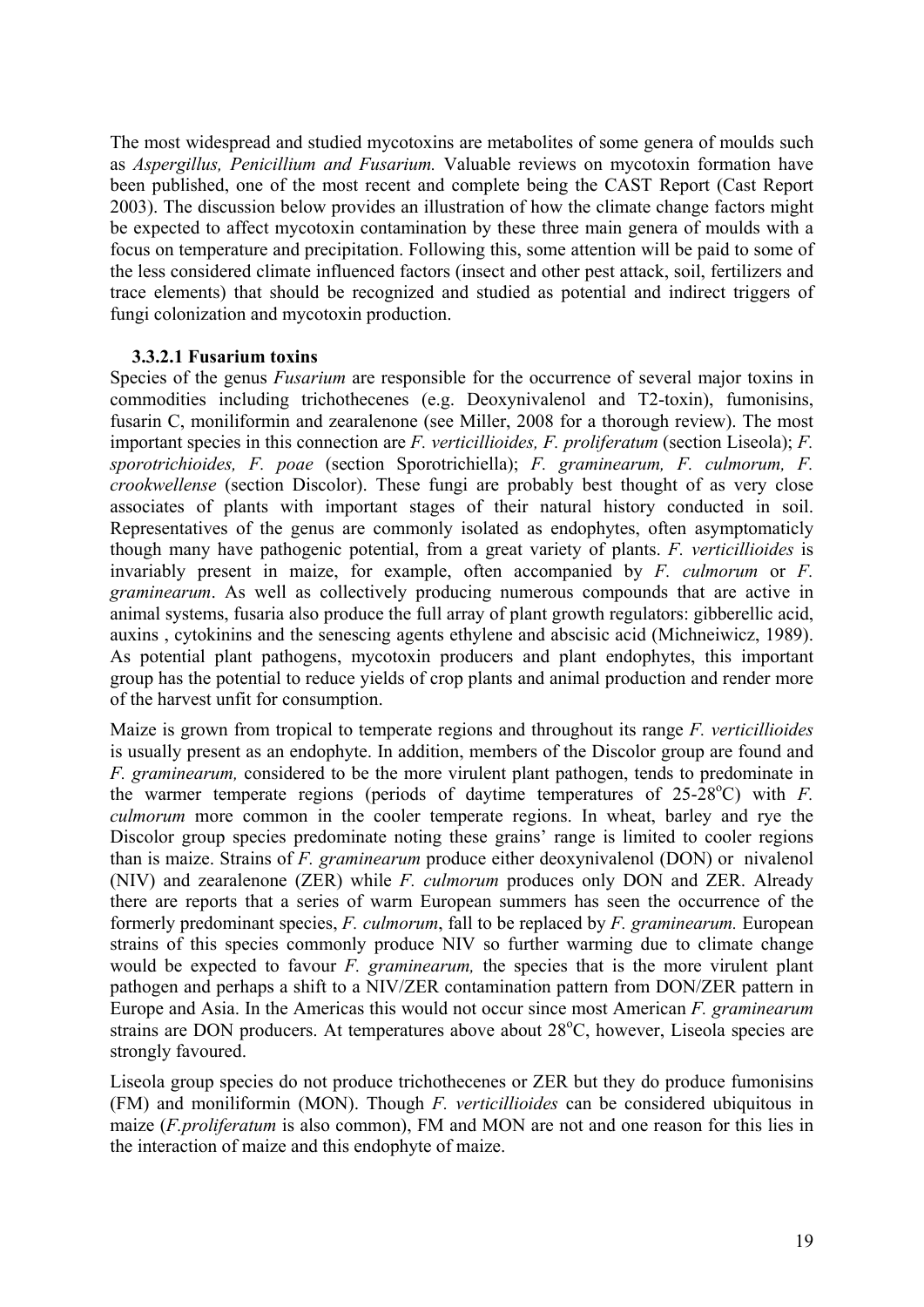The most widespread and studied mycotoxins are metabolites of some genera of moulds such as *Aspergillus, Penicillium and Fusarium.* Valuable reviews on mycotoxin formation have been published, one of the most recent and complete being the CAST Report (Cast Report 2003). The discussion below provides an illustration of how the climate change factors might be expected to affect mycotoxin contamination by these three main genera of moulds with a focus on temperature and precipitation. Following this, some attention will be paid to some of the less considered climate influenced factors (insect and other pest attack, soil, fertilizers and trace elements) that should be recognized and studied as potential and indirect triggers of fungi colonization and mycotoxin production.

#### 3.3.2.1 Fusarium toxins

Species of the genus *Fusarium* are responsible for the occurrence of several major toxins in commodities including trichothecenes (e.g. Deoxynivalenol and T2-toxin), fumonisins, fusarin C, moniliformin and zearalenone (see Miller, 2008 for a thorough review). The most important species in this connection are *F. verticillioides, F. proliferatum* (section Liseola); *F. sporotrichioides, F. poae* (section Sporotrichiella); *F. graminearum, F. culmorum, F. crookwellense* (section Discolor). These fungi are probably best thought of as very close associates of plants with important stages of their natural history conducted in soil. Representatives of the genus are commonly isolated as endophytes, often asymptomaticly though many have pathogenic potential, from a great variety of plants. *F. verticillioides* is invariably present in maize, for example, often accompanied by *F. culmorum* or *F. graminearum*. As well as collectively producing numerous compounds that are active in animal systems, fusaria also produce the full array of plant growth regulators: gibberellic acid, auxins , cytokinins and the senescing agents ethylene and abscisic acid (Michneiwicz, 1989). As potential plant pathogens, mycotoxin producers and plant endophytes, this important group has the potential to reduce yields of crop plants and animal production and render more of the harvest unfit for consumption.

Maize is grown from tropical to temperate regions and throughout its range *F. verticillioides* is usually present as an endophyte. In addition, members of the Discolor group are found and *F. graminearum,* considered to be the more virulent plant pathogen, tends to predominate in the warmer temperate regions (periods of daytime temperatures of 25-28$^{o}$C) with *F. culmorum* more common in the cooler temperate regions. In wheat, barley and rye the Discolor group species predominate noting these grains' range is limited to cooler regions than is maize. Strains of *F. graminearum* produce either deoxynivalenol (DON) or nivalenol (NIV) and zearalenone (ZER) while *F. culmorum* produces only DON and ZER. Already there are reports that a series of warm European summers has seen the occurrence of the formerly predominant species, *F. culmorum*, fall to be replaced by *F. graminearum.* European strains of this species commonly produce NIV so further warming due to climate change would be expected to favour *F. graminearum,* the species that is the more virulent plant pathogen and perhaps a shift to a NIV/ZER contamination pattern from DON/ZER pattern in Europe and Asia. In the Americas this would not occur since most American *F. graminearum* strains are DON producers. At temperatures above about 28$^{o}$C, however, Liseola species are strongly favoured.

Liseola group species do not produce trichothecenes or ZER but they do produce fumonisins (FM) and moniliformin (MON). Though *F. verticillioides* can be considered ubiquitous in maize (*F.proliferatum* is also common), FM and MON are not and one reason for this lies in the interaction of maize and this endophyte of maize.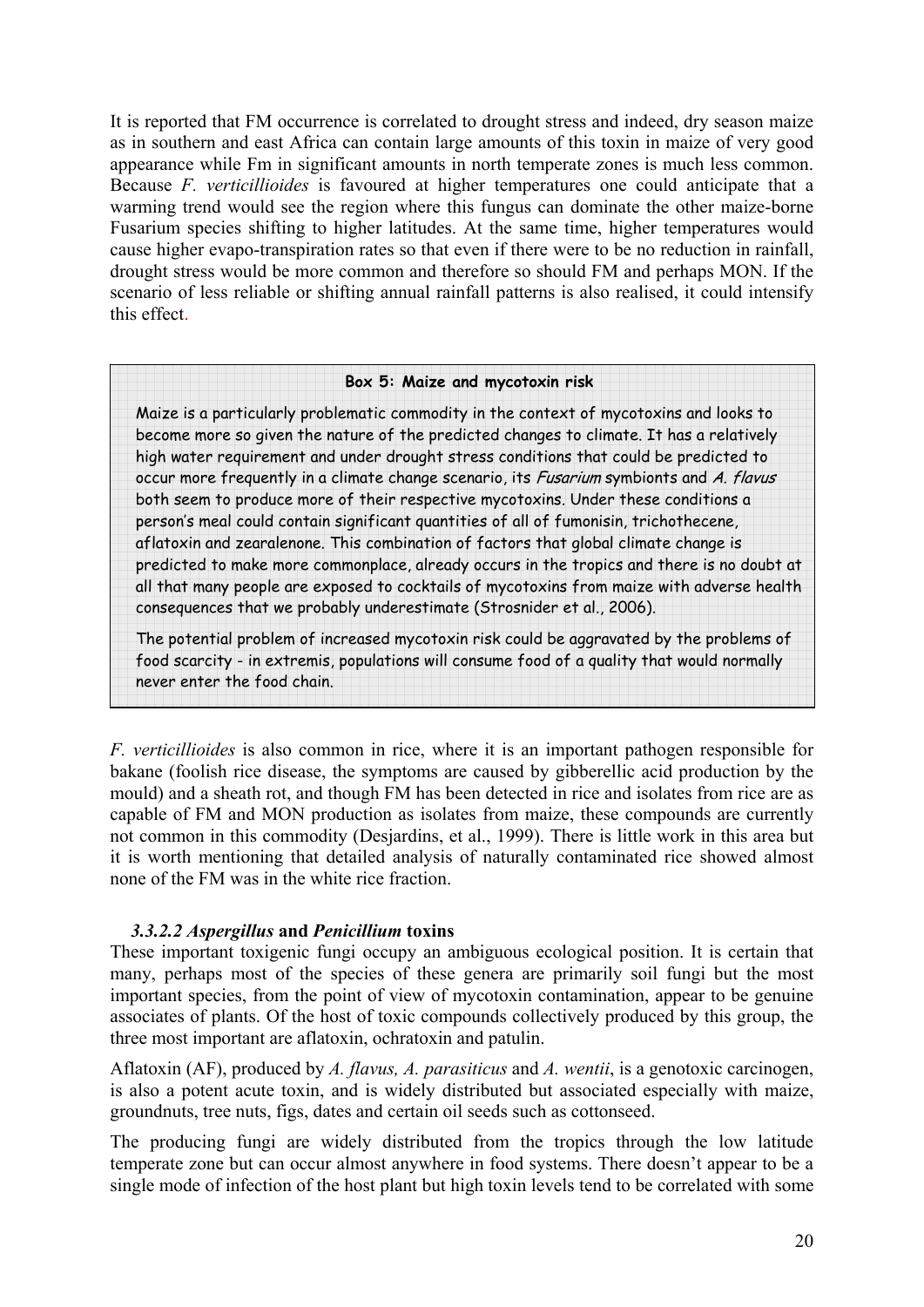It is reported that FM occurrence is correlated to drought stress and indeed, dry season maize as in southern and east Africa can contain large amounts of this toxin in maize of very good appearance while Fm in significant amounts in north temperate zones is much less common. Because *F. verticillioides* is favoured at higher temperatures one could anticipate that a warming trend would see the region where this fungus can dominate the other maize-borne Fusarium species shifting to higher latitudes. At the same time, higher temperatures would cause higher evapo-transpiration rates so that even if there were to be no reduction in rainfall, drought stress would be more common and therefore so should FM and perhaps MON. If the scenario of less reliable or shifting annual rainfall patterns is also realised, it could intensify this effect.

> **Box 5: Maize and mycotoxin risk**
>
> Maize is a particularly problematic commodity in the context of mycotoxins and looks to become more so given the nature of the predicted changes to climate. It has a relatively high water requirement and under drought stress conditions that could be predicted to occur more frequently in a climate change scenario, its *Fusarium* symbionts and *A. flavus* both seem to produce more of their respective mycotoxins. Under these conditions a person's meal could contain significant quantities of all of fumonisin, trichothecene, aflatoxin and zearalenone. This combination of factors that global climate change is predicted to make more commonplace, already occurs in the tropics and there is no doubt at all that many people are exposed to cocktails of mycotoxins from maize with adverse health consequences that we probably underestimate (Strosnider et al., 2006).
>
> The potential problem of increased mycotoxin risk could be aggravated by the problems of food scarcity - in extremis, populations will consume food of a quality that would normally never enter the food chain.

*F. verticillioides* is also common in rice, where it is an important pathogen responsible for bakane (foolish rice disease, the symptoms are caused by gibberellic acid production by the mould) and a sheath rot, and though FM has been detected in rice and isolates from rice are as capable of FM and MON production as isolates from maize, these compounds are currently not common in this commodity (Desjardins, et al., 1999). There is little work in this area but it is worth mentioning that detailed analysis of naturally contaminated rice showed almost none of the FM was in the white rice fraction.

#### *3.3.2.2 Aspergillus* and *Penicillium* toxins

These important toxigenic fungi occupy an ambiguous ecological position. It is certain that many, perhaps most of the species of these genera are primarily soil fungi but the most important species, from the point of view of mycotoxin contamination, appear to be genuine associates of plants. Of the host of toxic compounds collectively produced by this group, the three most important are aflatoxin, ochratoxin and patulin.

Aflatoxin (AF), produced by *A. flavus, A. parasiticus* and *A. wentii*, is a genotoxic carcinogen, is also a potent acute toxin, and is widely distributed but associated especially with maize, groundnuts, tree nuts, figs, dates and certain oil seeds such as cottonseed.

The producing fungi are widely distributed from the tropics through the low latitude temperate zone but can occur almost anywhere in food systems. There doesn't appear to be a single mode of infection of the host plant but high toxin levels tend to be correlated with some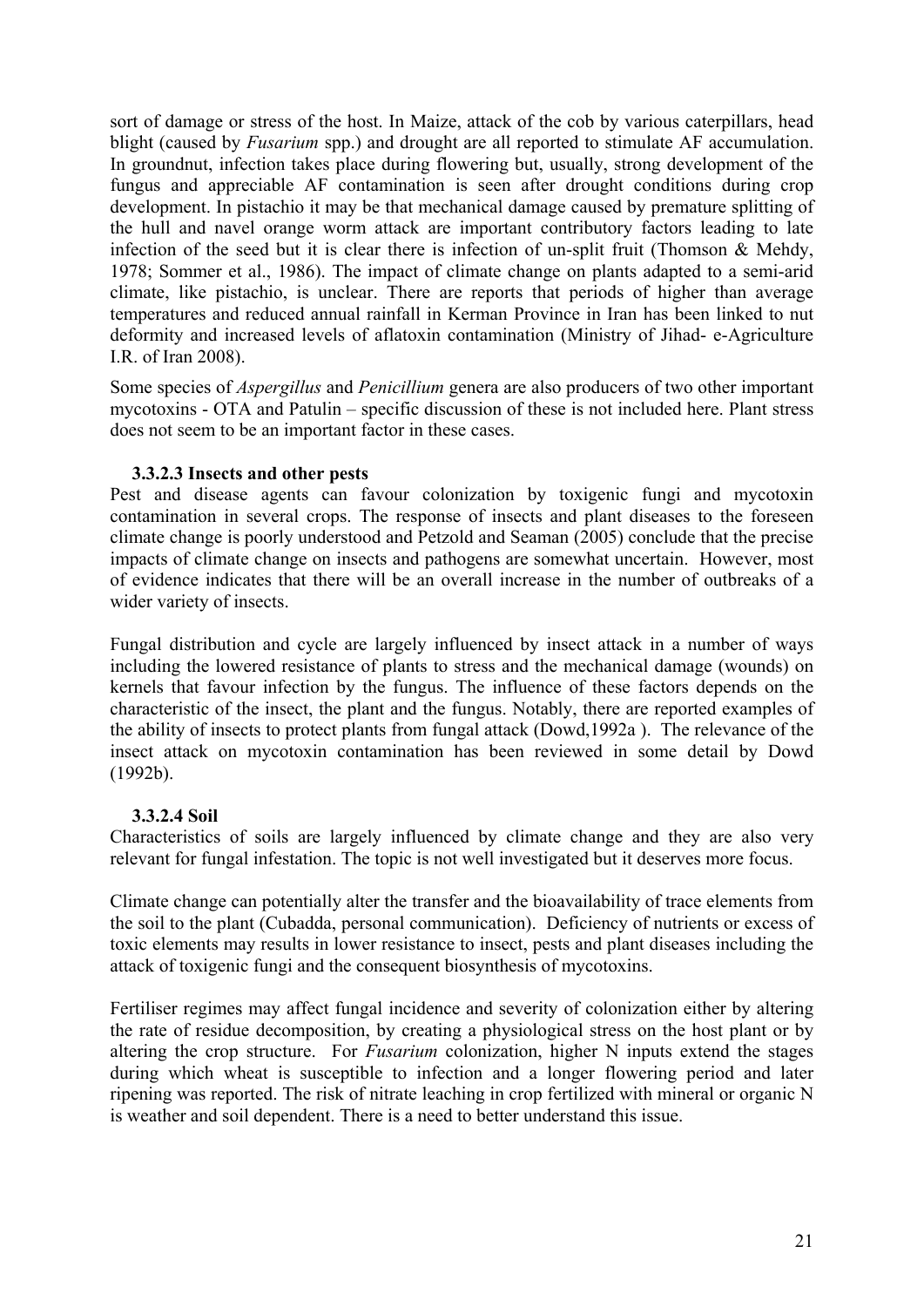sort of damage or stress of the host. In Maize, attack of the cob by various caterpillars, head blight (caused by *Fusarium* spp.) and drought are all reported to stimulate AF accumulation. In groundnut, infection takes place during flowering but, usually, strong development of the fungus and appreciable AF contamination is seen after drought conditions during crop development. In pistachio it may be that mechanical damage caused by premature splitting of the hull and navel orange worm attack are important contributory factors leading to late infection of the seed but it is clear there is infection of un-split fruit (Thomson & Mehdy, 1978; Sommer et al., 1986). The impact of climate change on plants adapted to a semi-arid climate, like pistachio, is unclear. There are reports that periods of higher than average temperatures and reduced annual rainfall in Kerman Province in Iran has been linked to nut deformity and increased levels of aflatoxin contamination (Ministry of Jihad- e-Agriculture I.R. of Iran 2008).

Some species of *Aspergillus* and *Penicillium* genera are also producers of two other important mycotoxins - OTA and Patulin – specific discussion of these is not included here. Plant stress does not seem to be an important factor in these cases.

#### 3.3.2.3 Insects and other pests

Pest and disease agents can favour colonization by toxigenic fungi and mycotoxin contamination in several crops. The response of insects and plant diseases to the foreseen climate change is poorly understood and Petzold and Seaman (2005) conclude that the precise impacts of climate change on insects and pathogens are somewhat uncertain. However, most of evidence indicates that there will be an overall increase in the number of outbreaks of a wider variety of insects.

Fungal distribution and cycle are largely influenced by insect attack in a number of ways including the lowered resistance of plants to stress and the mechanical damage (wounds) on kernels that favour infection by the fungus. The influence of these factors depends on the characteristic of the insect, the plant and the fungus. Notably, there are reported examples of the ability of insects to protect plants from fungal attack (Dowd,1992a ). The relevance of the insect attack on mycotoxin contamination has been reviewed in some detail by Dowd (1992b).

#### 3.3.2.4 Soil

Characteristics of soils are largely influenced by climate change and they are also very relevant for fungal infestation. The topic is not well investigated but it deserves more focus.

Climate change can potentially alter the transfer and the bioavailability of trace elements from the soil to the plant (Cubadda, personal communication). Deficiency of nutrients or excess of toxic elements may results in lower resistance to insect, pests and plant diseases including the attack of toxigenic fungi and the consequent biosynthesis of mycotoxins.

Fertiliser regimes may affect fungal incidence and severity of colonization either by altering the rate of residue decomposition, by creating a physiological stress on the host plant or by altering the crop structure. For *Fusarium* colonization, higher N inputs extend the stages during which wheat is susceptible to infection and a longer flowering period and later ripening was reported. The risk of nitrate leaching in crop fertilized with mineral or organic N is weather and soil dependent. There is a need to better understand this issue.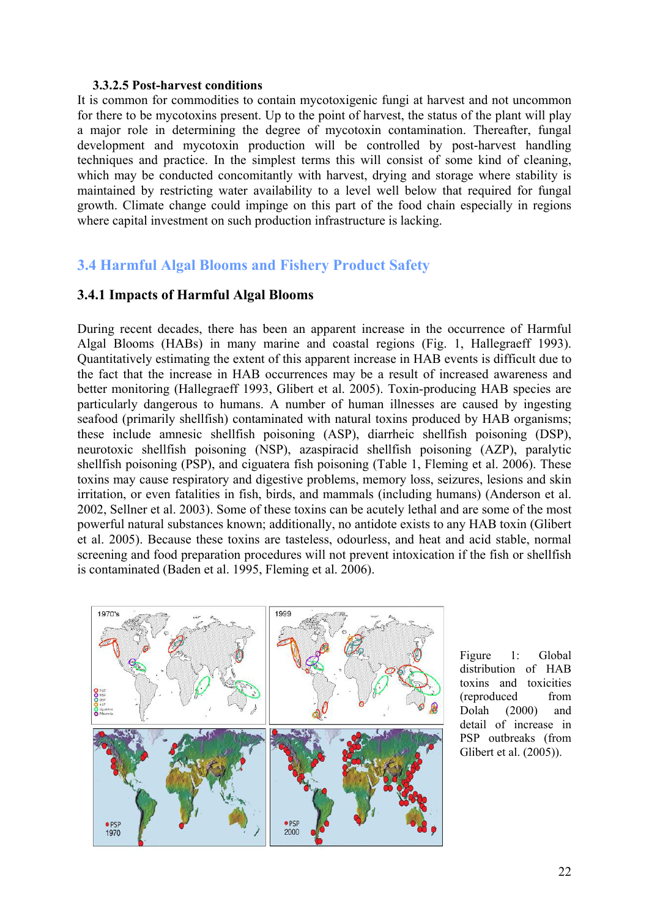#### 3.3.2.5 Post-harvest conditions

It is common for commodities to contain mycotoxigenic fungi at harvest and not uncommon for there to be mycotoxins present. Up to the point of harvest, the status of the plant will play a major role in determining the degree of mycotoxin contamination. Thereafter, fungal development and mycotoxin production will be controlled by post-harvest handling techniques and practice. In the simplest terms this will consist of some kind of cleaning, which may be conducted concomitantly with harvest, drying and storage where stability is maintained by restricting water availability to a level well below that required for fungal growth. Climate change could impinge on this part of the food chain especially in regions where capital investment on such production infrastructure is lacking.

## 3.4 Harmful Algal Blooms and Fishery Product Safety

### 3.4.1 Impacts of Harmful Algal Blooms

During recent decades, there has been an apparent increase in the occurrence of Harmful Algal Blooms (HABs) in many marine and coastal regions (Fig. 1, Hallegraeff 1993). Quantitatively estimating the extent of this apparent increase in HAB events is difficult due to the fact that the increase in HAB occurrences may be a result of increased awareness and better monitoring (Hallegraeff 1993, Glibert et al. 2005). Toxin-producing HAB species are particularly dangerous to humans. A number of human illnesses are caused by ingesting seafood (primarily shellfish) contaminated with natural toxins produced by HAB organisms; these include amnesic shellfish poisoning (ASP), diarrheic shellfish poisoning (DSP), neurotoxic shellfish poisoning (NSP), azaspiracid shellfish poisoning (AZP), paralytic shellfish poisoning (PSP), and ciguatera fish poisoning (Table 1, Fleming et al. 2006). These toxins may cause respiratory and digestive problems, memory loss, seizures, lesions and skin irritation, or even fatalities in fish, birds, and mammals (including humans) (Anderson et al. 2002, Sellner et al. 2003). Some of these toxins can be acutely lethal and are some of the most powerful natural substances known; additionally, no antidote exists to any HAB toxin (Glibert et al. 2005). Because these toxins are tasteless, odourless, and heat and acid stable, normal screening and food preparation procedures will not prevent intoxication if the fish or shellfish is contaminated (Baden et al. 1995, Fleming et al. 2006).

Figure 1: Global distribution of HAB toxins and toxicities (reproduced from Dolah (2000) and detail of increase in PSP outbreaks (from Glibert et al. (2005)).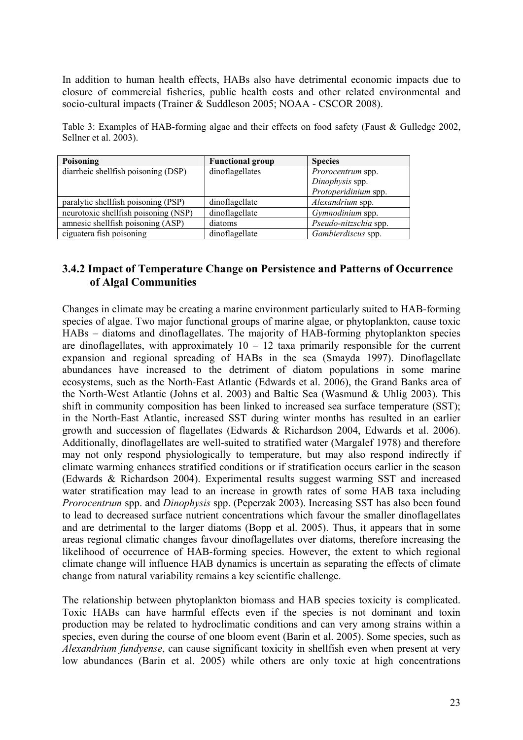In addition to human health effects, HABs also have detrimental economic impacts due to closure of commercial fisheries, public health costs and other related environmental and socio-cultural impacts (Trainer & Suddleson 2005; NOAA - CSCOR 2008).

Table 3: Examples of HAB-forming algae and their effects on food safety (Faust & Gulledge 2002, Sellner et al. 2003).

| **Poisoning** | **Functional group** | **Species** |
|---|---|---|
| diarrheic shellfish poisoning (DSP) | dinoflagellates | *Prorocentrum* spp.<br>*Dinophysis* spp.<br>*Protoperidinium* spp. |
| paralytic shellfish poisoning (PSP) | dinoflagellate | *Alexandrium* spp. |
| neurotoxic shellfish poisoning (NSP) | dinoflagellate | *Gymnodinium* spp. |
| amnesic shellfish poisoning (ASP) | diatoms | *Pseudo-nitzschia* spp. |
| ciguatera fish poisoning | dinoflagellate | *Gambierdiscus* spp. |

### 3.4.2 Impact of Temperature Change on Persistence and Patterns of Occurrence of Algal Communities

Changes in climate may be creating a marine environment particularly suited to HAB-forming species of algae. Two major functional groups of marine algae, or phytoplankton, cause toxic HABs – diatoms and dinoflagellates. The majority of HAB-forming phytoplankton species are dinoflagellates, with approximately 10 – 12 taxa primarily responsible for the current expansion and regional spreading of HABs in the sea (Smayda 1997). Dinoflagellate abundances have increased to the detriment of diatom populations in some marine ecosystems, such as the North-East Atlantic (Edwards et al. 2006), the Grand Banks area of the North-West Atlantic (Johns et al. 2003) and Baltic Sea (Wasmund & Uhlig 2003). This shift in community composition has been linked to increased sea surface temperature (SST); in the North-East Atlantic, increased SST during winter months has resulted in an earlier growth and succession of flagellates (Edwards & Richardson 2004, Edwards et al. 2006). Additionally, dinoflagellates are well-suited to stratified water (Margalef 1978) and therefore may not only respond physiologically to temperature, but may also respond indirectly if climate warming enhances stratified conditions or if stratification occurs earlier in the season (Edwards & Richardson 2004). Experimental results suggest warming SST and increased water stratification may lead to an increase in growth rates of some HAB taxa including *Prorocentrum* spp. and *Dinophysis* spp. (Peperzak 2003). Increasing SST has also been found to lead to decreased surface nutrient concentrations which favour the smaller dinoflagellates and are detrimental to the larger diatoms (Bopp et al. 2005). Thus, it appears that in some areas regional climatic changes favour dinoflagellates over diatoms, therefore increasing the likelihood of occurrence of HAB-forming species. However, the extent to which regional climate change will influence HAB dynamics is uncertain as separating the effects of climate change from natural variability remains a key scientific challenge.

The relationship between phytoplankton biomass and HAB species toxicity is complicated. Toxic HABs can have harmful effects even if the species is not dominant and toxin production may be related to hydroclimatic conditions and can very among strains within a species, even during the course of one bloom event (Barin et al. 2005). Some species, such as *Alexandrium fundyense*, can cause significant toxicity in shellfish even when present at very low abundances (Barin et al. 2005) while others are only toxic at high concentrations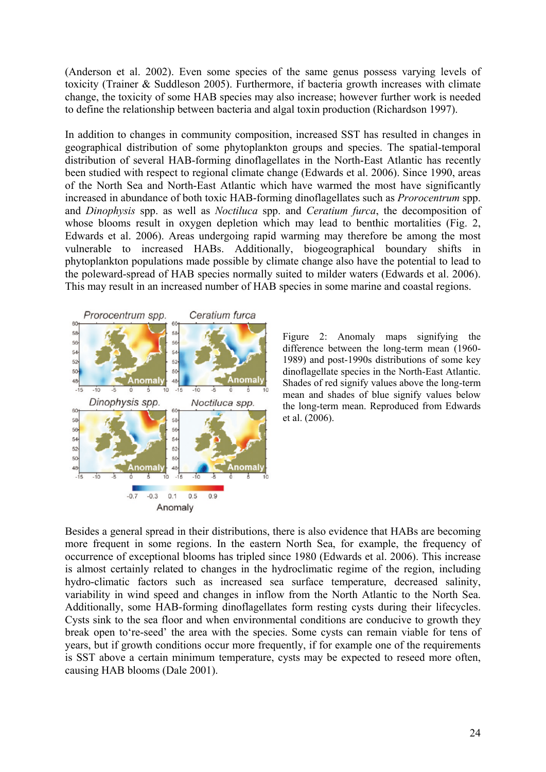(Anderson et al. 2002). Even some species of the same genus possess varying levels of toxicity (Trainer & Suddleson 2005). Furthermore, if bacteria growth increases with climate change, the toxicity of some HAB species may also increase; however further work is needed to define the relationship between bacteria and algal toxin production (Richardson 1997).

In addition to changes in community composition, increased SST has resulted in changes in geographical distribution of some phytoplankton groups and species. The spatial-temporal distribution of several HAB-forming dinoflagellates in the North-East Atlantic has recently been studied with respect to regional climate change (Edwards et al. 2006). Since 1990, areas of the North Sea and North-East Atlantic which have warmed the most have significantly increased in abundance of both toxic HAB-forming dinoflagellates such as *Prorocentrum* spp. and *Dinophysis* spp. as well as *Noctiluca* spp. and *Ceratium furca*, the decomposition of whose blooms result in oxygen depletion which may lead to benthic mortalities (Fig. 2, Edwards et al. 2006). Areas undergoing rapid warming may therefore be among the most vulnerable to increased HABs. Additionally, biogeographical boundary shifts in phytoplankton populations made possible by climate change also have the potential to lead to the poleward-spread of HAB species normally suited to milder waters (Edwards et al. 2006). This may result in an increased number of HAB species in some marine and coastal regions.

Figure 2: Anomaly maps signifying the difference between the long-term mean (1960-1989) and post-1990s distributions of some key dinoflagellate species in the North-East Atlantic. Shades of red signify values above the long-term mean and shades of blue signify values below the long-term mean. Reproduced from Edwards et al. (2006).

Besides a general spread in their distributions, there is also evidence that HABs are becoming more frequent in some regions. In the eastern North Sea, for example, the frequency of occurrence of exceptional blooms has tripled since 1980 (Edwards et al. 2006). This increase is almost certainly related to changes in the hydroclimatic regime of the region, including hydro-climatic factors such as increased sea surface temperature, decreased salinity, variability in wind speed and changes in inflow from the North Atlantic to the North Sea. Additionally, some HAB-forming dinoflagellates form resting cysts during their lifecycles. Cysts sink to the sea floor and when environmental conditions are conducive to growth they break open to're-seed' the area with the species. Some cysts can remain viable for tens of years, but if growth conditions occur more frequently, if for example one of the requirements is SST above a certain minimum temperature, cysts may be expected to reseed more often, causing HAB blooms (Dale 2001).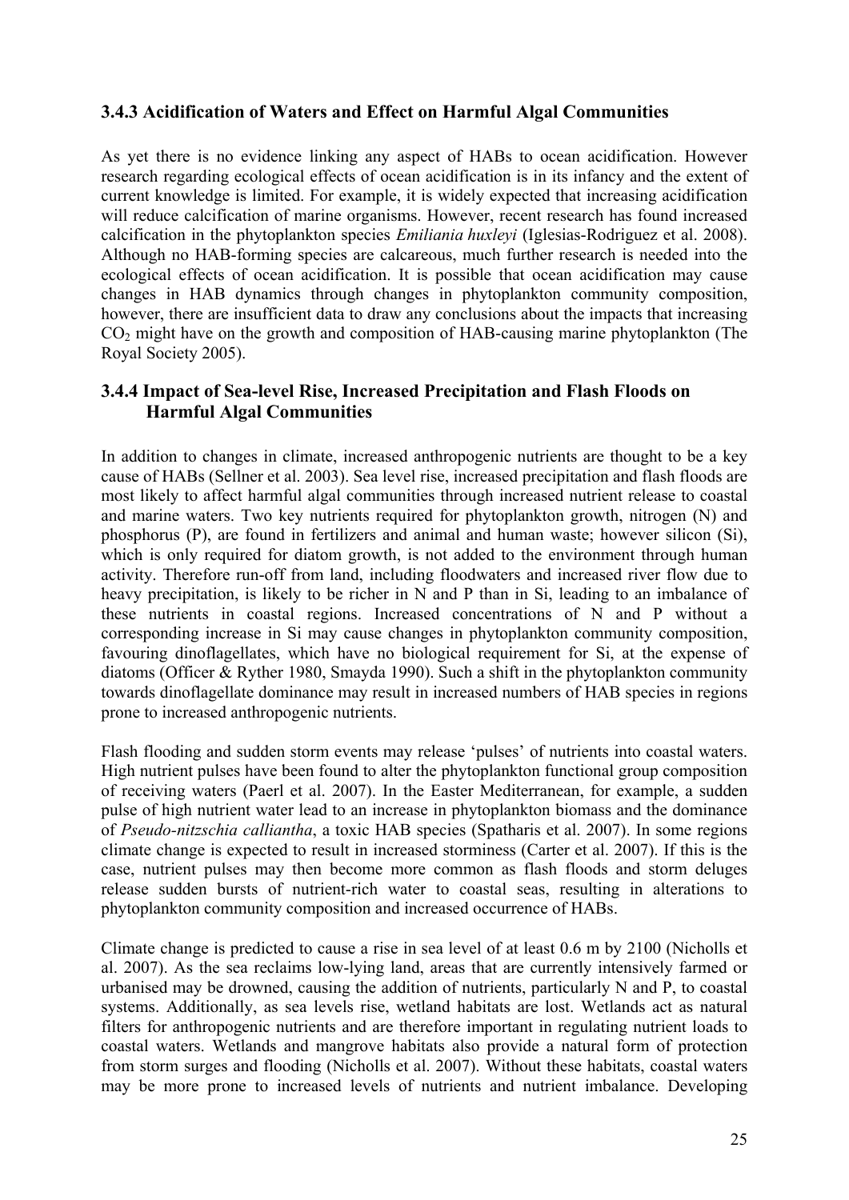### 3.4.3 Acidification of Waters and Effect on Harmful Algal Communities

As yet there is no evidence linking any aspect of HABs to ocean acidification. However research regarding ecological effects of ocean acidification is in its infancy and the extent of current knowledge is limited. For example, it is widely expected that increasing acidification will reduce calcification of marine organisms. However, recent research has found increased calcification in the phytoplankton species *Emiliania huxleyi* (Iglesias-Rodriguez et al. 2008). Although no HAB-forming species are calcareous, much further research is needed into the ecological effects of ocean acidification. It is possible that ocean acidification may cause changes in HAB dynamics through changes in phytoplankton community composition, however, there are insufficient data to draw any conclusions about the impacts that increasing $CO_2$ might have on the growth and composition of HAB-causing marine phytoplankton (The Royal Society 2005).

### 3.4.4 Impact of Sea-level Rise, Increased Precipitation and Flash Floods on Harmful Algal Communities

In addition to changes in climate, increased anthropogenic nutrients are thought to be a key cause of HABs (Sellner et al. 2003). Sea level rise, increased precipitation and flash floods are most likely to affect harmful algal communities through increased nutrient release to coastal and marine waters. Two key nutrients required for phytoplankton growth, nitrogen (N) and phosphorus (P), are found in fertilizers and animal and human waste; however silicon (Si), which is only required for diatom growth, is not added to the environment through human activity. Therefore run-off from land, including floodwaters and increased river flow due to heavy precipitation, is likely to be richer in N and P than in Si, leading to an imbalance of these nutrients in coastal regions. Increased concentrations of N and P without a corresponding increase in Si may cause changes in phytoplankton community composition, favouring dinoflagellates, which have no biological requirement for Si, at the expense of diatoms (Officer & Ryther 1980, Smayda 1990). Such a shift in the phytoplankton community towards dinoflagellate dominance may result in increased numbers of HAB species in regions prone to increased anthropogenic nutrients.

Flash flooding and sudden storm events may release 'pulses' of nutrients into coastal waters. High nutrient pulses have been found to alter the phytoplankton functional group composition of receiving waters (Paerl et al. 2007). In the Easter Mediterranean, for example, a sudden pulse of high nutrient water lead to an increase in phytoplankton biomass and the dominance of *Pseudo-nitzschia calliantha*, a toxic HAB species (Spatharis et al. 2007). In some regions climate change is expected to result in increased storminess (Carter et al. 2007). If this is the case, nutrient pulses may then become more common as flash floods and storm deluges release sudden bursts of nutrient-rich water to coastal seas, resulting in alterations to phytoplankton community composition and increased occurrence of HABs.

Climate change is predicted to cause a rise in sea level of at least 0.6 m by 2100 (Nicholls et al. 2007). As the sea reclaims low-lying land, areas that are currently intensively farmed or urbanised may be drowned, causing the addition of nutrients, particularly N and P, to coastal systems. Additionally, as sea levels rise, wetland habitats are lost. Wetlands act as natural filters for anthropogenic nutrients and are therefore important in regulating nutrient loads to coastal waters. Wetlands and mangrove habitats also provide a natural form of protection from storm surges and flooding (Nicholls et al. 2007). Without these habitats, coastal waters may be more prone to increased levels of nutrients and nutrient imbalance. Developing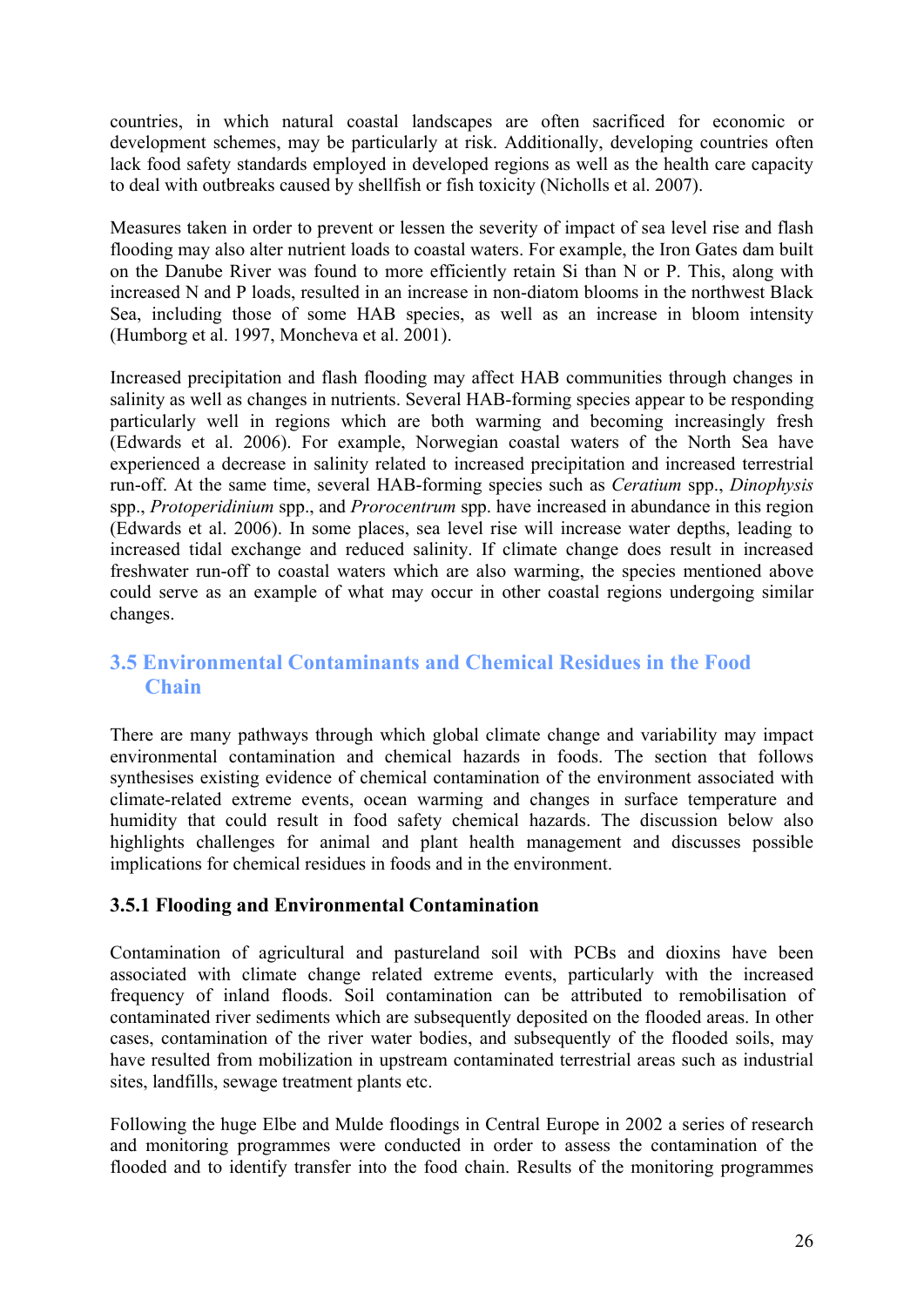countries, in which natural coastal landscapes are often sacrificed for economic or development schemes, may be particularly at risk. Additionally, developing countries often lack food safety standards employed in developed regions as well as the health care capacity to deal with outbreaks caused by shellfish or fish toxicity (Nicholls et al. 2007).

Measures taken in order to prevent or lessen the severity of impact of sea level rise and flash flooding may also alter nutrient loads to coastal waters. For example, the Iron Gates dam built on the Danube River was found to more efficiently retain Si than N or P. This, along with increased N and P loads, resulted in an increase in non-diatom blooms in the northwest Black Sea, including those of some HAB species, as well as an increase in bloom intensity (Humborg et al. 1997, Moncheva et al. 2001).

Increased precipitation and flash flooding may affect HAB communities through changes in salinity as well as changes in nutrients. Several HAB-forming species appear to be responding particularly well in regions which are both warming and becoming increasingly fresh (Edwards et al. 2006). For example, Norwegian coastal waters of the North Sea have experienced a decrease in salinity related to increased precipitation and increased terrestrial run-off. At the same time, several HAB-forming species such as *Ceratium* spp., *Dinophysis* spp., *Protoperidinium* spp., and *Prorocentrum* spp. have increased in abundance in this region (Edwards et al. 2006). In some places, sea level rise will increase water depths, leading to increased tidal exchange and reduced salinity. If climate change does result in increased freshwater run-off to coastal waters which are also warming, the species mentioned above could serve as an example of what may occur in other coastal regions undergoing similar changes.

## 3.5 Environmental Contaminants and Chemical Residues in the Food Chain

There are many pathways through which global climate change and variability may impact environmental contamination and chemical hazards in foods. The section that follows synthesises existing evidence of chemical contamination of the environment associated with climate-related extreme events, ocean warming and changes in surface temperature and humidity that could result in food safety chemical hazards. The discussion below also highlights challenges for animal and plant health management and discusses possible implications for chemical residues in foods and in the environment.

### 3.5.1 Flooding and Environmental Contamination

Contamination of agricultural and pastureland soil with PCBs and dioxins have been associated with climate change related extreme events, particularly with the increased frequency of inland floods. Soil contamination can be attributed to remobilisation of contaminated river sediments which are subsequently deposited on the flooded areas. In other cases, contamination of the river water bodies, and subsequently of the flooded soils, may have resulted from mobilization in upstream contaminated terrestrial areas such as industrial sites, landfills, sewage treatment plants etc.

Following the huge Elbe and Mulde floodings in Central Europe in 2002 a series of research and monitoring programmes were conducted in order to assess the contamination of the flooded and to identify transfer into the food chain. Results of the monitoring programmes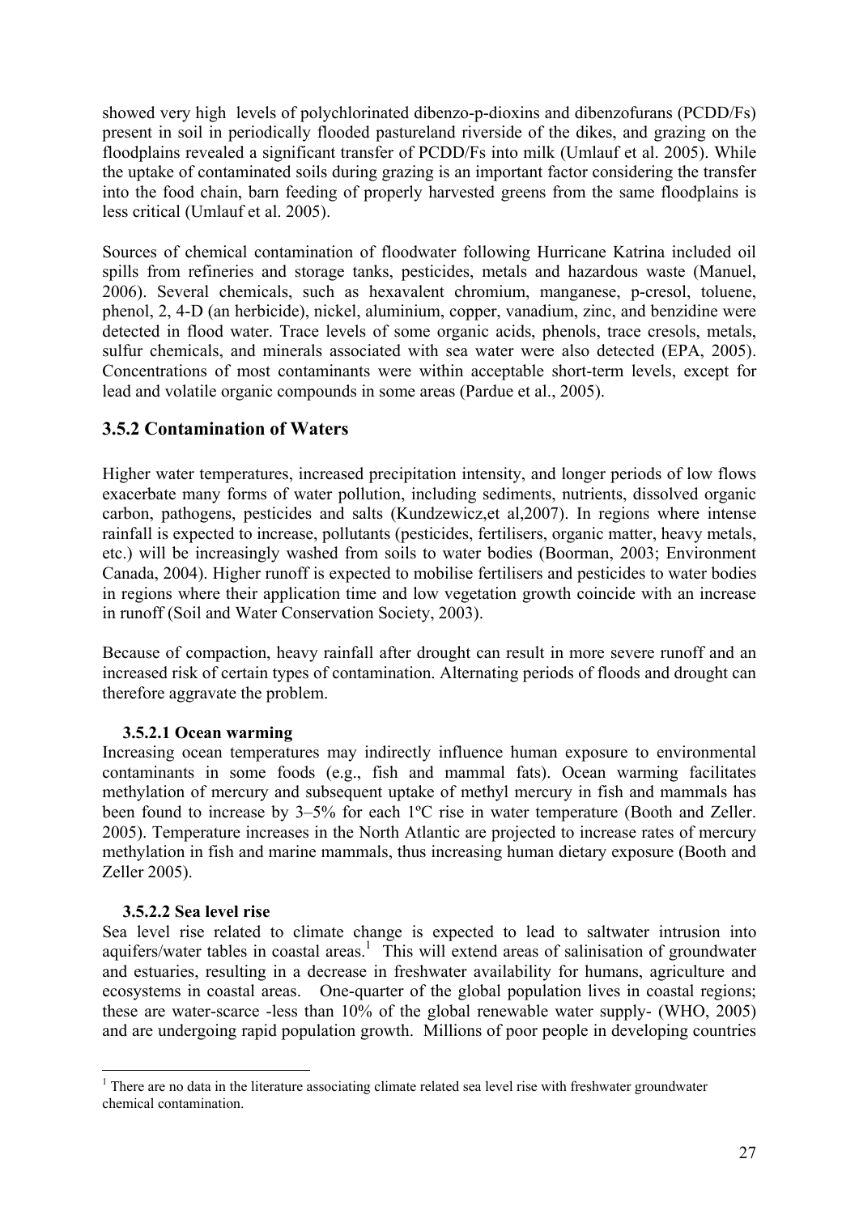showed very high levels of polychlorinated dibenzo-p-dioxins and dibenzofurans (PCDD/Fs) present in soil in periodically flooded pastureland riverside of the dikes, and grazing on the floodplains revealed a significant transfer of PCDD/Fs into milk (Umlauf et al. 2005). While the uptake of contaminated soils during grazing is an important factor considering the transfer into the food chain, barn feeding of properly harvested greens from the same floodplains is less critical (Umlauf et al. 2005).

Sources of chemical contamination of floodwater following Hurricane Katrina included oil spills from refineries and storage tanks, pesticides, metals and hazardous waste (Manuel, 2006). Several chemicals, such as hexavalent chromium, manganese, p-cresol, toluene, phenol, 2, 4-D (an herbicide), nickel, aluminium, copper, vanadium, zinc, and benzidine were detected in flood water. Trace levels of some organic acids, phenols, trace cresols, metals, sulfur chemicals, and minerals associated with sea water were also detected (EPA, 2005). Concentrations of most contaminants were within acceptable short-term levels, except for lead and volatile organic compounds in some areas (Pardue et al., 2005).

## 3.5.2 Contamination of Waters

Higher water temperatures, increased precipitation intensity, and longer periods of low flows exacerbate many forms of water pollution, including sediments, nutrients, dissolved organic carbon, pathogens, pesticides and salts (Kundzewicz,et al,2007). In regions where intense rainfall is expected to increase, pollutants (pesticides, fertilisers, organic matter, heavy metals, etc.) will be increasingly washed from soils to water bodies (Boorman, 2003; Environment Canada, 2004). Higher runoff is expected to mobilise fertilisers and pesticides to water bodies in regions where their application time and low vegetation growth coincide with an increase in runoff (Soil and Water Conservation Society, 2003).

Because of compaction, heavy rainfall after drought can result in more severe runoff and an increased risk of certain types of contamination. Alternating periods of floods and drought can therefore aggravate the problem.

### 3.5.2.1 Ocean warming

Increasing ocean temperatures may indirectly influence human exposure to environmental contaminants in some foods (e.g., fish and mammal fats). Ocean warming facilitates methylation of mercury and subsequent uptake of methyl mercury in fish and mammals has been found to increase by 3–5% for each 1ºC rise in water temperature (Booth and Zeller. 2005). Temperature increases in the North Atlantic are projected to increase rates of mercury methylation in fish and marine mammals, thus increasing human dietary exposure (Booth and Zeller 2005).

### 3.5.2.2 Sea level rise

Sea level rise related to climate change is expected to lead to saltwater intrusion into aquifers/water tables in coastal areas.[1] This will extend areas of salinisation of groundwater and estuaries, resulting in a decrease in freshwater availability for humans, agriculture and ecosystems in coastal areas. One-quarter of the global population lives in coastal regions; these are water-scarce -less than 10% of the global renewable water supply- (WHO, 2005) and are undergoing rapid population growth. Millions of poor people in developing countries

[1] There are no data in the literature associating climate related sea level rise with freshwater groundwater chemical contamination.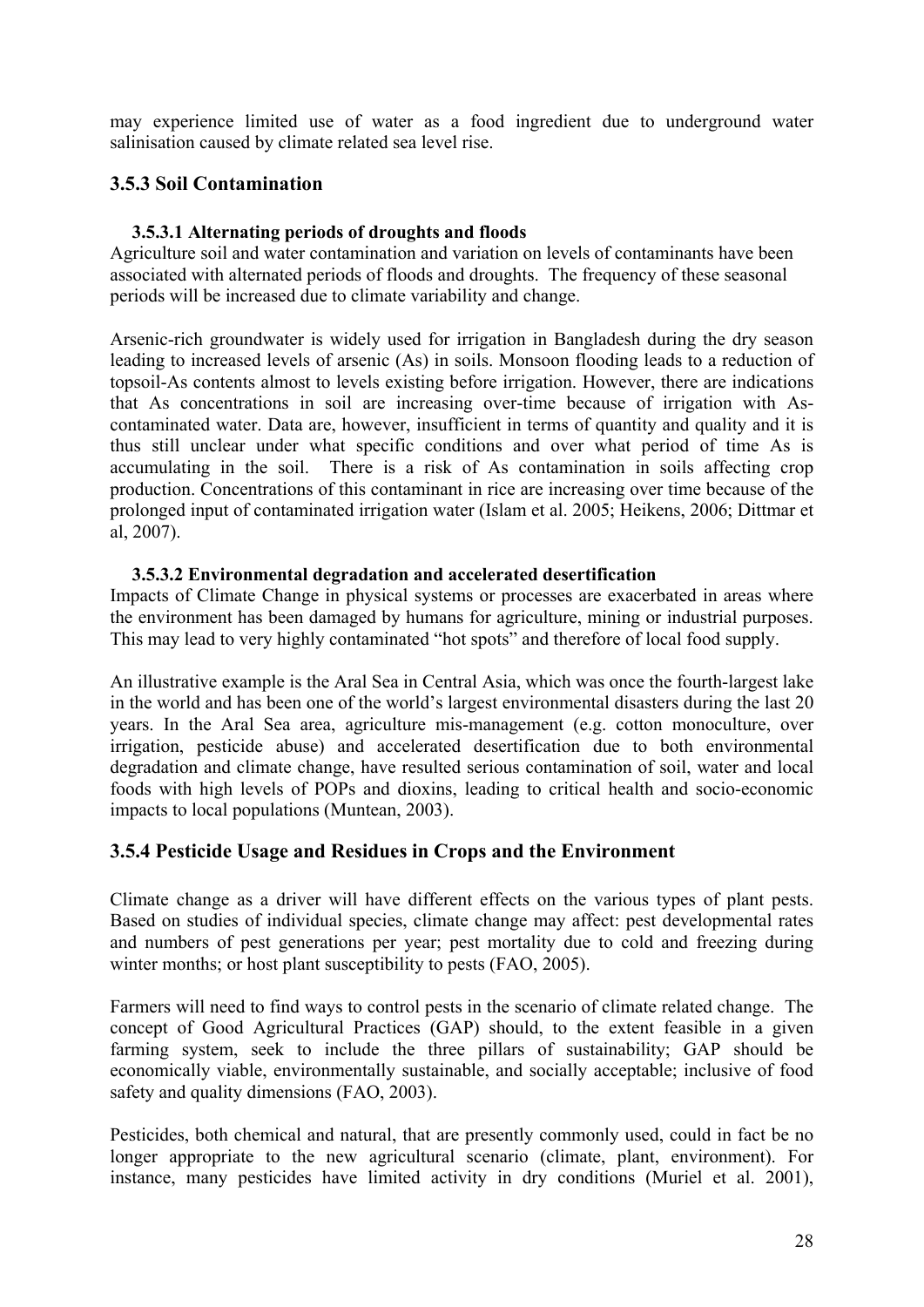may experience limited use of water as a food ingredient due to underground water salinisation caused by climate related sea level rise.

## 3.5.3 Soil Contamination

### 3.5.3.1 Alternating periods of droughts and floods

Agriculture soil and water contamination and variation on levels of contaminants have been associated with alternated periods of floods and droughts. The frequency of these seasonal periods will be increased due to climate variability and change.

Arsenic-rich groundwater is widely used for irrigation in Bangladesh during the dry season leading to increased levels of arsenic (As) in soils. Monsoon flooding leads to a reduction of topsoil-As contents almost to levels existing before irrigation. However, there are indications that As concentrations in soil are increasing over-time because of irrigation with As-contaminated water. Data are, however, insufficient in terms of quantity and quality and it is thus still unclear under what specific conditions and over what period of time As is accumulating in the soil. There is a risk of As contamination in soils affecting crop production. Concentrations of this contaminant in rice are increasing over time because of the prolonged input of contaminated irrigation water (Islam et al. 2005; Heikens, 2006; Dittmar et al, 2007).

### 3.5.3.2 Environmental degradation and accelerated desertification

Impacts of Climate Change in physical systems or processes are exacerbated in areas where the environment has been damaged by humans for agriculture, mining or industrial purposes. This may lead to very highly contaminated "hot spots" and therefore of local food supply.

An illustrative example is the Aral Sea in Central Asia, which was once the fourth-largest lake in the world and has been one of the world's largest environmental disasters during the last 20 years. In the Aral Sea area, agriculture mis-management (e.g. cotton monoculture, over irrigation, pesticide abuse) and accelerated desertification due to both environmental degradation and climate change, have resulted serious contamination of soil, water and local foods with high levels of POPs and dioxins, leading to critical health and socio-economic impacts to local populations (Muntean, 2003).

## 3.5.4 Pesticide Usage and Residues in Crops and the Environment

Climate change as a driver will have different effects on the various types of plant pests. Based on studies of individual species, climate change may affect: pest developmental rates and numbers of pest generations per year; pest mortality due to cold and freezing during winter months; or host plant susceptibility to pests (FAO, 2005).

Farmers will need to find ways to control pests in the scenario of climate related change. The concept of Good Agricultural Practices (GAP) should, to the extent feasible in a given farming system, seek to include the three pillars of sustainability; GAP should be economically viable, environmentally sustainable, and socially acceptable; inclusive of food safety and quality dimensions (FAO, 2003).

Pesticides, both chemical and natural, that are presently commonly used, could in fact be no longer appropriate to the new agricultural scenario (climate, plant, environment). For instance, many pesticides have limited activity in dry conditions (Muriel et al. 2001),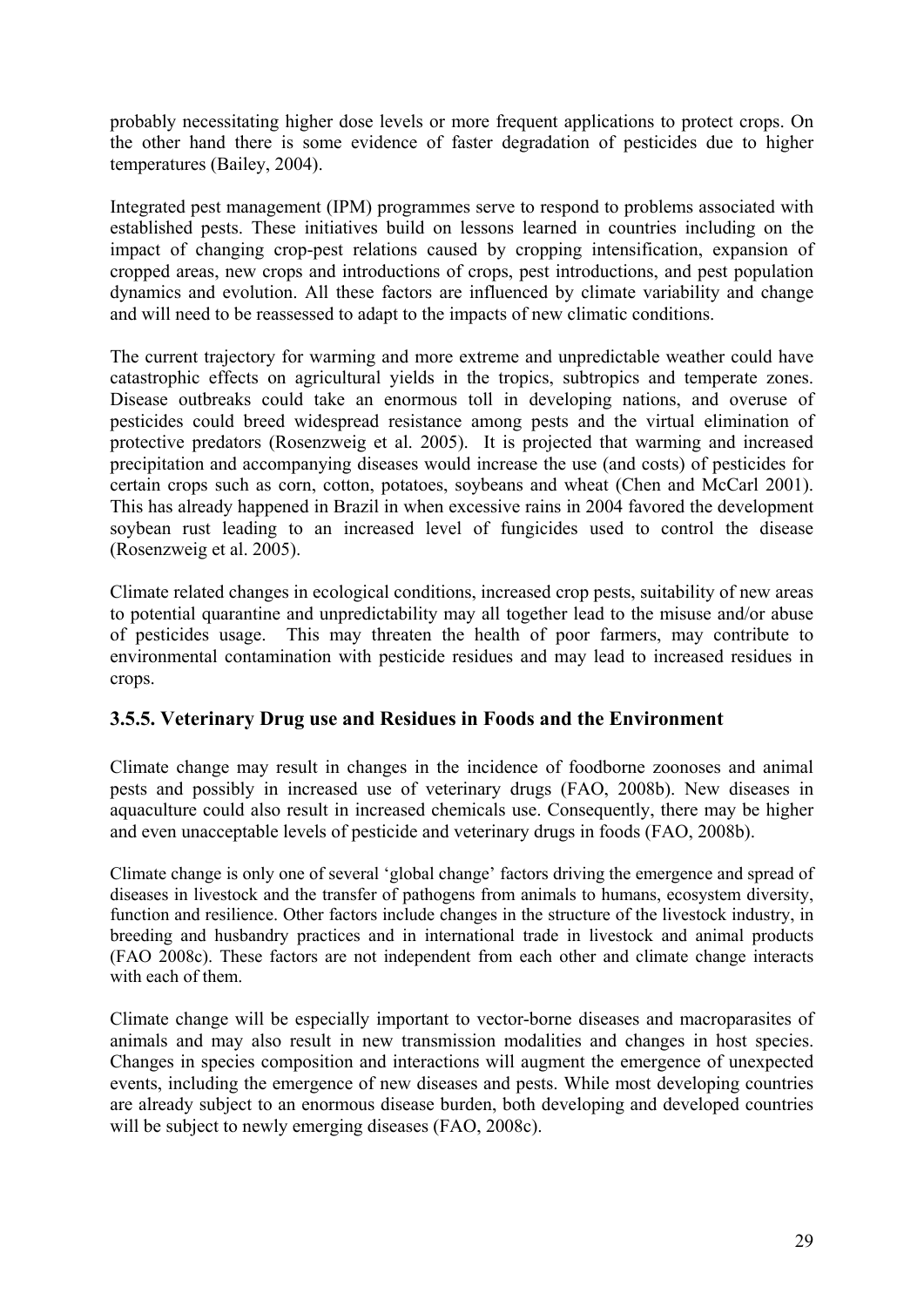probably necessitating higher dose levels or more frequent applications to protect crops. On the other hand there is some evidence of faster degradation of pesticides due to higher temperatures (Bailey, 2004).

Integrated pest management (IPM) programmes serve to respond to problems associated with established pests. These initiatives build on lessons learned in countries including on the impact of changing crop-pest relations caused by cropping intensification, expansion of cropped areas, new crops and introductions of crops, pest introductions, and pest population dynamics and evolution. All these factors are influenced by climate variability and change and will need to be reassessed to adapt to the impacts of new climatic conditions.

The current trajectory for warming and more extreme and unpredictable weather could have catastrophic effects on agricultural yields in the tropics, subtropics and temperate zones. Disease outbreaks could take an enormous toll in developing nations, and overuse of pesticides could breed widespread resistance among pests and the virtual elimination of protective predators (Rosenzweig et al. 2005). It is projected that warming and increased precipitation and accompanying diseases would increase the use (and costs) of pesticides for certain crops such as corn, cotton, potatoes, soybeans and wheat (Chen and McCarl 2001). This has already happened in Brazil in when excessive rains in 2004 favored the development soybean rust leading to an increased level of fungicides used to control the disease (Rosenzweig et al. 2005).

Climate related changes in ecological conditions, increased crop pests, suitability of new areas to potential quarantine and unpredictability may all together lead to the misuse and/or abuse of pesticides usage. This may threaten the health of poor farmers, may contribute to environmental contamination with pesticide residues and may lead to increased residues in crops.

### 3.5.5. Veterinary Drug use and Residues in Foods and the Environment

Climate change may result in changes in the incidence of foodborne zoonoses and animal pests and possibly in increased use of veterinary drugs (FAO, 2008b). New diseases in aquaculture could also result in increased chemicals use. Consequently, there may be higher and even unacceptable levels of pesticide and veterinary drugs in foods (FAO, 2008b).

Climate change is only one of several 'global change' factors driving the emergence and spread of diseases in livestock and the transfer of pathogens from animals to humans, ecosystem diversity, function and resilience. Other factors include changes in the structure of the livestock industry, in breeding and husbandry practices and in international trade in livestock and animal products (FAO 2008c). These factors are not independent from each other and climate change interacts with each of them.

Climate change will be especially important to vector-borne diseases and macroparasites of animals and may also result in new transmission modalities and changes in host species. Changes in species composition and interactions will augment the emergence of unexpected events, including the emergence of new diseases and pests. While most developing countries are already subject to an enormous disease burden, both developing and developed countries will be subject to newly emerging diseases (FAO, 2008c).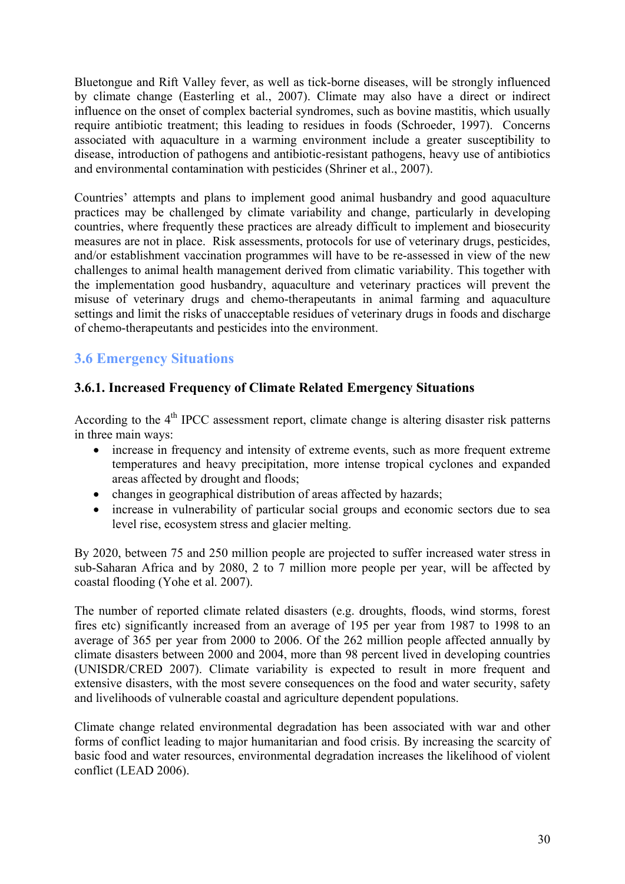Bluetongue and Rift Valley fever, as well as tick-borne diseases, will be strongly influenced by climate change (Easterling et al., 2007). Climate may also have a direct or indirect influence on the onset of complex bacterial syndromes, such as bovine mastitis, which usually require antibiotic treatment; this leading to residues in foods (Schroeder, 1997). Concerns associated with aquaculture in a warming environment include a greater susceptibility to disease, introduction of pathogens and antibiotic-resistant pathogens, heavy use of antibiotics and environmental contamination with pesticides (Shriner et al., 2007).

Countries' attempts and plans to implement good animal husbandry and good aquaculture practices may be challenged by climate variability and change, particularly in developing countries, where frequently these practices are already difficult to implement and biosecurity measures are not in place. Risk assessments, protocols for use of veterinary drugs, pesticides, and/or establishment vaccination programmes will have to be re-assessed in view of the new challenges to animal health management derived from climatic variability. This together with the implementation good husbandry, aquaculture and veterinary practices will prevent the misuse of veterinary drugs and chemo-therapeutants in animal farming and aquaculture settings and limit the risks of unacceptable residues of veterinary drugs in foods and discharge of chemo-therapeutants and pesticides into the environment.

## 3.6 Emergency Situations

### 3.6.1. Increased Frequency of Climate Related Emergency Situations

According to the 4th IPCC assessment report, climate change is altering disaster risk patterns in three main ways:

- increase in frequency and intensity of extreme events, such as more frequent extreme temperatures and heavy precipitation, more intense tropical cyclones and expanded areas affected by drought and floods;
- changes in geographical distribution of areas affected by hazards;
- increase in vulnerability of particular social groups and economic sectors due to sea level rise, ecosystem stress and glacier melting.

By 2020, between 75 and 250 million people are projected to suffer increased water stress in sub-Saharan Africa and by 2080, 2 to 7 million more people per year, will be affected by coastal flooding (Yohe et al. 2007).

The number of reported climate related disasters (e.g. droughts, floods, wind storms, forest fires etc) significantly increased from an average of 195 per year from 1987 to 1998 to an average of 365 per year from 2000 to 2006. Of the 262 million people affected annually by climate disasters between 2000 and 2004, more than 98 percent lived in developing countries (UNISDR/CRED 2007). Climate variability is expected to result in more frequent and extensive disasters, with the most severe consequences on the food and water security, safety and livelihoods of vulnerable coastal and agriculture dependent populations.

Climate change related environmental degradation has been associated with war and other forms of conflict leading to major humanitarian and food crisis. By increasing the scarcity of basic food and water resources, environmental degradation increases the likelihood of violent conflict (LEAD 2006).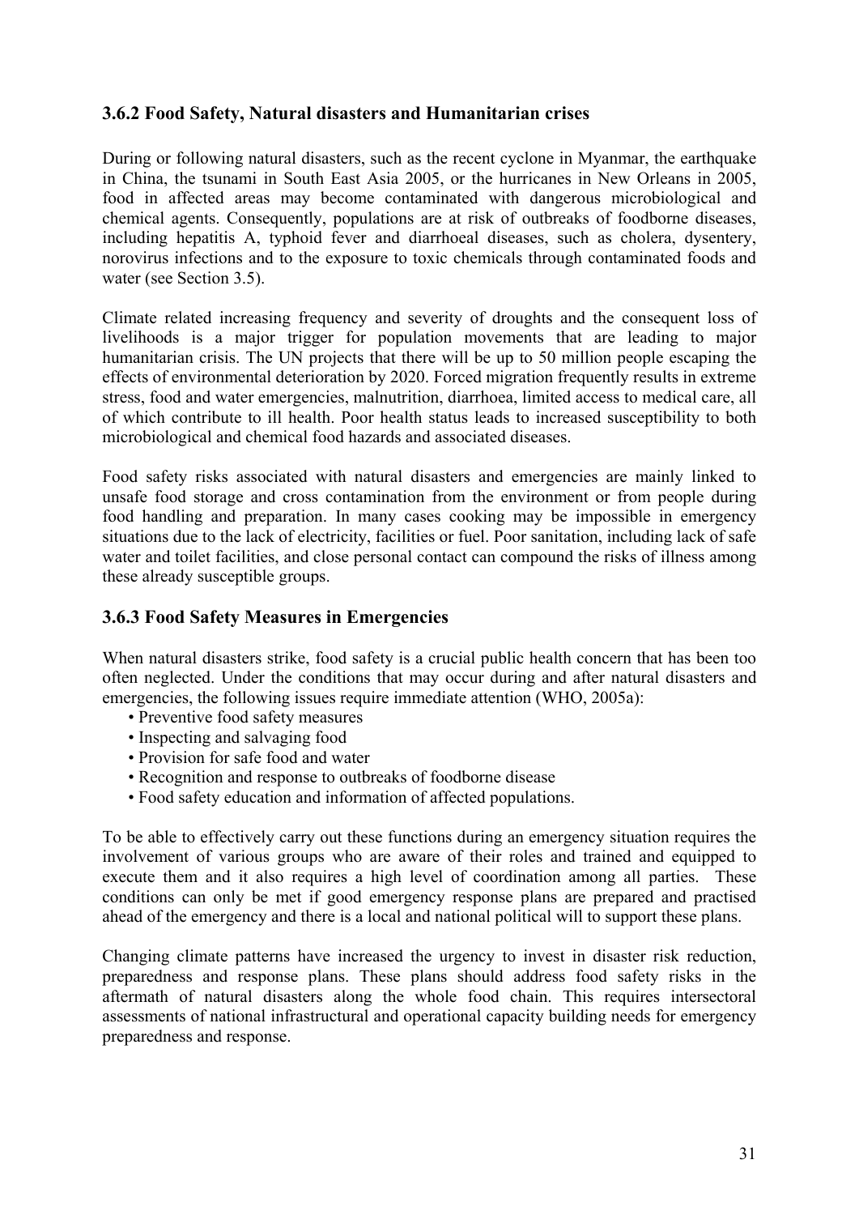### 3.6.2 Food Safety, Natural disasters and Humanitarian crises

During or following natural disasters, such as the recent cyclone in Myanmar, the earthquake in China, the tsunami in South East Asia 2005, or the hurricanes in New Orleans in 2005, food in affected areas may become contaminated with dangerous microbiological and chemical agents. Consequently, populations are at risk of outbreaks of foodborne diseases, including hepatitis A, typhoid fever and diarrhoeal diseases, such as cholera, dysentery, norovirus infections and to the exposure to toxic chemicals through contaminated foods and water (see Section 3.5).

Climate related increasing frequency and severity of droughts and the consequent loss of livelihoods is a major trigger for population movements that are leading to major humanitarian crisis. The UN projects that there will be up to 50 million people escaping the effects of environmental deterioration by 2020. Forced migration frequently results in extreme stress, food and water emergencies, malnutrition, diarrhoea, limited access to medical care, all of which contribute to ill health. Poor health status leads to increased susceptibility to both microbiological and chemical food hazards and associated diseases.

Food safety risks associated with natural disasters and emergencies are mainly linked to unsafe food storage and cross contamination from the environment or from people during food handling and preparation. In many cases cooking may be impossible in emergency situations due to the lack of electricity, facilities or fuel. Poor sanitation, including lack of safe water and toilet facilities, and close personal contact can compound the risks of illness among these already susceptible groups.

### 3.6.3 Food Safety Measures in Emergencies

When natural disasters strike, food safety is a crucial public health concern that has been too often neglected. Under the conditions that may occur during and after natural disasters and emergencies, the following issues require immediate attention (WHO, 2005a):

- Preventive food safety measures
- Inspecting and salvaging food
- Provision for safe food and water
- Recognition and response to outbreaks of foodborne disease
- Food safety education and information of affected populations.

To be able to effectively carry out these functions during an emergency situation requires the involvement of various groups who are aware of their roles and trained and equipped to execute them and it also requires a high level of coordination among all parties. These conditions can only be met if good emergency response plans are prepared and practised ahead of the emergency and there is a local and national political will to support these plans.

Changing climate patterns have increased the urgency to invest in disaster risk reduction, preparedness and response plans. These plans should address food safety risks in the aftermath of natural disasters along the whole food chain. This requires intersectoral assessments of national infrastructural and operational capacity building needs for emergency preparedness and response.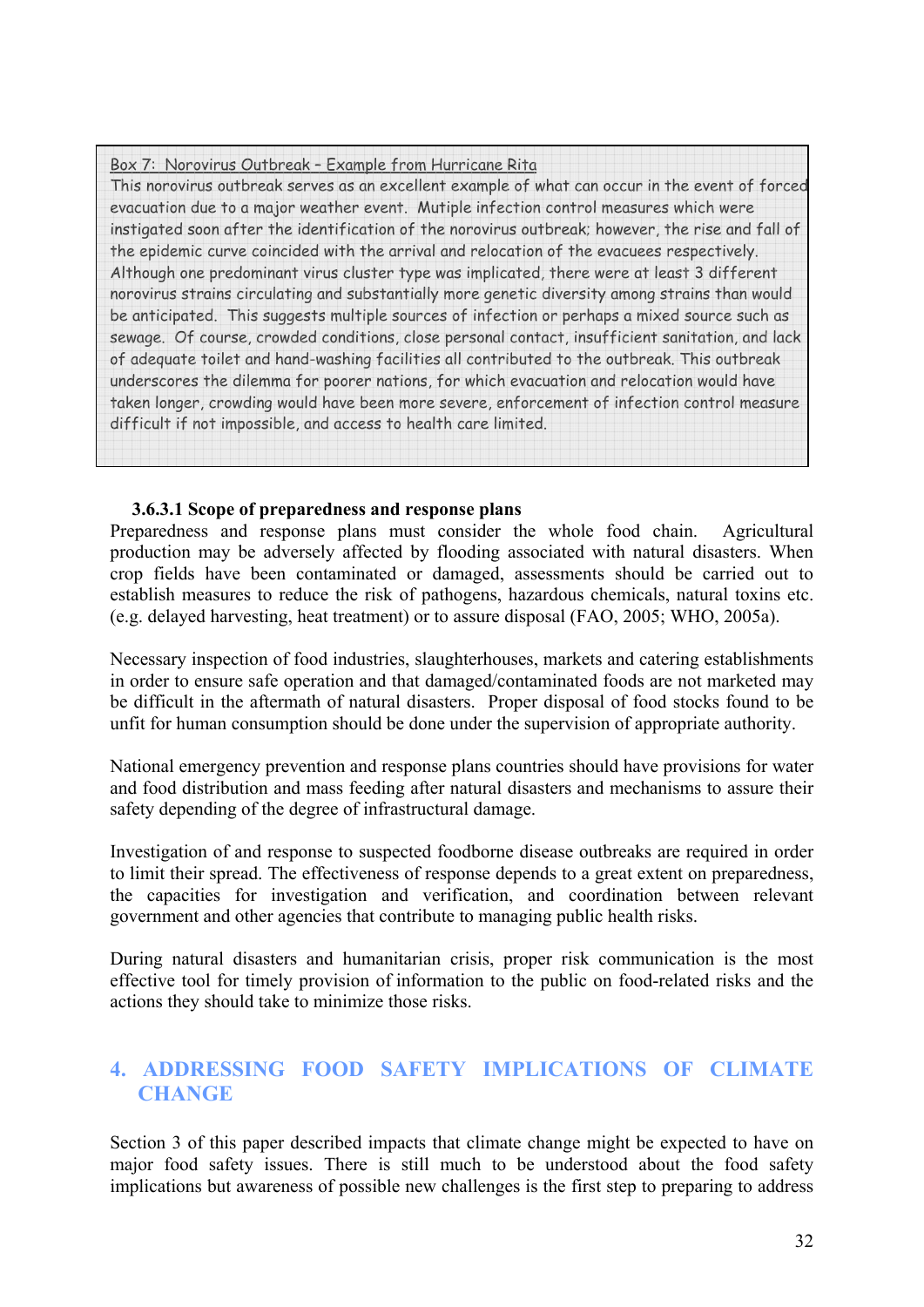Box 7: Norovirus Outbreak – Example from Hurricane Rita

This norovirus outbreak serves as an excellent example of what can occur in the event of forced evacuation due to a major weather event. Mutiple infection control measures which were instigated soon after the identification of the norovirus outbreak; however, the rise and fall of the epidemic curve coincided with the arrival and relocation of the evacuees respectively. Although one predominant virus cluster type was implicated, there were at least 3 different norovirus strains circulating and substantially more genetic diversity among strains than would be anticipated. This suggests multiple sources of infection or perhaps a mixed source such as sewage. Of course, crowded conditions, close personal contact, insufficient sanitation, and lack of adequate toilet and hand-washing facilities all contributed to the outbreak. This outbreak underscores the dilemma for poorer nations, for which evacuation and relocation would have taken longer, crowding would have been more severe, enforcement of infection control measure difficult if not impossible, and access to health care limited.

#### 3.6.3.1 Scope of preparedness and response plans

Preparedness and response plans must consider the whole food chain. Agricultural production may be adversely affected by flooding associated with natural disasters. When crop fields have been contaminated or damaged, assessments should be carried out to establish measures to reduce the risk of pathogens, hazardous chemicals, natural toxins etc. (e.g. delayed harvesting, heat treatment) or to assure disposal (FAO, 2005; WHO, 2005a).

Necessary inspection of food industries, slaughterhouses, markets and catering establishments in order to ensure safe operation and that damaged/contaminated foods are not marketed may be difficult in the aftermath of natural disasters. Proper disposal of food stocks found to be unfit for human consumption should be done under the supervision of appropriate authority.

National emergency prevention and response plans countries should have provisions for water and food distribution and mass feeding after natural disasters and mechanisms to assure their safety depending of the degree of infrastructural damage.

Investigation of and response to suspected foodborne disease outbreaks are required in order to limit their spread. The effectiveness of response depends to a great extent on preparedness, the capacities for investigation and verification, and coordination between relevant government and other agencies that contribute to managing public health risks.

During natural disasters and humanitarian crisis, proper risk communication is the most effective tool for timely provision of information to the public on food-related risks and the actions they should take to minimize those risks.

## 4. ADDRESSING FOOD SAFETY IMPLICATIONS OF CLIMATE CHANGE

Section 3 of this paper described impacts that climate change might be expected to have on major food safety issues. There is still much to be understood about the food safety implications but awareness of possible new challenges is the first step to preparing to address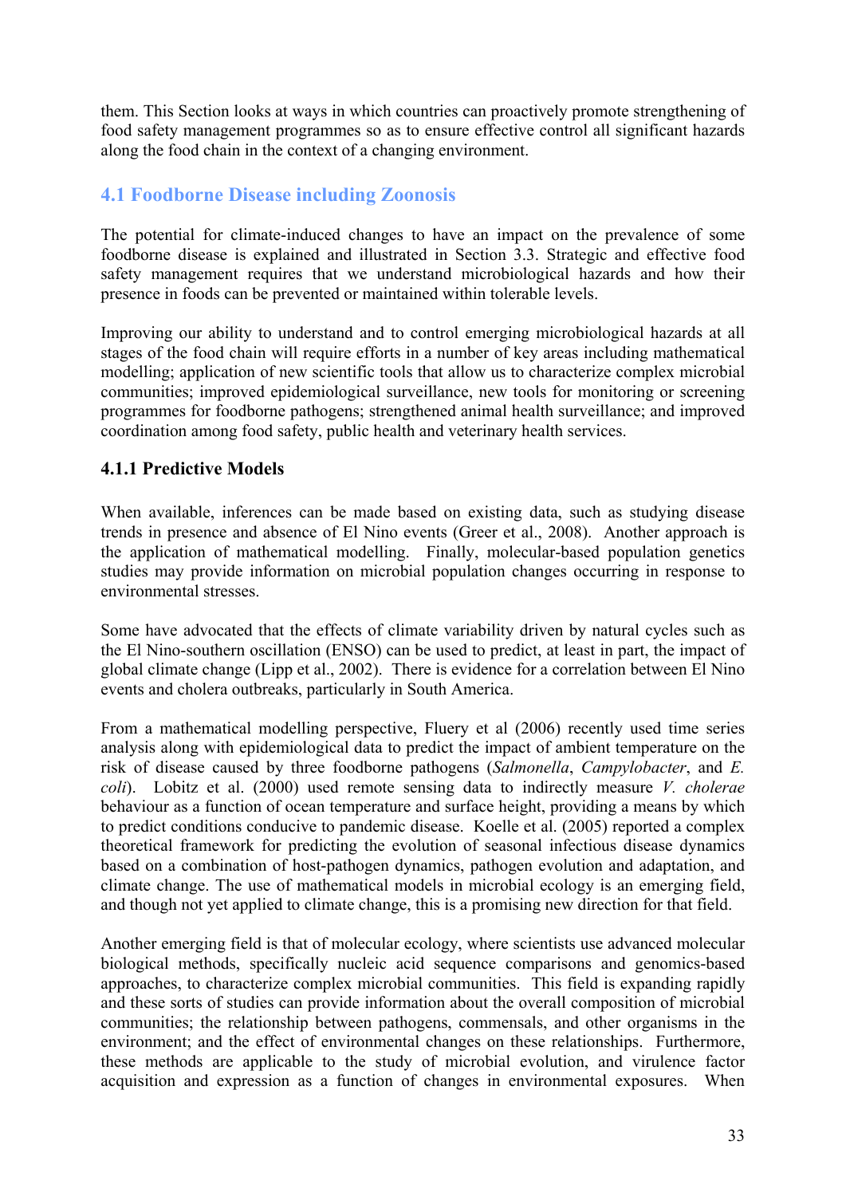them. This Section looks at ways in which countries can proactively promote strengthening of food safety management programmes so as to ensure effective control all significant hazards along the food chain in the context of a changing environment.

## 4.1 Foodborne Disease including Zoonosis

The potential for climate-induced changes to have an impact on the prevalence of some foodborne disease is explained and illustrated in Section 3.3. Strategic and effective food safety management requires that we understand microbiological hazards and how their presence in foods can be prevented or maintained within tolerable levels.

Improving our ability to understand and to control emerging microbiological hazards at all stages of the food chain will require efforts in a number of key areas including mathematical modelling; application of new scientific tools that allow us to characterize complex microbial communities; improved epidemiological surveillance, new tools for monitoring or screening programmes for foodborne pathogens; strengthened animal health surveillance; and improved coordination among food safety, public health and veterinary health services.

### 4.1.1 Predictive Models

When available, inferences can be made based on existing data, such as studying disease trends in presence and absence of El Nino events (Greer et al., 2008). Another approach is the application of mathematical modelling. Finally, molecular-based population genetics studies may provide information on microbial population changes occurring in response to environmental stresses.

Some have advocated that the effects of climate variability driven by natural cycles such as the El Nino-southern oscillation (ENSO) can be used to predict, at least in part, the impact of global climate change (Lipp et al., 2002). There is evidence for a correlation between El Nino events and cholera outbreaks, particularly in South America.

From a mathematical modelling perspective, Fluery et al (2006) recently used time series analysis along with epidemiological data to predict the impact of ambient temperature on the risk of disease caused by three foodborne pathogens (*Salmonella*, *Campylobacter*, and *E. coli*). Lobitz et al. (2000) used remote sensing data to indirectly measure *V. cholerae* behaviour as a function of ocean temperature and surface height, providing a means by which to predict conditions conducive to pandemic disease. Koelle et al. (2005) reported a complex theoretical framework for predicting the evolution of seasonal infectious disease dynamics based on a combination of host-pathogen dynamics, pathogen evolution and adaptation, and climate change. The use of mathematical models in microbial ecology is an emerging field, and though not yet applied to climate change, this is a promising new direction for that field.

Another emerging field is that of molecular ecology, where scientists use advanced molecular biological methods, specifically nucleic acid sequence comparisons and genomics-based approaches, to characterize complex microbial communities. This field is expanding rapidly and these sorts of studies can provide information about the overall composition of microbial communities; the relationship between pathogens, commensals, and other organisms in the environment; and the effect of environmental changes on these relationships. Furthermore, these methods are applicable to the study of microbial evolution, and virulence factor acquisition and expression as a function of changes in environmental exposures. When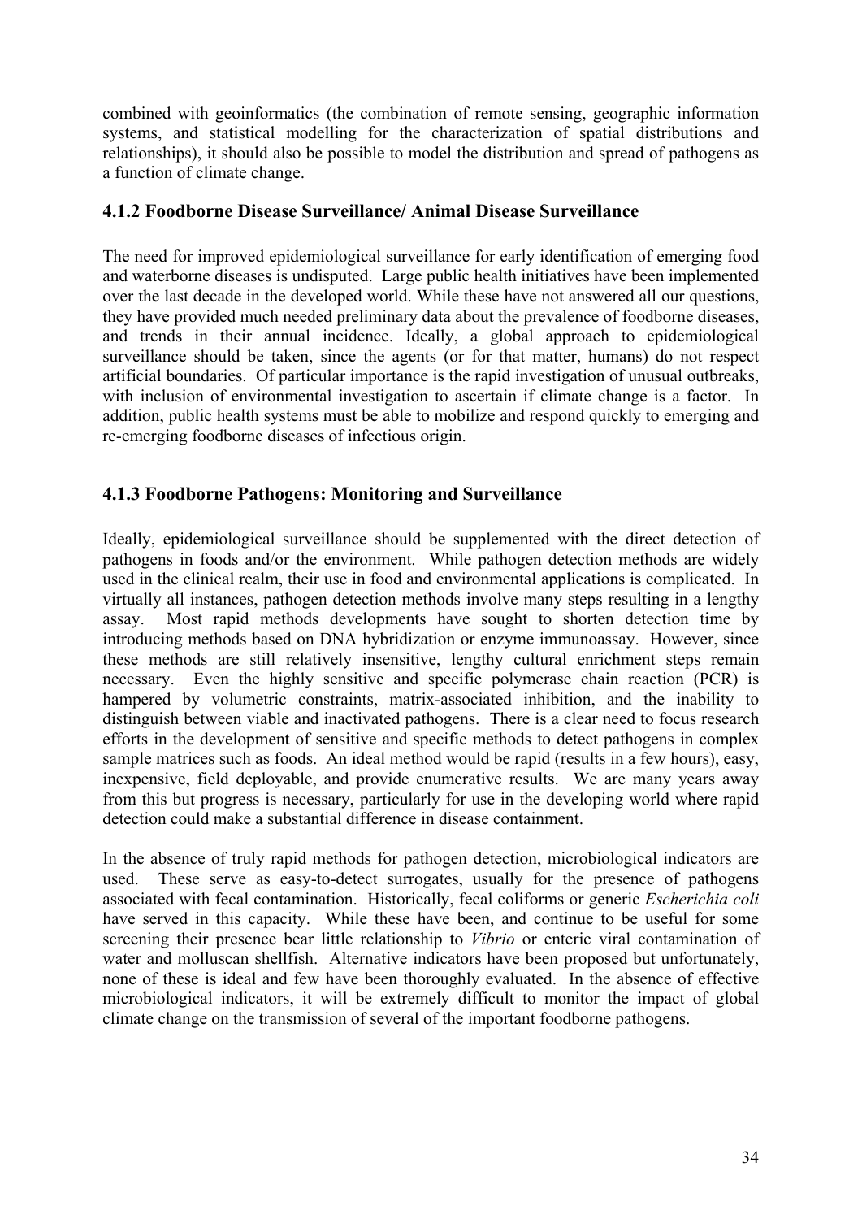combined with geoinformatics (the combination of remote sensing, geographic information systems, and statistical modelling for the characterization of spatial distributions and relationships), it should also be possible to model the distribution and spread of pathogens as a function of climate change.

### 4.1.2 Foodborne Disease Surveillance/ Animal Disease Surveillance

The need for improved epidemiological surveillance for early identification of emerging food and waterborne diseases is undisputed. Large public health initiatives have been implemented over the last decade in the developed world. While these have not answered all our questions, they have provided much needed preliminary data about the prevalence of foodborne diseases, and trends in their annual incidence. Ideally, a global approach to epidemiological surveillance should be taken, since the agents (or for that matter, humans) do not respect artificial boundaries. Of particular importance is the rapid investigation of unusual outbreaks, with inclusion of environmental investigation to ascertain if climate change is a factor. In addition, public health systems must be able to mobilize and respond quickly to emerging and re-emerging foodborne diseases of infectious origin.

### 4.1.3 Foodborne Pathogens: Monitoring and Surveillance

Ideally, epidemiological surveillance should be supplemented with the direct detection of pathogens in foods and/or the environment. While pathogen detection methods are widely used in the clinical realm, their use in food and environmental applications is complicated. In virtually all instances, pathogen detection methods involve many steps resulting in a lengthy assay. Most rapid methods developments have sought to shorten detection time by introducing methods based on DNA hybridization or enzyme immunoassay. However, since these methods are still relatively insensitive, lengthy cultural enrichment steps remain necessary. Even the highly sensitive and specific polymerase chain reaction (PCR) is hampered by volumetric constraints, matrix-associated inhibition, and the inability to distinguish between viable and inactivated pathogens. There is a clear need to focus research efforts in the development of sensitive and specific methods to detect pathogens in complex sample matrices such as foods. An ideal method would be rapid (results in a few hours), easy, inexpensive, field deployable, and provide enumerative results. We are many years away from this but progress is necessary, particularly for use in the developing world where rapid detection could make a substantial difference in disease containment.

In the absence of truly rapid methods for pathogen detection, microbiological indicators are used. These serve as easy-to-detect surrogates, usually for the presence of pathogens associated with fecal contamination. Historically, fecal coliforms or generic *Escherichia coli* have served in this capacity. While these have been, and continue to be useful for some screening their presence bear little relationship to *Vibrio* or enteric viral contamination of water and molluscan shellfish. Alternative indicators have been proposed but unfortunately, none of these is ideal and few have been thoroughly evaluated. In the absence of effective microbiological indicators, it will be extremely difficult to monitor the impact of global climate change on the transmission of several of the important foodborne pathogens.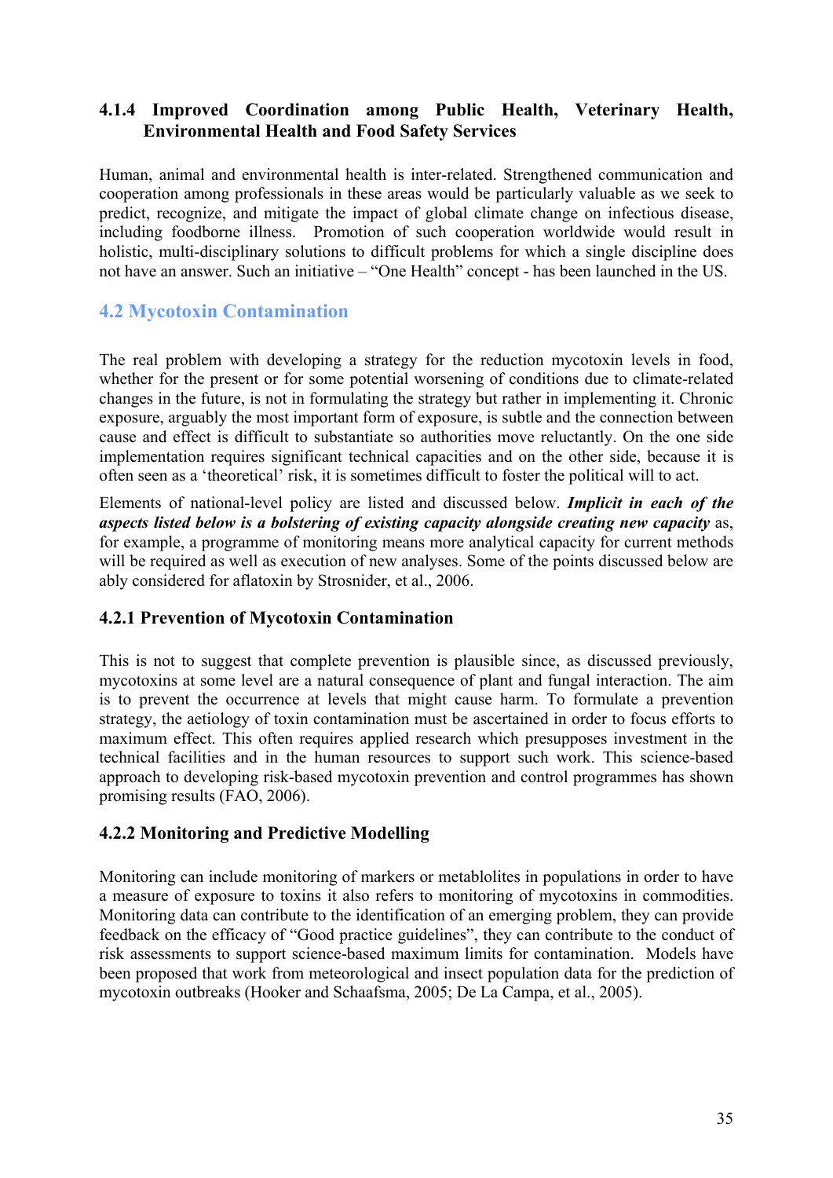### 4.1.4 Improved Coordination among Public Health, Veterinary Health, Environmental Health and Food Safety Services

Human, animal and environmental health is inter-related. Strengthened communication and cooperation among professionals in these areas would be particularly valuable as we seek to predict, recognize, and mitigate the impact of global climate change on infectious disease, including foodborne illness. Promotion of such cooperation worldwide would result in holistic, multi-disciplinary solutions to difficult problems for which a single discipline does not have an answer. Such an initiative – "One Health" concept - has been launched in the US.

## 4.2 Mycotoxin Contamination

The real problem with developing a strategy for the reduction mycotoxin levels in food, whether for the present or for some potential worsening of conditions due to climate-related changes in the future, is not in formulating the strategy but rather in implementing it. Chronic exposure, arguably the most important form of exposure, is subtle and the connection between cause and effect is difficult to substantiate so authorities move reluctantly. On the one side implementation requires significant technical capacities and on the other side, because it is often seen as a 'theoretical' risk, it is sometimes difficult to foster the political will to act.

Elements of national-level policy are listed and discussed below. ***Implicit in each of the aspects listed below is a bolstering of existing capacity alongside creating new capacity*** as, for example, a programme of monitoring means more analytical capacity for current methods will be required as well as execution of new analyses. Some of the points discussed below are ably considered for aflatoxin by Strosnider, et al., 2006.

### 4.2.1 Prevention of Mycotoxin Contamination

This is not to suggest that complete prevention is plausible since, as discussed previously, mycotoxins at some level are a natural consequence of plant and fungal interaction. The aim is to prevent the occurrence at levels that might cause harm. To formulate a prevention strategy, the aetiology of toxin contamination must be ascertained in order to focus efforts to maximum effect. This often requires applied research which presupposes investment in the technical facilities and in the human resources to support such work. This science-based approach to developing risk-based mycotoxin prevention and control programmes has shown promising results (FAO, 2006).

### 4.2.2 Monitoring and Predictive Modelling

Monitoring can include monitoring of markers or metablolites in populations in order to have a measure of exposure to toxins it also refers to monitoring of mycotoxins in commodities. Monitoring data can contribute to the identification of an emerging problem, they can provide feedback on the efficacy of "Good practice guidelines", they can contribute to the conduct of risk assessments to support science-based maximum limits for contamination. Models have been proposed that work from meteorological and insect population data for the prediction of mycotoxin outbreaks (Hooker and Schaafsma, 2005; De La Campa, et al., 2005).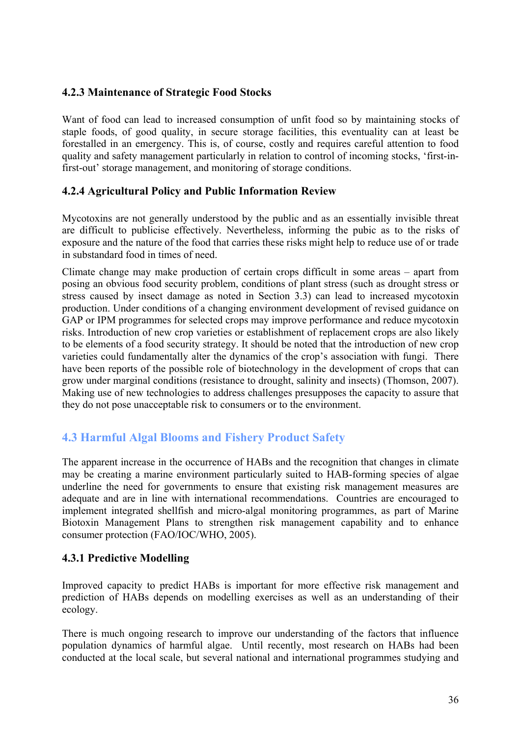### 4.2.3 Maintenance of Strategic Food Stocks

Want of food can lead to increased consumption of unfit food so by maintaining stocks of staple foods, of good quality, in secure storage facilities, this eventuality can at least be forestalled in an emergency. This is, of course, costly and requires careful attention to food quality and safety management particularly in relation to control of incoming stocks, 'first-in-first-out' storage management, and monitoring of storage conditions.

### 4.2.4 Agricultural Policy and Public Information Review

Mycotoxins are not generally understood by the public and as an essentially invisible threat are difficult to publicise effectively. Nevertheless, informing the pubic as to the risks of exposure and the nature of the food that carries these risks might help to reduce use of or trade in substandard food in times of need.

Climate change may make production of certain crops difficult in some areas – apart from posing an obvious food security problem, conditions of plant stress (such as drought stress or stress caused by insect damage as noted in Section 3.3) can lead to increased mycotoxin production. Under conditions of a changing environment development of revised guidance on GAP or IPM programmes for selected crops may improve performance and reduce mycotoxin risks. Introduction of new crop varieties or establishment of replacement crops are also likely to be elements of a food security strategy. It should be noted that the introduction of new crop varieties could fundamentally alter the dynamics of the crop's association with fungi. There have been reports of the possible role of biotechnology in the development of crops that can grow under marginal conditions (resistance to drought, salinity and insects) (Thomson, 2007). Making use of new technologies to address challenges presupposes the capacity to assure that they do not pose unacceptable risk to consumers or to the environment.

## 4.3 Harmful Algal Blooms and Fishery Product Safety

The apparent increase in the occurrence of HABs and the recognition that changes in climate may be creating a marine environment particularly suited to HAB-forming species of algae underline the need for governments to ensure that existing risk management measures are adequate and are in line with international recommendations. Countries are encouraged to implement integrated shellfish and micro-algal monitoring programmes, as part of Marine Biotoxin Management Plans to strengthen risk management capability and to enhance consumer protection (FAO/IOC/WHO, 2005).

### 4.3.1 Predictive Modelling

Improved capacity to predict HABs is important for more effective risk management and prediction of HABs depends on modelling exercises as well as an understanding of their ecology.

There is much ongoing research to improve our understanding of the factors that influence population dynamics of harmful algae. Until recently, most research on HABs had been conducted at the local scale, but several national and international programmes studying and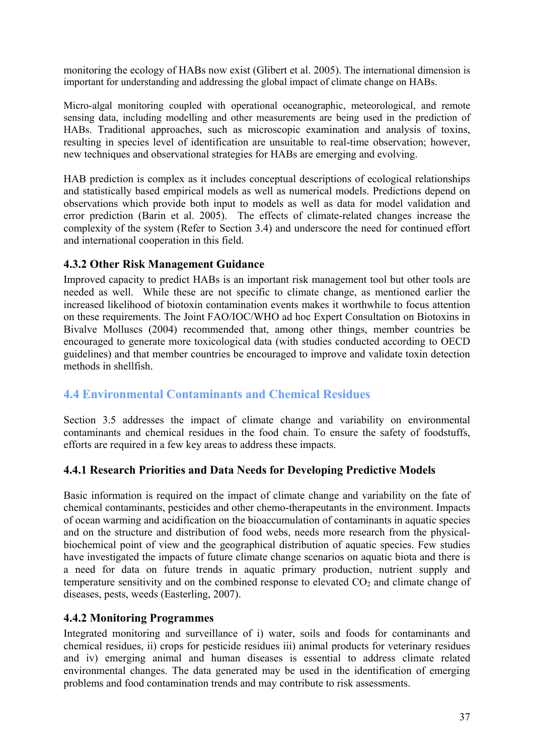monitoring the ecology of HABs now exist (Glibert et al. 2005). The international dimension is important for understanding and addressing the global impact of climate change on HABs.

Micro-algal monitoring coupled with operational oceanographic, meteorological, and remote sensing data, including modelling and other measurements are being used in the prediction of HABs. Traditional approaches, such as microscopic examination and analysis of toxins, resulting in species level of identification are unsuitable to real-time observation; however, new techniques and observational strategies for HABs are emerging and evolving.

HAB prediction is complex as it includes conceptual descriptions of ecological relationships and statistically based empirical models as well as numerical models. Predictions depend on observations which provide both input to models as well as data for model validation and error prediction (Barin et al. 2005). The effects of climate-related changes increase the complexity of the system (Refer to Section 3.4) and underscore the need for continued effort and international cooperation in this field.

### 4.3.2 Other Risk Management Guidance

Improved capacity to predict HABs is an important risk management tool but other tools are needed as well. While these are not specific to climate change, as mentioned earlier the increased likelihood of biotoxin contamination events makes it worthwhile to focus attention on these requirements. The Joint FAO/IOC/WHO ad hoc Expert Consultation on Biotoxins in Bivalve Molluscs (2004) recommended that, among other things, member countries be encouraged to generate more toxicological data (with studies conducted according to OECD guidelines) and that member countries be encouraged to improve and validate toxin detection methods in shellfish.

## 4.4 Environmental Contaminants and Chemical Residues

Section 3.5 addresses the impact of climate change and variability on environmental contaminants and chemical residues in the food chain. To ensure the safety of foodstuffs, efforts are required in a few key areas to address these impacts.

### 4.4.1 Research Priorities and Data Needs for Developing Predictive Models

Basic information is required on the impact of climate change and variability on the fate of chemical contaminants, pesticides and other chemo-therapeutants in the environment. Impacts of ocean warming and acidification on the bioaccumulation of contaminants in aquatic species and on the structure and distribution of food webs, needs more research from the physical-biochemical point of view and the geographical distribution of aquatic species. Few studies have investigated the impacts of future climate change scenarios on aquatic biota and there is a need for data on future trends in aquatic primary production, nutrient supply and temperature sensitivity and on the combined response to elevated $CO_2$ and climate change of diseases, pests, weeds (Easterling, 2007).

### 4.4.2 Monitoring Programmes

Integrated monitoring and surveillance of i) water, soils and foods for contaminants and chemical residues, ii) crops for pesticide residues iii) animal products for veterinary residues and iv) emerging animal and human diseases is essential to address climate related environmental changes. The data generated may be used in the identification of emerging problems and food contamination trends and may contribute to risk assessments.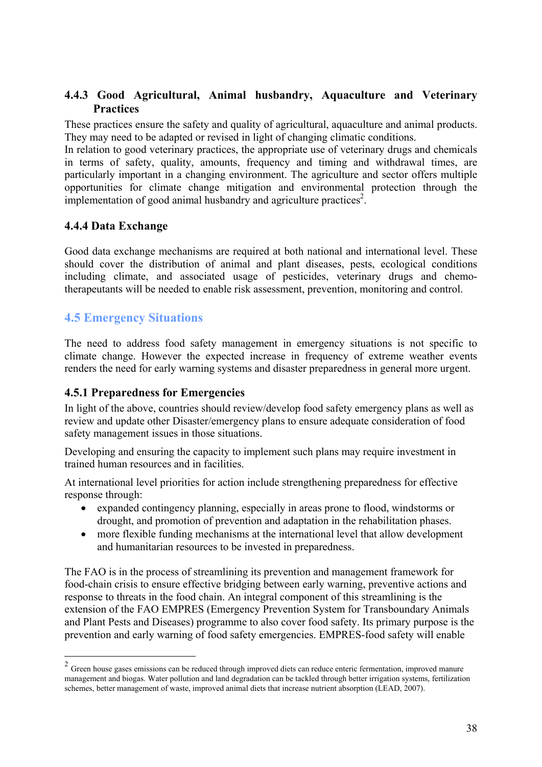### 4.4.3 Good Agricultural, Animal husbandry, Aquaculture and Veterinary Practices

These practices ensure the safety and quality of agricultural, aquaculture and animal products. They may need to be adapted or revised in light of changing climatic conditions.

In relation to good veterinary practices, the appropriate use of veterinary drugs and chemicals in terms of safety, quality, amounts, frequency and timing and withdrawal times, are particularly important in a changing environment. The agriculture and sector offers multiple opportunities for climate change mitigation and environmental protection through the implementation of good animal husbandry and agriculture practices[2].

### 4.4.4 Data Exchange

Good data exchange mechanisms are required at both national and international level. These should cover the distribution of animal and plant diseases, pests, ecological conditions including climate, and associated usage of pesticides, veterinary drugs and chemo-therapeutants will be needed to enable risk assessment, prevention, monitoring and control.

## 4.5 Emergency Situations

The need to address food safety management in emergency situations is not specific to climate change. However the expected increase in frequency of extreme weather events renders the need for early warning systems and disaster preparedness in general more urgent.

### 4.5.1 Preparedness for Emergencies

In light of the above, countries should review/develop food safety emergency plans as well as review and update other Disaster/emergency plans to ensure adequate consideration of food safety management issues in those situations.

Developing and ensuring the capacity to implement such plans may require investment in trained human resources and in facilities.

At international level priorities for action include strengthening preparedness for effective response through:

- expanded contingency planning, especially in areas prone to flood, windstorms or drought, and promotion of prevention and adaptation in the rehabilitation phases.
- more flexible funding mechanisms at the international level that allow development and humanitarian resources to be invested in preparedness.

The FAO is in the process of streamlining its prevention and management framework for food-chain crisis to ensure effective bridging between early warning, preventive actions and response to threats in the food chain. An integral component of this streamlining is the extension of the FAO EMPRES (Emergency Prevention System for Transboundary Animals and Plant Pests and Diseases) programme to also cover food safety. Its primary purpose is the prevention and early warning of food safety emergencies. EMPRES-food safety will enable

---

[2] Green house gases emissions can be reduced through improved diets can reduce enteric fermentation, improved manure management and biogas. Water pollution and land degradation can be tackled through better irrigation systems, fertilization schemes, better management of waste, improved animal diets that increase nutrient absorption (LEAD, 2007).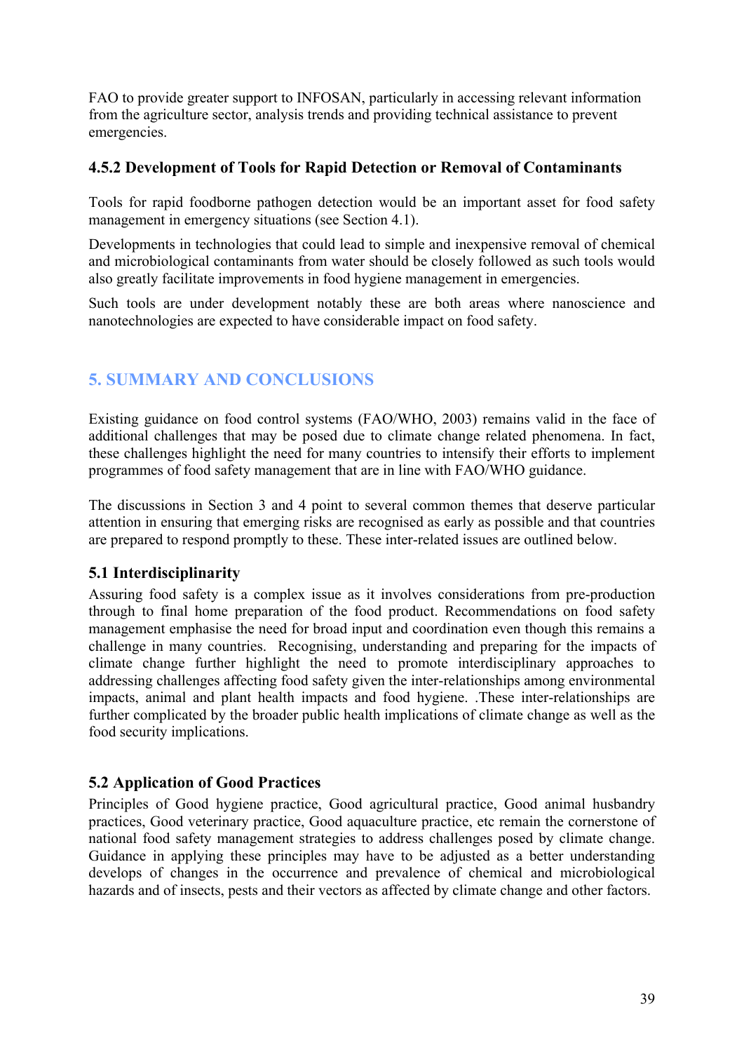FAO to provide greater support to INFOSAN, particularly in accessing relevant information from the agriculture sector, analysis trends and providing technical assistance to prevent emergencies.

### 4.5.2 Development of Tools for Rapid Detection or Removal of Contaminants

Tools for rapid foodborne pathogen detection would be an important asset for food safety management in emergency situations (see Section 4.1).

Developments in technologies that could lead to simple and inexpensive removal of chemical and microbiological contaminants from water should be closely followed as such tools would also greatly facilitate improvements in food hygiene management in emergencies.

Such tools are under development notably these are both areas where nanoscience and nanotechnologies are expected to have considerable impact on food safety.

# 5. SUMMARY AND CONCLUSIONS

Existing guidance on food control systems (FAO/WHO, 2003) remains valid in the face of additional challenges that may be posed due to climate change related phenomena. In fact, these challenges highlight the need for many countries to intensify their efforts to implement programmes of food safety management that are in line with FAO/WHO guidance.

The discussions in Section 3 and 4 point to several common themes that deserve particular attention in ensuring that emerging risks are recognised as early as possible and that countries are prepared to respond promptly to these. These inter-related issues are outlined below.

## 5.1 Interdisciplinarity

Assuring food safety is a complex issue as it involves considerations from pre-production through to final home preparation of the food product. Recommendations on food safety management emphasise the need for broad input and coordination even though this remains a challenge in many countries. Recognising, understanding and preparing for the impacts of climate change further highlight the need to promote interdisciplinary approaches to addressing challenges affecting food safety given the inter-relationships among environmental impacts, animal and plant health impacts and food hygiene. .These inter-relationships are further complicated by the broader public health implications of climate change as well as the food security implications.

## 5.2 Application of Good Practices

Principles of Good hygiene practice, Good agricultural practice, Good animal husbandry practices, Good veterinary practice, Good aquaculture practice, etc remain the cornerstone of national food safety management strategies to address challenges posed by climate change. Guidance in applying these principles may have to be adjusted as a better understanding develops of changes in the occurrence and prevalence of chemical and microbiological hazards and of insects, pests and their vectors as affected by climate change and other factors.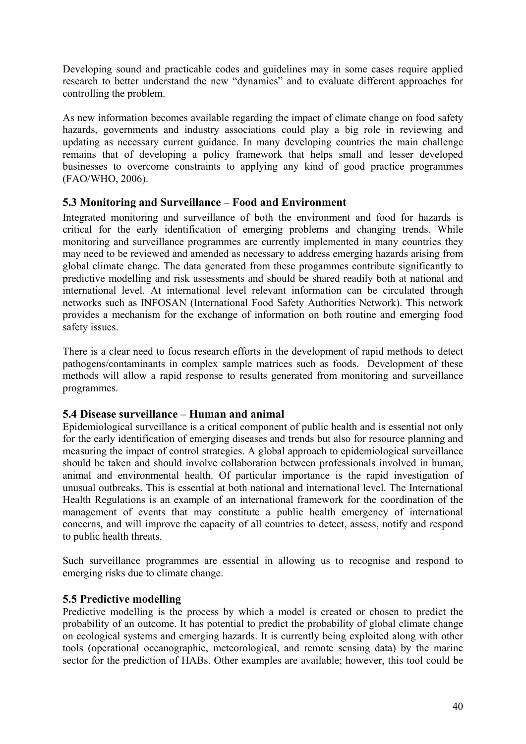Developing sound and practicable codes and guidelines may in some cases require applied research to better understand the new "dynamics" and to evaluate different approaches for controlling the problem.

As new information becomes available regarding the impact of climate change on food safety hazards, governments and industry associations could play a big role in reviewing and updating as necessary current guidance. In many developing countries the main challenge remains that of developing a policy framework that helps small and lesser developed businesses to overcome constraints to applying any kind of good practice programmes (FAO/WHO, 2006).

### 5.3 Monitoring and Surveillance – Food and Environment

Integrated monitoring and surveillance of both the environment and food for hazards is critical for the early identification of emerging problems and changing trends. While monitoring and surveillance programmes are currently implemented in many countries they may need to be reviewed and amended as necessary to address emerging hazards arising from global climate change. The data generated from these progammes contribute significantly to predictive modelling and risk assessments and should be shared readily both at national and international level. At international level relevant information can be circulated through networks such as INFOSAN (International Food Safety Authorities Network). This network provides a mechanism for the exchange of information on both routine and emerging food safety issues.

There is a clear need to focus research efforts in the development of rapid methods to detect pathogens/contaminants in complex sample matrices such as foods. Development of these methods will allow a rapid response to results generated from monitoring and surveillance programmes.

### 5.4 Disease surveillance – Human and animal

Epidemiological surveillance is a critical component of public health and is essential not only for the early identification of emerging diseases and trends but also for resource planning and measuring the impact of control strategies. A global approach to epidemiological surveillance should be taken and should involve collaboration between professionals involved in human, animal and environmental health. Of particular importance is the rapid investigation of unusual outbreaks. This is essential at both national and international level. The International Health Regulations is an example of an international framework for the coordination of the management of events that may constitute a public health emergency of international concerns, and will improve the capacity of all countries to detect, assess, notify and respond to public health threats.

Such surveillance programmes are essential in allowing us to recognise and respond to emerging risks due to climate change.

### 5.5 Predictive modelling

Predictive modelling is the process by which a model is created or chosen to predict the probability of an outcome. It has potential to predict the probability of global climate change on ecological systems and emerging hazards. It is currently being exploited along with other tools (operational oceanographic, meteorological, and remote sensing data) by the marine sector for the prediction of HABs. Other examples are available; however, this tool could be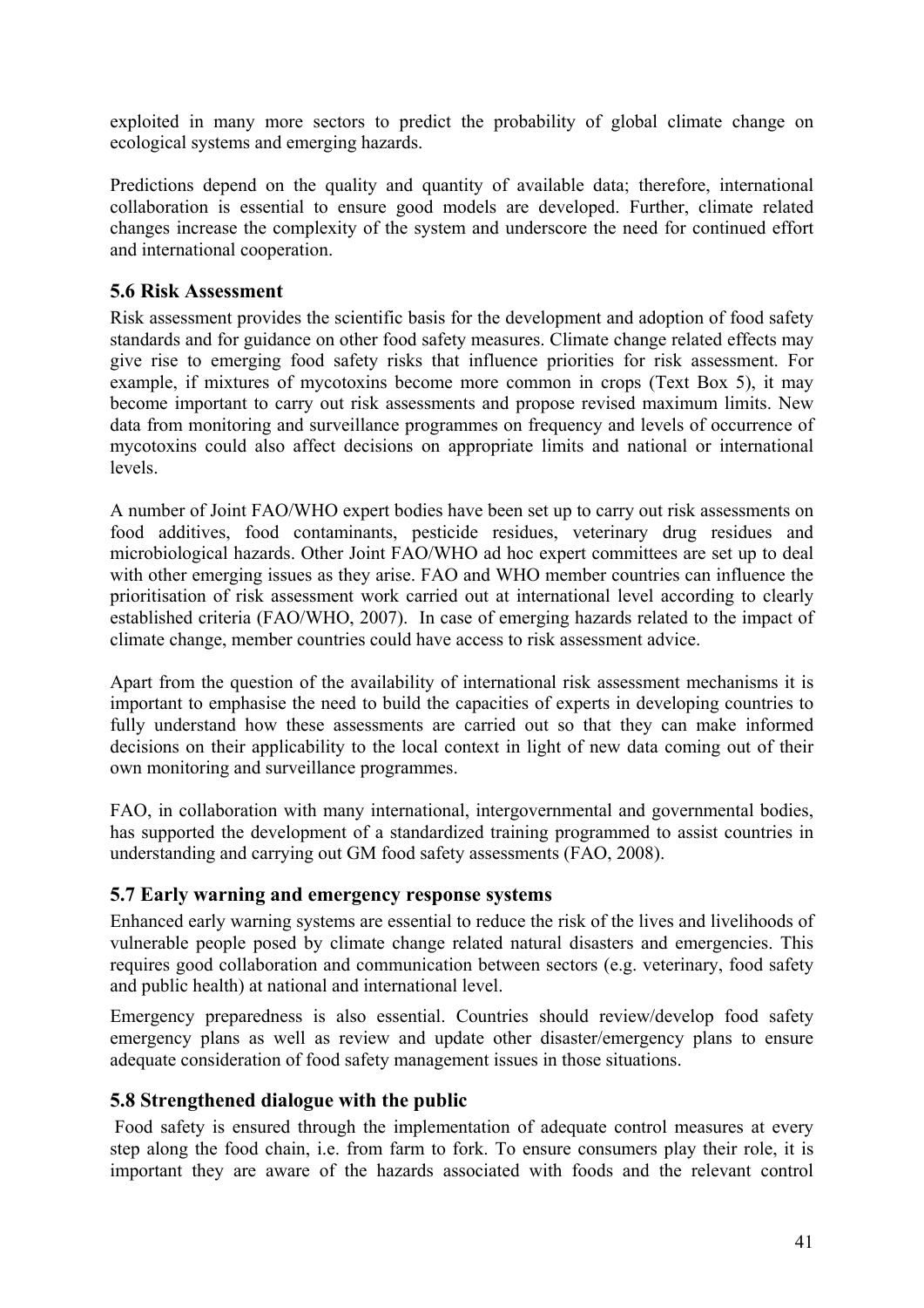exploited in many more sectors to predict the probability of global climate change on ecological systems and emerging hazards.

Predictions depend on the quality and quantity of available data; therefore, international collaboration is essential to ensure good models are developed. Further, climate related changes increase the complexity of the system and underscore the need for continued effort and international cooperation.

### 5.6 Risk Assessment

Risk assessment provides the scientific basis for the development and adoption of food safety standards and for guidance on other food safety measures. Climate change related effects may give rise to emerging food safety risks that influence priorities for risk assessment. For example, if mixtures of mycotoxins become more common in crops (Text Box 5), it may become important to carry out risk assessments and propose revised maximum limits. New data from monitoring and surveillance programmes on frequency and levels of occurrence of mycotoxins could also affect decisions on appropriate limits and national or international levels.

A number of Joint FAO/WHO expert bodies have been set up to carry out risk assessments on food additives, food contaminants, pesticide residues, veterinary drug residues and microbiological hazards. Other Joint FAO/WHO ad hoc expert committees are set up to deal with other emerging issues as they arise. FAO and WHO member countries can influence the prioritisation of risk assessment work carried out at international level according to clearly established criteria (FAO/WHO, 2007). In case of emerging hazards related to the impact of climate change, member countries could have access to risk assessment advice.

Apart from the question of the availability of international risk assessment mechanisms it is important to emphasise the need to build the capacities of experts in developing countries to fully understand how these assessments are carried out so that they can make informed decisions on their applicability to the local context in light of new data coming out of their own monitoring and surveillance programmes.

FAO, in collaboration with many international, intergovernmental and governmental bodies, has supported the development of a standardized training programmed to assist countries in understanding and carrying out GM food safety assessments (FAO, 2008).

### 5.7 Early warning and emergency response systems

Enhanced early warning systems are essential to reduce the risk of the lives and livelihoods of vulnerable people posed by climate change related natural disasters and emergencies. This requires good collaboration and communication between sectors (e.g. veterinary, food safety and public health) at national and international level.

Emergency preparedness is also essential. Countries should review/develop food safety emergency plans as well as review and update other disaster/emergency plans to ensure adequate consideration of food safety management issues in those situations.

### 5.8 Strengthened dialogue with the public

Food safety is ensured through the implementation of adequate control measures at every step along the food chain, i.e. from farm to fork. To ensure consumers play their role, it is important they are aware of the hazards associated with foods and the relevant control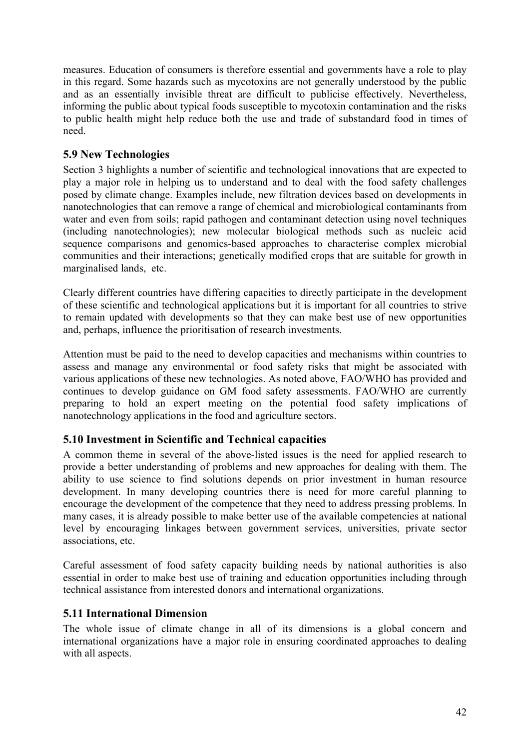measures. Education of consumers is therefore essential and governments have a role to play in this regard. Some hazards such as mycotoxins are not generally understood by the public and as an essentially invisible threat are difficult to publicise effectively. Nevertheless, informing the public about typical foods susceptible to mycotoxin contamination and the risks to public health might help reduce both the use and trade of substandard food in times of need.

## 5.9 New Technologies

Section 3 highlights a number of scientific and technological innovations that are expected to play a major role in helping us to understand and to deal with the food safety challenges posed by climate change. Examples include, new filtration devices based on developments in nanotechnologies that can remove a range of chemical and microbiological contaminants from water and even from soils; rapid pathogen and contaminant detection using novel techniques (including nanotechnologies); new molecular biological methods such as nucleic acid sequence comparisons and genomics-based approaches to characterise complex microbial communities and their interactions; genetically modified crops that are suitable for growth in marginalised lands, etc.

Clearly different countries have differing capacities to directly participate in the development of these scientific and technological applications but it is important for all countries to strive to remain updated with developments so that they can make best use of new opportunities and, perhaps, influence the prioritisation of research investments.

Attention must be paid to the need to develop capacities and mechanisms within countries to assess and manage any environmental or food safety risks that might be associated with various applications of these new technologies. As noted above, FAO/WHO has provided and continues to develop guidance on GM food safety assessments. FAO/WHO are currently preparing to hold an expert meeting on the potential food safety implications of nanotechnology applications in the food and agriculture sectors.

## 5.10 Investment in Scientific and Technical capacities

A common theme in several of the above-listed issues is the need for applied research to provide a better understanding of problems and new approaches for dealing with them. The ability to use science to find solutions depends on prior investment in human resource development. In many developing countries there is need for more careful planning to encourage the development of the competence that they need to address pressing problems. In many cases, it is already possible to make better use of the available competencies at national level by encouraging linkages between government services, universities, private sector associations, etc.

Careful assessment of food safety capacity building needs by national authorities is also essential in order to make best use of training and education opportunities including through technical assistance from interested donors and international organizations.

## 5.11 International Dimension

The whole issue of climate change in all of its dimensions is a global concern and international organizations have a major role in ensuring coordinated approaches to dealing with all aspects.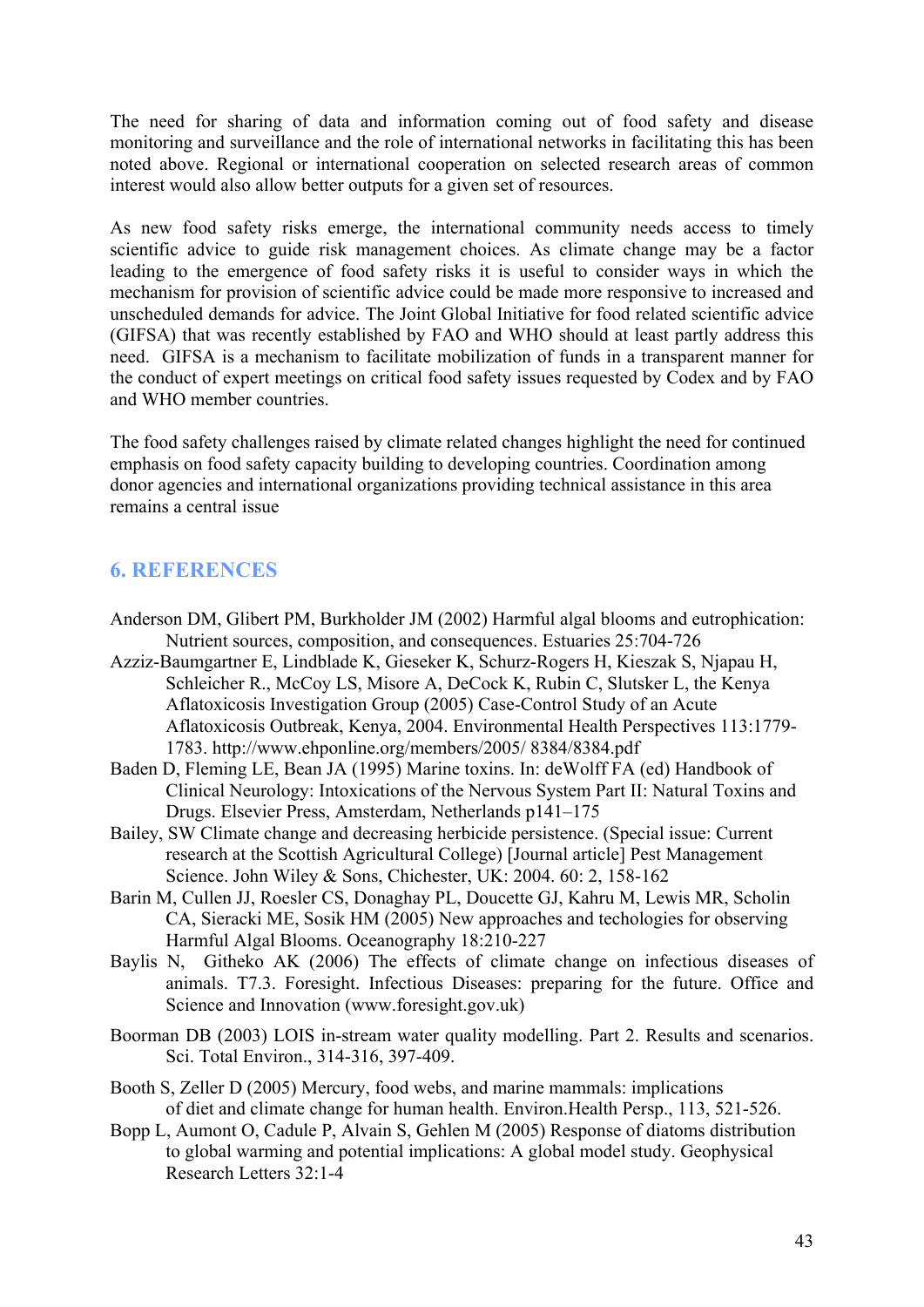The need for sharing of data and information coming out of food safety and disease monitoring and surveillance and the role of international networks in facilitating this has been noted above. Regional or international cooperation on selected research areas of common interest would also allow better outputs for a given set of resources.

As new food safety risks emerge, the international community needs access to timely scientific advice to guide risk management choices. As climate change may be a factor leading to the emergence of food safety risks it is useful to consider ways in which the mechanism for provision of scientific advice could be made more responsive to increased and unscheduled demands for advice. The Joint Global Initiative for food related scientific advice (GIFSA) that was recently established by FAO and WHO should at least partly address this need. GIFSA is a mechanism to facilitate mobilization of funds in a transparent manner for the conduct of expert meetings on critical food safety issues requested by Codex and by FAO and WHO member countries.

The food safety challenges raised by climate related changes highlight the need for continued emphasis on food safety capacity building to developing countries. Coordination among donor agencies and international organizations providing technical assistance in this area remains a central issue

## 6. REFERENCES

Anderson DM, Glibert PM, Burkholder JM (2002) Harmful algal blooms and eutrophication: Nutrient sources, composition, and consequences. Estuaries 25:704-726

Azziz-Baumgartner E, Lindblade K, Gieseker K, Schurz-Rogers H, Kieszak S, Njapau H, Schleicher R., McCoy LS, Misore A, DeCock K, Rubin C, Slutsker L, the Kenya Aflatoxicosis Investigation Group (2005) Case-Control Study of an Acute Aflatoxicosis Outbreak, Kenya, 2004. Environmental Health Perspectives 113:1779-1783. http://www.ehponline.org/members/2005/ 8384/8384.pdf

Baden D, Fleming LE, Bean JA (1995) Marine toxins. In: deWolff FA (ed) Handbook of Clinical Neurology: Intoxications of the Nervous System Part II: Natural Toxins and Drugs. Elsevier Press, Amsterdam, Netherlands p141–175

Bailey, SW Climate change and decreasing herbicide persistence. (Special issue: Current research at the Scottish Agricultural College) [Journal article] Pest Management Science. John Wiley & Sons, Chichester, UK: 2004. 60: 2, 158-162

Barin M, Cullen JJ, Roesler CS, Donaghay PL, Doucette GJ, Kahru M, Lewis MR, Scholin CA, Sieracki ME, Sosik HM (2005) New approaches and techologies for observing Harmful Algal Blooms. Oceanography 18:210-227

Baylis N, Githeko AK (2006) The effects of climate change on infectious diseases of animals. T7.3. Foresight. Infectious Diseases: preparing for the future. Office and Science and Innovation (www.foresight.gov.uk)

Boorman DB (2003) LOIS in-stream water quality modelling. Part 2. Results and scenarios. Sci. Total Environ., 314-316, 397-409.

Booth S, Zeller D (2005) Mercury, food webs, and marine mammals: implications of diet and climate change for human health. Environ.Health Persp., 113, 521-526.

Bopp L, Aumont O, Cadule P, Alvain S, Gehlen M (2005) Response of diatoms distribution to global warming and potential implications: A global model study. Geophysical Research Letters 32:1-4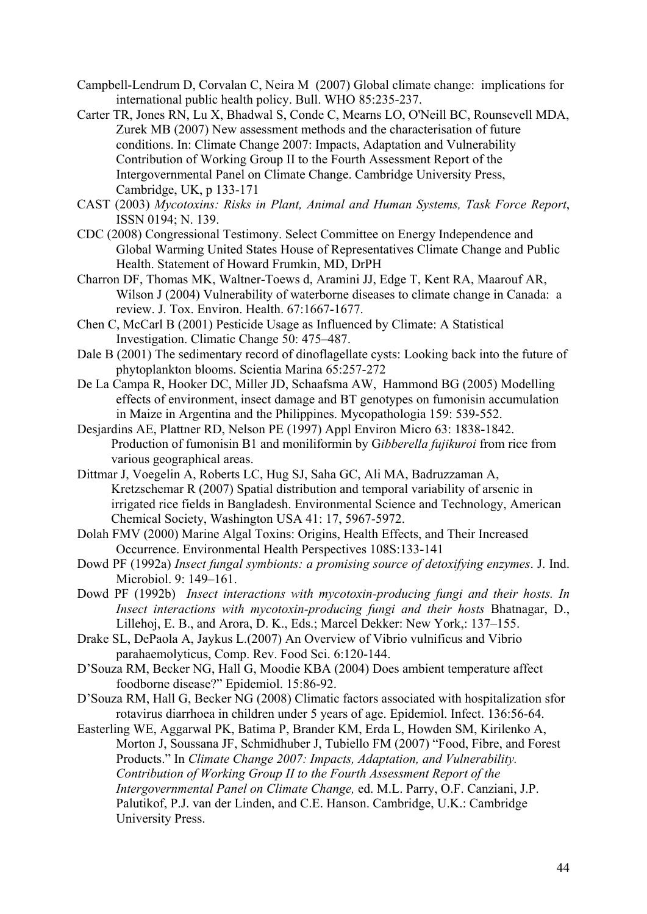Campbell-Lendrum D, Corvalan C, Neira M (2007) Global climate change: implications for international public health policy. Bull. WHO 85:235-237.

Carter TR, Jones RN, Lu X, Bhadwal S, Conde C, Mearns LO, O'Neill BC, Rounsevell MDA, Zurek MB (2007) New assessment methods and the characterisation of future conditions. In: Climate Change 2007: Impacts, Adaptation and Vulnerability Contribution of Working Group II to the Fourth Assessment Report of the Intergovernmental Panel on Climate Change. Cambridge University Press, Cambridge, UK, p 133-171

CAST (2003) *Mycotoxins: Risks in Plant, Animal and Human Systems, Task Force Report*, ISSN 0194; N. 139.

CDC (2008) Congressional Testimony. Select Committee on Energy Independence and Global Warming United States House of Representatives Climate Change and Public Health. Statement of Howard Frumkin, MD, DrPH

Charron DF, Thomas MK, Waltner-Toews d, Aramini JJ, Edge T, Kent RA, Maarouf AR, Wilson J (2004) Vulnerability of waterborne diseases to climate change in Canada: a review. J. Tox. Environ. Health. 67:1667-1677.

Chen C, McCarl B (2001) Pesticide Usage as Influenced by Climate: A Statistical Investigation. Climatic Change 50: 475–487.

Dale B (2001) The sedimentary record of dinoflagellate cysts: Looking back into the future of phytoplankton blooms. Scientia Marina 65:257-272

De La Campa R, Hooker DC, Miller JD, Schaafsma AW, Hammond BG (2005) Modelling effects of environment, insect damage and BT genotypes on fumonisin accumulation in Maize in Argentina and the Philippines. Mycopathologia 159: 539-552.

Desjardins AE, Plattner RD, Nelson PE (1997) Appl Environ Micro 63: 1838-1842. Production of fumonisin B1 and moniliformin by G*ibberella fujikuroi* from rice from various geographical areas.

Dittmar J, Voegelin A, Roberts LC, Hug SJ, Saha GC, Ali MA, Badruzzaman A, Kretzschemar R (2007) Spatial distribution and temporal variability of arsenic in irrigated rice fields in Bangladesh. Environmental Science and Technology, American Chemical Society, Washington USA 41: 17, 5967-5972.

Dolah FMV (2000) Marine Algal Toxins: Origins, Health Effects, and Their Increased Occurrence. Environmental Health Perspectives 108S:133-141

Dowd PF (1992a) *Insect fungal symbionts: a promising source of detoxifying enzymes*. J. Ind. Microbiol. 9: 149–161.

Dowd PF (1992b) *Insect interactions with mycotoxin-producing fungi and their hosts. In Insect interactions with mycotoxin-producing fungi and their hosts* Bhatnagar, D., Lillehoj, E. B., and Arora, D. K., Eds.; Marcel Dekker: New York,: 137–155.

Drake SL, DePaola A, Jaykus L.(2007) An Overview of Vibrio vulnificus and Vibrio parahaemolyticus, Comp. Rev. Food Sci. 6:120-144.

D'Souza RM, Becker NG, Hall G, Moodie KBA (2004) Does ambient temperature affect foodborne disease?" Epidemiol. 15:86-92.

D'Souza RM, Hall G, Becker NG (2008) Climatic factors associated with hospitalization sfor rotavirus diarrhoea in children under 5 years of age. Epidemiol. Infect. 136:56-64.

Easterling WE, Aggarwal PK, Batima P, Brander KM, Erda L, Howden SM, Kirilenko A, Morton J, Soussana JF, Schmidhuber J, Tubiello FM (2007) "Food, Fibre, and Forest Products." In *Climate Change 2007: Impacts, Adaptation, and Vulnerability. Contribution of Working Group II to the Fourth Assessment Report of the Intergovernmental Panel on Climate Change,* ed. M.L. Parry, O.F. Canziani, J.P. Palutikof, P.J. van der Linden, and C.E. Hanson. Cambridge, U.K.: Cambridge University Press.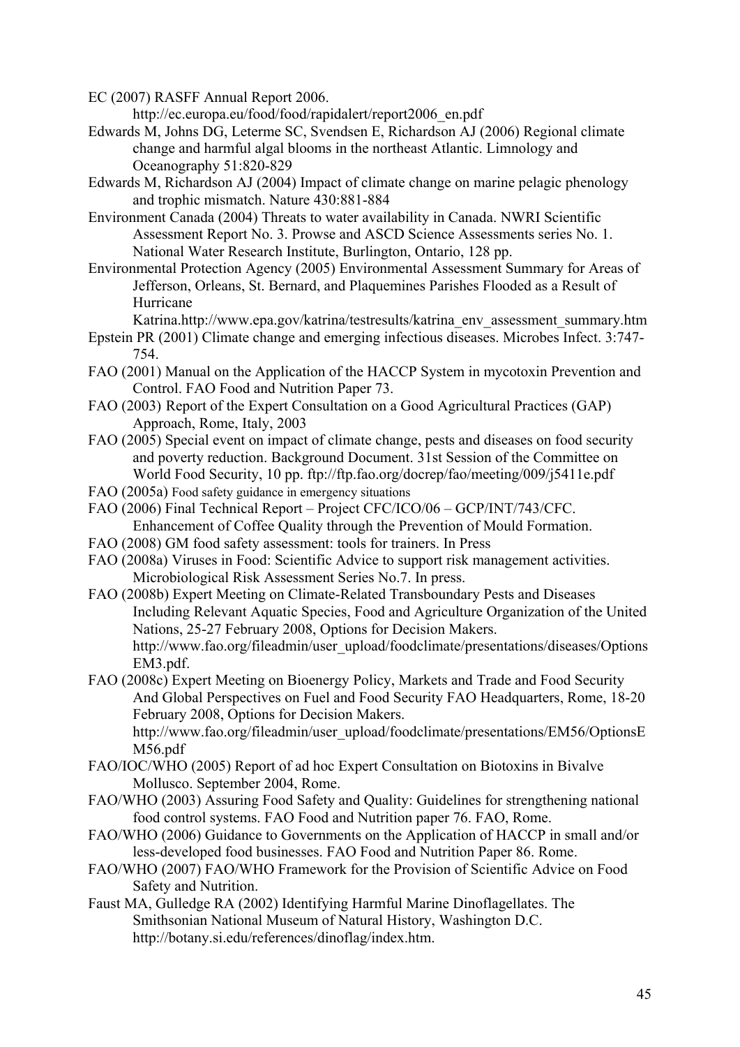EC (2007) RASFF Annual Report 2006. http://ec.europa.eu/food/food/rapidalert/report2006_en.pdf

Edwards M, Johns DG, Leterme SC, Svendsen E, Richardson AJ (2006) Regional climate change and harmful algal blooms in the northeast Atlantic. Limnology and Oceanography 51:820-829

Edwards M, Richardson AJ (2004) Impact of climate change on marine pelagic phenology and trophic mismatch. Nature 430:881-884

Environment Canada (2004) Threats to water availability in Canada. NWRI Scientific Assessment Report No. 3. Prowse and ASCD Science Assessments series No. 1. National Water Research Institute, Burlington, Ontario, 128 pp.

Environmental Protection Agency (2005) Environmental Assessment Summary for Areas of Jefferson, Orleans, St. Bernard, and Plaquemines Parishes Flooded as a Result of Hurricane Katrina.http://www.epa.gov/katrina/testresults/katrina_env_assessment_summary.htm

Epstein PR (2001) Climate change and emerging infectious diseases. Microbes Infect. 3:747-754.

FAO (2001) Manual on the Application of the HACCP System in mycotoxin Prevention and Control. FAO Food and Nutrition Paper 73.

FAO (2003) Report of the Expert Consultation on a Good Agricultural Practices (GAP) Approach, Rome, Italy, 2003

FAO (2005) Special event on impact of climate change, pests and diseases on food security and poverty reduction. Background Document. 31st Session of the Committee on World Food Security, 10 pp. ftp://ftp.fao.org/docrep/fao/meeting/009/j5411e.pdf

FAO (2005a) Food safety guidance in emergency situations

FAO (2006) Final Technical Report – Project CFC/ICO/06 – GCP/INT/743/CFC. Enhancement of Coffee Quality through the Prevention of Mould Formation.

FAO (2008) GM food safety assessment: tools for trainers. In Press

FAO (2008a) Viruses in Food: Scientific Advice to support risk management activities. Microbiological Risk Assessment Series No.7. In press.

FAO (2008b) Expert Meeting on Climate-Related Transboundary Pests and Diseases Including Relevant Aquatic Species, Food and Agriculture Organization of the United Nations, 25-27 February 2008, Options for Decision Makers. http://www.fao.org/fileadmin/user_upload/foodclimate/presentations/diseases/OptionsEM3.pdf.

FAO (2008c) Expert Meeting on Bioenergy Policy, Markets and Trade and Food Security And Global Perspectives on Fuel and Food Security FAO Headquarters, Rome, 18-20 February 2008, Options for Decision Makers. http://www.fao.org/fileadmin/user_upload/foodclimate/presentations/EM56/OptionsEM56.pdf

FAO/IOC/WHO (2005) Report of ad hoc Expert Consultation on Biotoxins in Bivalve Mollusco. September 2004, Rome.

FAO/WHO (2003) Assuring Food Safety and Quality: Guidelines for strengthening national food control systems. FAO Food and Nutrition paper 76. FAO, Rome.

FAO/WHO (2006) Guidance to Governments on the Application of HACCP in small and/or less-developed food businesses. FAO Food and Nutrition Paper 86. Rome.

FAO/WHO (2007) FAO/WHO Framework for the Provision of Scientific Advice on Food Safety and Nutrition.

Faust MA, Gulledge RA (2002) Identifying Harmful Marine Dinoflagellates. The Smithsonian National Museum of Natural History, Washington D.C. http://botany.si.edu/references/dinoflag/index.htm.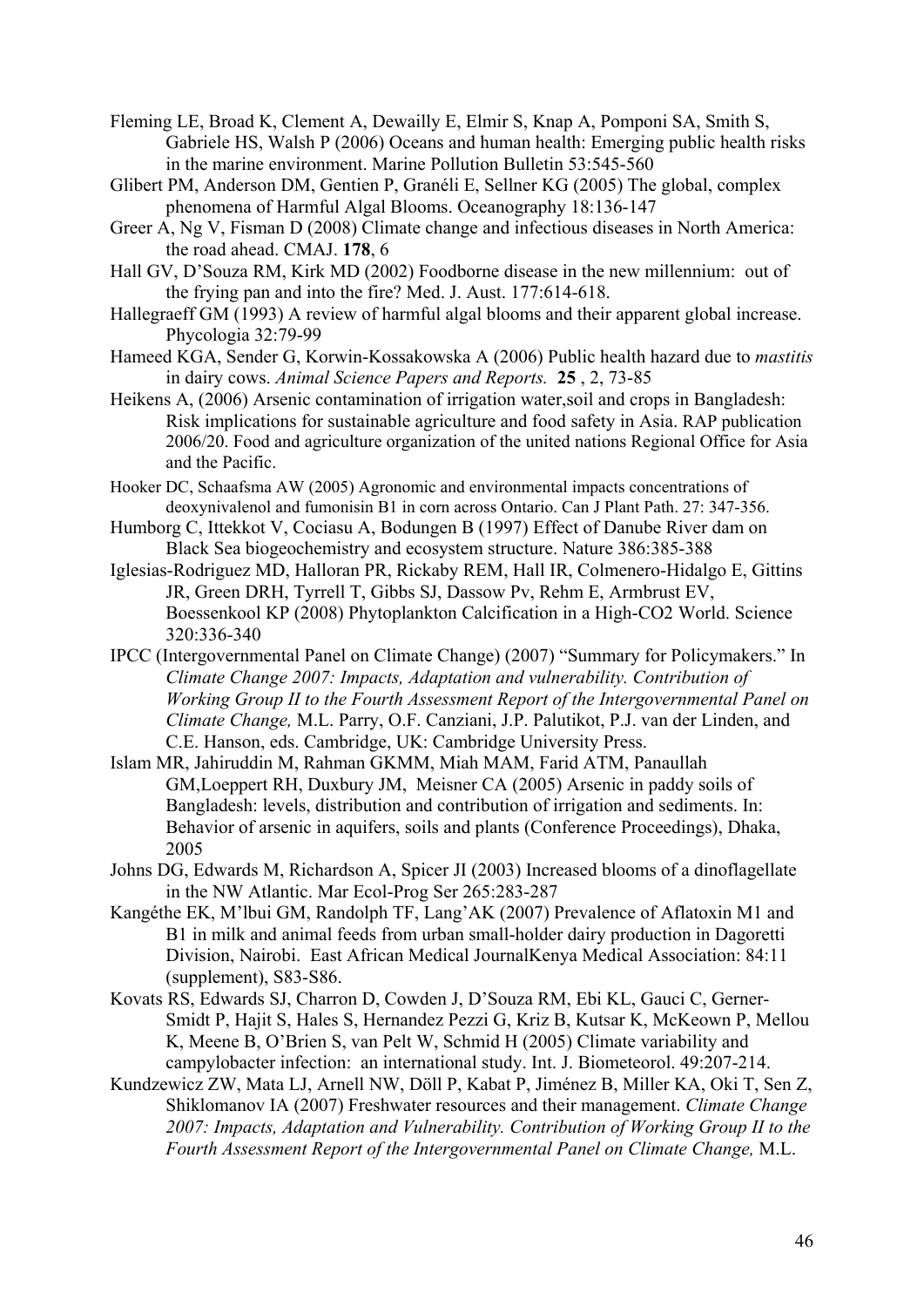Fleming LE, Broad K, Clement A, Dewailly E, Elmir S, Knap A, Pomponi SA, Smith S, Gabriele HS, Walsh P (2006) Oceans and human health: Emerging public health risks in the marine environment. Marine Pollution Bulletin 53:545-560

Glibert PM, Anderson DM, Gentien P, Granéli E, Sellner KG (2005) The global, complex phenomena of Harmful Algal Blooms. Oceanography 18:136-147

Greer A, Ng V, Fisman D (2008) Climate change and infectious diseases in North America: the road ahead. CMAJ. **178**, 6

Hall GV, D'Souza RM, Kirk MD (2002) Foodborne disease in the new millennium: out of the frying pan and into the fire? Med. J. Aust. 177:614-618.

Hallegraeff GM (1993) A review of harmful algal blooms and their apparent global increase. Phycologia 32:79-99

Hameed KGA, Sender G, Korwin-Kossakowska A (2006) Public health hazard due to *mastitis* in dairy cows. *Animal Science Papers and Reports.* **25** , 2, 73-85

Heikens A, (2006) Arsenic contamination of irrigation water,soil and crops in Bangladesh: Risk implications for sustainable agriculture and food safety in Asia. RAP publication 2006/20. Food and agriculture organization of the united nations Regional Office for Asia and the Pacific.

Hooker DC, Schaafsma AW (2005) Agronomic and environmental impacts concentrations of deoxynivalenol and fumonisin B1 in corn across Ontario. Can J Plant Path. 27: 347-356.

Humborg C, Ittekkot V, Cociasu A, Bodungen B (1997) Effect of Danube River dam on Black Sea biogeochemistry and ecosystem structure. Nature 386:385-388

Iglesias-Rodriguez MD, Halloran PR, Rickaby REM, Hall IR, Colmenero-Hidalgo E, Gittins JR, Green DRH, Tyrrell T, Gibbs SJ, Dassow Pv, Rehm E, Armbrust EV, Boessenkool KP (2008) Phytoplankton Calcification in a High-CO2 World. Science 320:336-340

IPCC (Intergovernmental Panel on Climate Change) (2007) "Summary for Policymakers." In *Climate Change 2007: Impacts, Adaptation and vulnerability. Contribution of Working Group II to the Fourth Assessment Report of the Intergovernmental Panel on Climate Change,* M.L. Parry, O.F. Canziani, J.P. Palutikot, P.J. van der Linden, and C.E. Hanson, eds. Cambridge, UK: Cambridge University Press.

Islam MR, Jahiruddin M, Rahman GKMM, Miah MAM, Farid ATM, Panaullah GM,Loeppert RH, Duxbury JM, Meisner CA (2005) Arsenic in paddy soils of Bangladesh: levels, distribution and contribution of irrigation and sediments. In: Behavior of arsenic in aquifers, soils and plants (Conference Proceedings), Dhaka, 2005

Johns DG, Edwards M, Richardson A, Spicer JI (2003) Increased blooms of a dinoflagellate in the NW Atlantic. Mar Ecol-Prog Ser 265:283-287

Kangéthe EK, M'lbui GM, Randolph TF, Lang'AK (2007) Prevalence of Aflatoxin M1 and B1 in milk and animal feeds from urban small-holder dairy production in Dagoretti Division, Nairobi. East African Medical JournalKenya Medical Association: 84:11 (supplement), S83-S86.

Kovats RS, Edwards SJ, Charron D, Cowden J, D'Souza RM, Ebi KL, Gauci C, Gerner-Smidt P, Hajit S, Hales S, Hernandez Pezzi G, Kriz B, Kutsar K, McKeown P, Mellou K, Meene B, O'Brien S, van Pelt W, Schmid H (2005) Climate variability and campylobacter infection: an international study. Int. J. Biometeorol. 49:207-214.

Kundzewicz ZW, Mata LJ, Arnell NW, Döll P, Kabat P, Jiménez B, Miller KA, Oki T, Sen Z, Shiklomanov IA (2007) Freshwater resources and their management. *Climate Change 2007: Impacts, Adaptation and Vulnerability. Contribution of Working Group II to the Fourth Assessment Report of the Intergovernmental Panel on Climate Change,* M.L.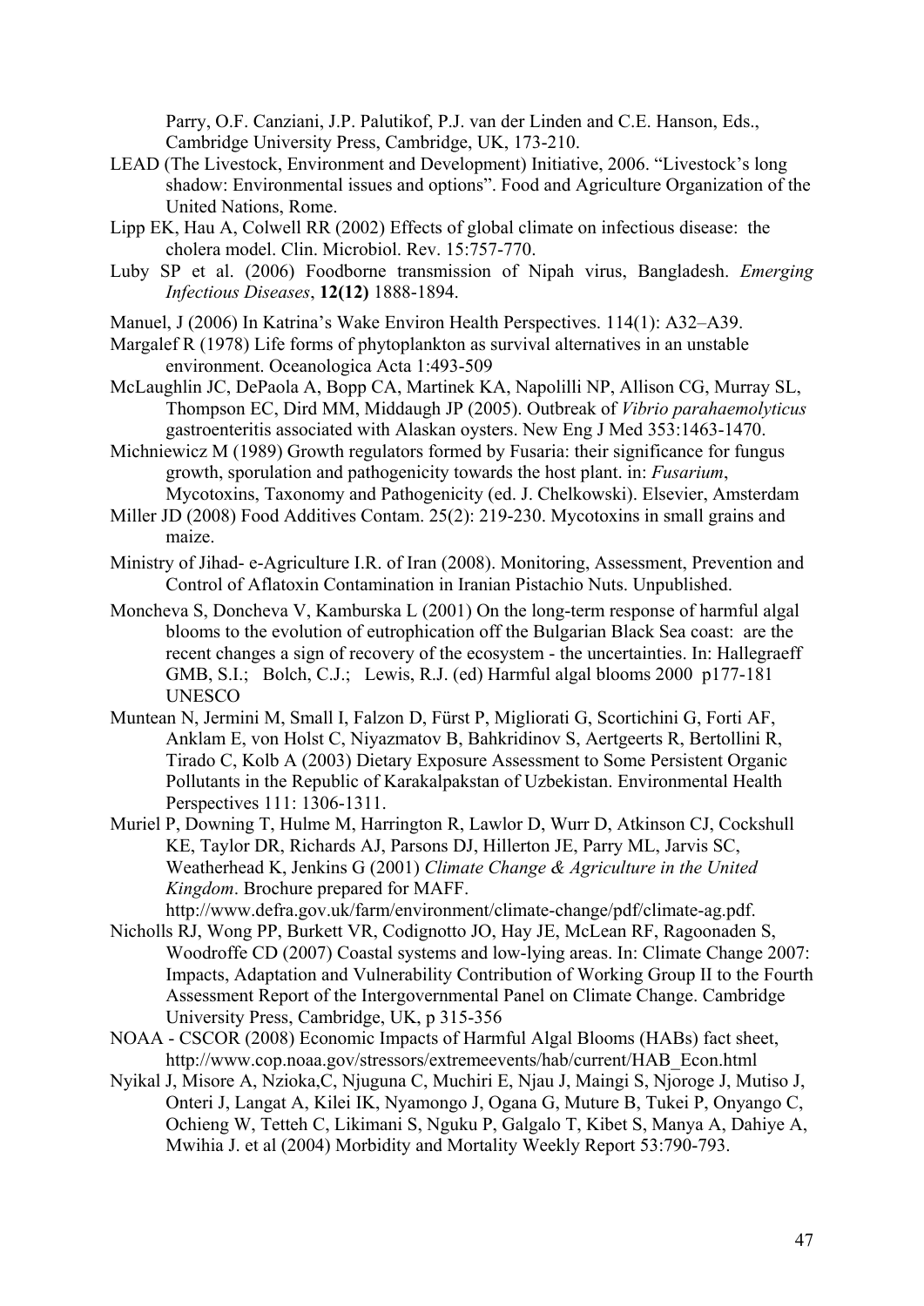Parry, O.F. Canziani, J.P. Palutikof, P.J. van der Linden and C.E. Hanson, Eds., Cambridge University Press, Cambridge, UK, 173-210.

LEAD (The Livestock, Environment and Development) Initiative, 2006. "Livestock's long shadow: Environmental issues and options". Food and Agriculture Organization of the United Nations, Rome.

Lipp EK, Hau A, Colwell RR (2002) Effects of global climate on infectious disease: the cholera model. Clin. Microbiol. Rev. 15:757-770.

Luby SP et al. (2006) Foodborne transmission of Nipah virus, Bangladesh. *Emerging Infectious Diseases*, **12(12)** 1888-1894.

Manuel, J (2006) In Katrina's Wake Environ Health Perspectives. 114(1): A32–A39.

Margalef R (1978) Life forms of phytoplankton as survival alternatives in an unstable environment. Oceanologica Acta 1:493-509

McLaughlin JC, DePaola A, Bopp CA, Martinek KA, Napolilli NP, Allison CG, Murray SL, Thompson EC, Dird MM, Middaugh JP (2005). Outbreak of *Vibrio parahaemolyticus* gastroenteritis associated with Alaskan oysters. New Eng J Med 353:1463-1470.

Michniewicz M (1989) Growth regulators formed by Fusaria: their significance for fungus growth, sporulation and pathogenicity towards the host plant. in: *Fusarium*, Mycotoxins, Taxonomy and Pathogenicity (ed. J. Chelkowski). Elsevier, Amsterdam

Miller JD (2008) Food Additives Contam. 25(2): 219-230. Mycotoxins in small grains and maize.

Ministry of Jihad- e-Agriculture I.R. of Iran (2008). Monitoring, Assessment, Prevention and Control of Aflatoxin Contamination in Iranian Pistachio Nuts. Unpublished.

Moncheva S, Doncheva V, Kamburska L (2001) On the long-term response of harmful algal blooms to the evolution of eutrophication off the Bulgarian Black Sea coast: are the recent changes a sign of recovery of the ecosystem - the uncertainties. In: Hallegraeff GMB, S.I.; Bolch, C.J.; Lewis, R.J. (ed) Harmful algal blooms 2000 p177-181 UNESCO

Muntean N, Jermini M, Small I, Falzon D, Fürst P, Migliorati G, Scortichini G, Forti AF, Anklam E, von Holst C, Niyazmatov B, Bahkridinov S, Aertgeerts R, Bertollini R, Tirado C, Kolb A (2003) Dietary Exposure Assessment to Some Persistent Organic Pollutants in the Republic of Karakalpakstan of Uzbekistan. Environmental Health Perspectives 111: 1306-1311.

Muriel P, Downing T, Hulme M, Harrington R, Lawlor D, Wurr D, Atkinson CJ, Cockshull KE, Taylor DR, Richards AJ, Parsons DJ, Hillerton JE, Parry ML, Jarvis SC, Weatherhead K, Jenkins G (2001) *Climate Change & Agriculture in the United Kingdom*. Brochure prepared for MAFF. http://www.defra.gov.uk/farm/environment/climate-change/pdf/climate-ag.pdf.

Nicholls RJ, Wong PP, Burkett VR, Codignotto JO, Hay JE, McLean RF, Ragoonaden S, Woodroffe CD (2007) Coastal systems and low-lying areas. In: Climate Change 2007: Impacts, Adaptation and Vulnerability Contribution of Working Group II to the Fourth Assessment Report of the Intergovernmental Panel on Climate Change. Cambridge University Press, Cambridge, UK, p 315-356

NOAA - CSCOR (2008) Economic Impacts of Harmful Algal Blooms (HABs) fact sheet, http://www.cop.noaa.gov/stressors/extremeevents/hab/current/HAB_Econ.html

Nyikal J, Misore A, Nzioka,C, Njuguna C, Muchiri E, Njau J, Maingi S, Njoroge J, Mutiso J, Onteri J, Langat A, Kilei IK, Nyamongo J, Ogana G, Muture B, Tukei P, Onyango C, Ochieng W, Tetteh C, Likimani S, Nguku P, Galgalo T, Kibet S, Manya A, Dahiye A, Mwihia J. et al (2004) Morbidity and Mortality Weekly Report 53:790-793.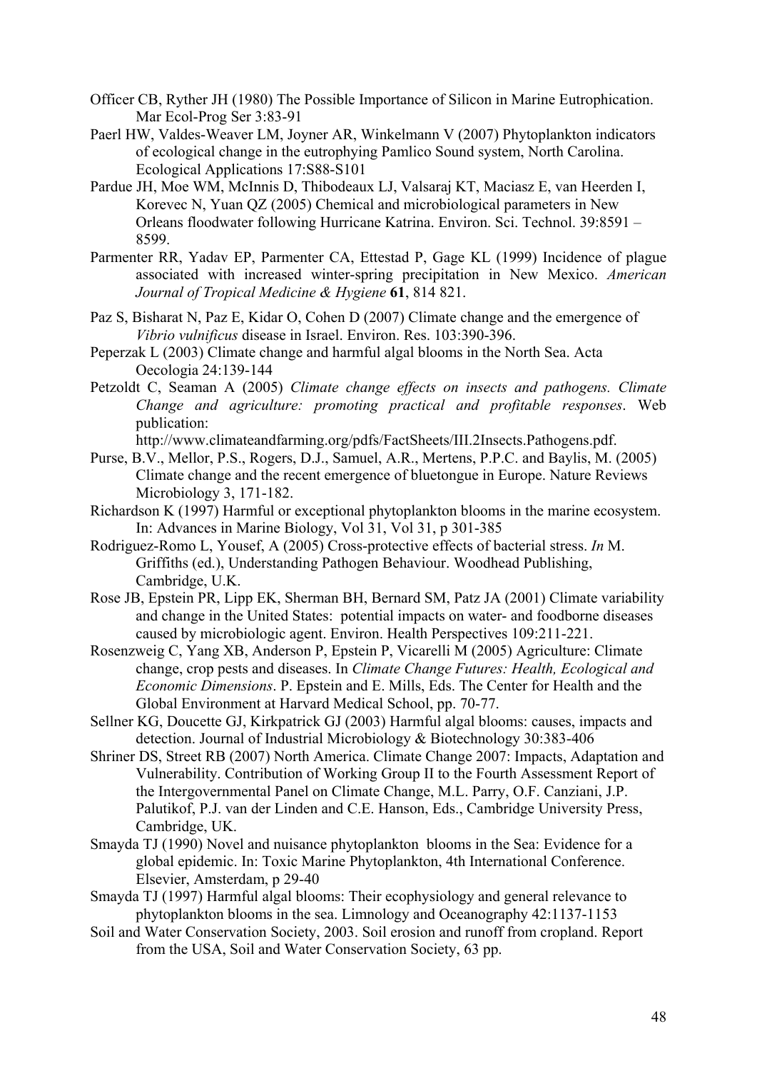Officer CB, Ryther JH (1980) The Possible Importance of Silicon in Marine Eutrophication. Mar Ecol-Prog Ser 3:83-91

Paerl HW, Valdes-Weaver LM, Joyner AR, Winkelmann V (2007) Phytoplankton indicators of ecological change in the eutrophying Pamlico Sound system, North Carolina. Ecological Applications 17:S88-S101

Pardue JH, Moe WM, McInnis D, Thibodeaux LJ, Valsaraj KT, Maciasz E, van Heerden I, Korevec N, Yuan QZ (2005) Chemical and microbiological parameters in New Orleans floodwater following Hurricane Katrina. Environ. Sci. Technol. 39:8591 – 8599.

Parmenter RR, Yadav EP, Parmenter CA, Ettestad P, Gage KL (1999) Incidence of plague associated with increased winter-spring precipitation in New Mexico. *American Journal of Tropical Medicine & Hygiene* **61**, 814 821.

Paz S, Bisharat N, Paz E, Kidar O, Cohen D (2007) Climate change and the emergence of *Vibrio vulnificus* disease in Israel. Environ. Res. 103:390-396.

Peperzak L (2003) Climate change and harmful algal blooms in the North Sea. Acta Oecologia 24:139-144

Petzoldt C, Seaman A (2005) *Climate change effects on insects and pathogens. Climate Change and agriculture: promoting practical and profitable responses*. Web publication: http://www.climateandfarming.org/pdfs/FactSheets/III.2Insects.Pathogens.pdf.

Purse, B.V., Mellor, P.S., Rogers, D.J., Samuel, A.R., Mertens, P.P.C. and Baylis, M. (2005) Climate change and the recent emergence of bluetongue in Europe. Nature Reviews Microbiology 3, 171-182.

Richardson K (1997) Harmful or exceptional phytoplankton blooms in the marine ecosystem. In: Advances in Marine Biology, Vol 31, Vol 31, p 301-385

Rodriguez-Romo L, Yousef, A (2005) Cross-protective effects of bacterial stress. *In* M. Griffiths (ed.), Understanding Pathogen Behaviour. Woodhead Publishing, Cambridge, U.K.

Rose JB, Epstein PR, Lipp EK, Sherman BH, Bernard SM, Patz JA (2001) Climate variability and change in the United States: potential impacts on water- and foodborne diseases caused by microbiologic agent. Environ. Health Perspectives 109:211-221.

Rosenzweig C, Yang XB, Anderson P, Epstein P, Vicarelli M (2005) Agriculture: Climate change, crop pests and diseases. In *Climate Change Futures: Health, Ecological and Economic Dimensions*. P. Epstein and E. Mills, Eds. The Center for Health and the Global Environment at Harvard Medical School, pp. 70-77.

Sellner KG, Doucette GJ, Kirkpatrick GJ (2003) Harmful algal blooms: causes, impacts and detection. Journal of Industrial Microbiology & Biotechnology 30:383-406

Shriner DS, Street RB (2007) North America. Climate Change 2007: Impacts, Adaptation and Vulnerability. Contribution of Working Group II to the Fourth Assessment Report of the Intergovernmental Panel on Climate Change, M.L. Parry, O.F. Canziani, J.P. Palutikof, P.J. van der Linden and C.E. Hanson, Eds., Cambridge University Press, Cambridge, UK.

Smayda TJ (1990) Novel and nuisance phytoplankton blooms in the Sea: Evidence for a global epidemic. In: Toxic Marine Phytoplankton, 4th International Conference. Elsevier, Amsterdam, p 29-40

Smayda TJ (1997) Harmful algal blooms: Their ecophysiology and general relevance to phytoplankton blooms in the sea. Limnology and Oceanography 42:1137-1153

Soil and Water Conservation Society, 2003. Soil erosion and runoff from cropland. Report from the USA, Soil and Water Conservation Society, 63 pp.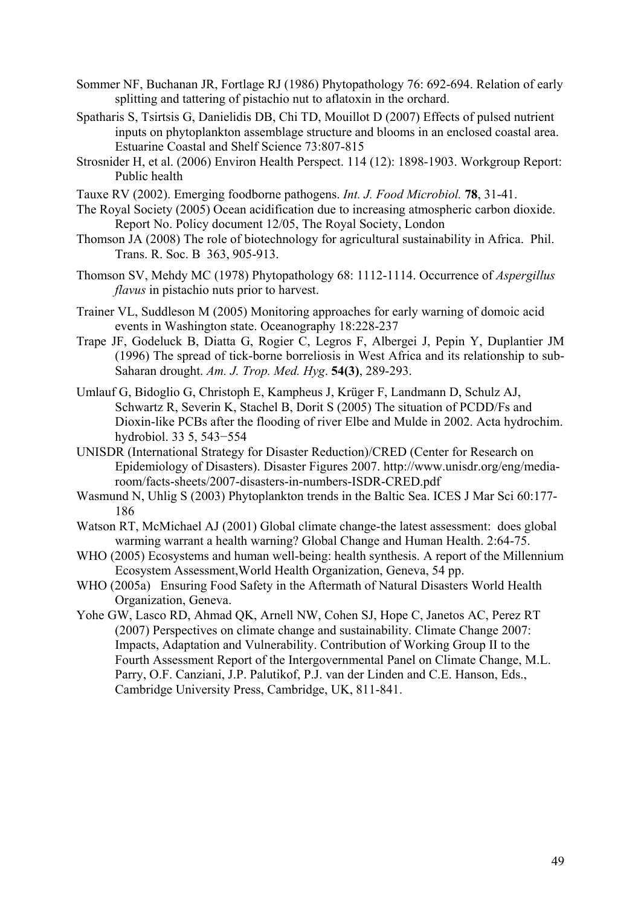Sommer NF, Buchanan JR, Fortlage RJ (1986) Phytopathology 76: 692-694. Relation of early splitting and tattering of pistachio nut to aflatoxin in the orchard.

Spatharis S, Tsirtsis G, Danielidis DB, Chi TD, Mouillot D (2007) Effects of pulsed nutrient inputs on phytoplankton assemblage structure and blooms in an enclosed coastal area. Estuarine Coastal and Shelf Science 73:807-815

Strosnider H, et al. (2006) Environ Health Perspect. 114 (12): 1898-1903. Workgroup Report: Public health

Tauxe RV (2002). Emerging foodborne pathogens. *Int. J. Food Microbiol.* **78**, 31-41.

The Royal Society (2005) Ocean acidification due to increasing atmospheric carbon dioxide. Report No. Policy document 12/05, The Royal Society, London

Thomson JA (2008) The role of biotechnology for agricultural sustainability in Africa. Phil. Trans. R. Soc. B 363, 905-913.

Thomson SV, Mehdy MC (1978) Phytopathology 68: 1112-1114. Occurrence of *Aspergillus flavus* in pistachio nuts prior to harvest.

Trainer VL, Suddleson M (2005) Monitoring approaches for early warning of domoic acid events in Washington state. Oceanography 18:228-237

Trape JF, Godeluck B, Diatta G, Rogier C, Legros F, Albergei J, Pepin Y, Duplantier JM (1996) The spread of tick-borne borreliosis in West Africa and its relationship to sub-Saharan drought. *Am. J. Trop. Med. Hyg*. **54(3)**, 289-293.

Umlauf G, Bidoglio G, Christoph E, Kampheus J, Krüger F, Landmann D, Schulz AJ, Schwartz R, Severin K, Stachel B, Dorit S (2005) The situation of PCDD/Fs and Dioxin-like PCBs after the flooding of river Elbe and Mulde in 2002. Acta hydrochim. hydrobiol. 33 5, 543−554

UNISDR (International Strategy for Disaster Reduction)/CRED (Center for Research on Epidemiology of Disasters). Disaster Figures 2007. http://www.unisdr.org/eng/media-room/facts-sheets/2007-disasters-in-numbers-ISDR-CRED.pdf

Wasmund N, Uhlig S (2003) Phytoplankton trends in the Baltic Sea. ICES J Mar Sci 60:177-186

Watson RT, McMichael AJ (2001) Global climate change-the latest assessment: does global warming warrant a health warning? Global Change and Human Health. 2:64-75.

WHO (2005) Ecosystems and human well-being: health synthesis. A report of the Millennium Ecosystem Assessment,World Health Organization, Geneva, 54 pp.

WHO (2005a) Ensuring Food Safety in the Aftermath of Natural Disasters World Health Organization, Geneva.

Yohe GW, Lasco RD, Ahmad QK, Arnell NW, Cohen SJ, Hope C, Janetos AC, Perez RT (2007) Perspectives on climate change and sustainability. Climate Change 2007: Impacts, Adaptation and Vulnerability. Contribution of Working Group II to the Fourth Assessment Report of the Intergovernmental Panel on Climate Change, M.L. Parry, O.F. Canziani, J.P. Palutikof, P.J. van der Linden and C.E. Hanson, Eds., Cambridge University Press, Cambridge, UK, 811-841.